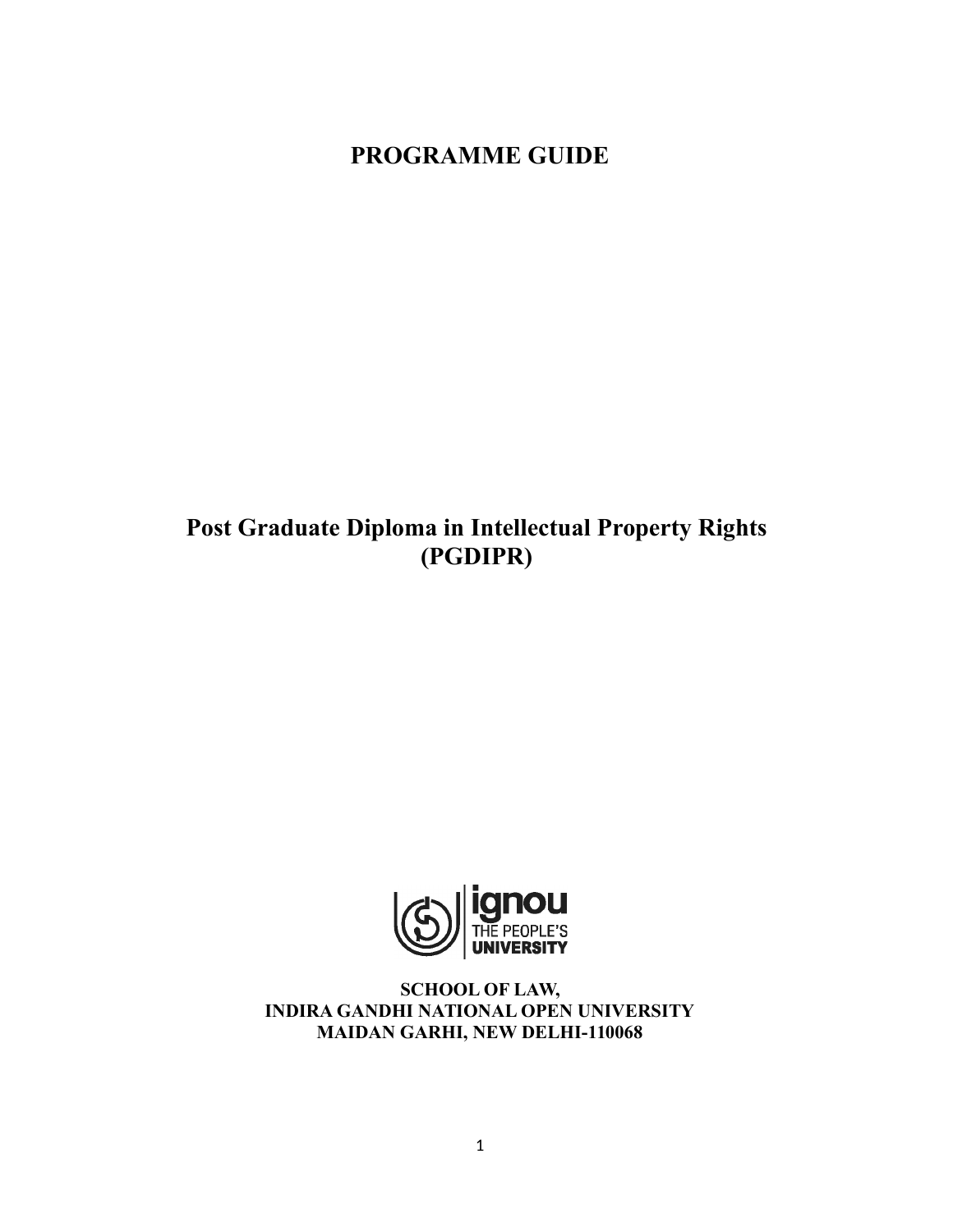# PROGRAMME GUIDE

## Post Graduate Diploma in Intellectual Property Rights (PGDIPR)

ignou
THE PEOPLE'S
UNIVERSITY

**SCHOOL OF LAW,**
**INDIRA GANDHI NATIONAL OPEN UNIVERSITY**
**MAIDAN GARHI, NEW DELHI-110068**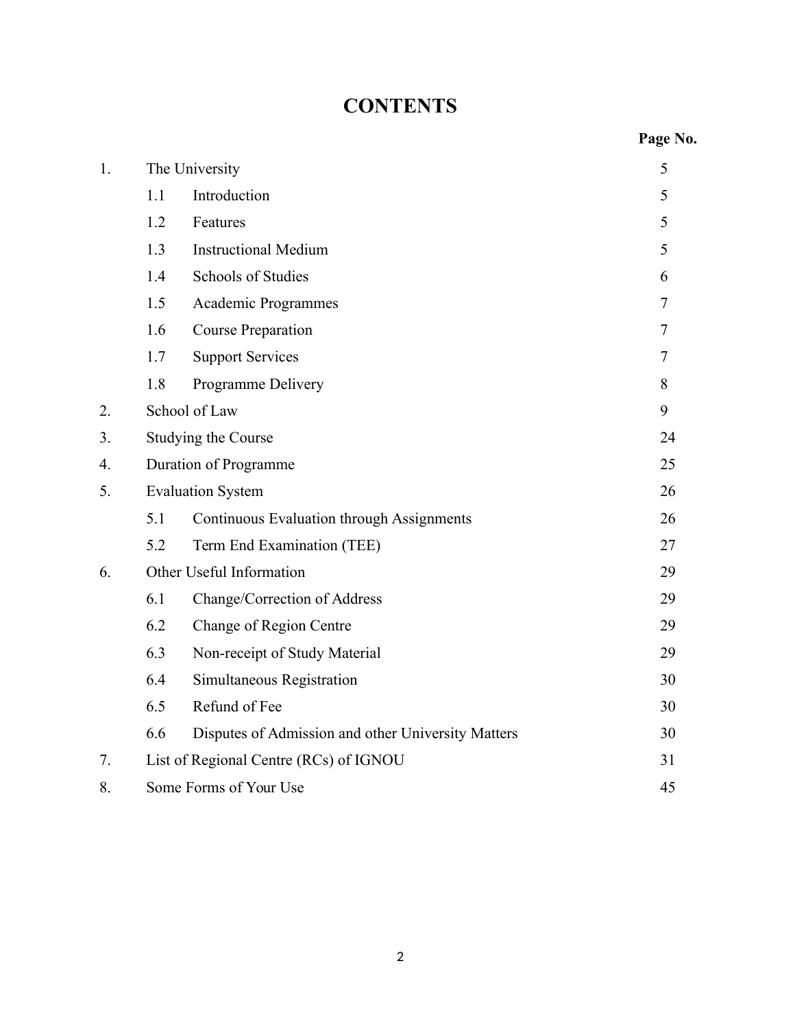# CONTENTS

| | | | Page No. |
|---|---|---|---|
| 1. | The University | | 5 |
| | 1.1 | Introduction | 5 |
| | 1.2 | Features | 5 |
| | 1.3 | Instructional Medium | 5 |
| | 1.4 | Schools of Studies | 6 |
| | 1.5 | Academic Programmes | 7 |
| | 1.6 | Course Preparation | 7 |
| | 1.7 | Support Services | 7 |
| | 1.8 | Programme Delivery | 8 |
| 2. | School of Law | | 9 |
| 3. | Studying the Course | | 24 |
| 4. | Duration of Programme | | 25 |
| 5. | Evaluation System | | 26 |
| | 5.1 | Continuous Evaluation through Assignments | 26 |
| | 5.2 | Term End Examination (TEE) | 27 |
| 6. | Other Useful Information | | 29 |
| | 6.1 | Change/Correction of Address | 29 |
| | 6.2 | Change of Region Centre | 29 |
| | 6.3 | Non-receipt of Study Material | 29 |
| | 6.4 | Simultaneous Registration | 30 |
| | 6.5 | Refund of Fee | 30 |
| | 6.6 | Disputes of Admission and other University Matters | 30 |
| 7. | List of Regional Centre (RCs) of IGNOU | | 31 |
| 8. | Some Forms of Your Use | | 45 |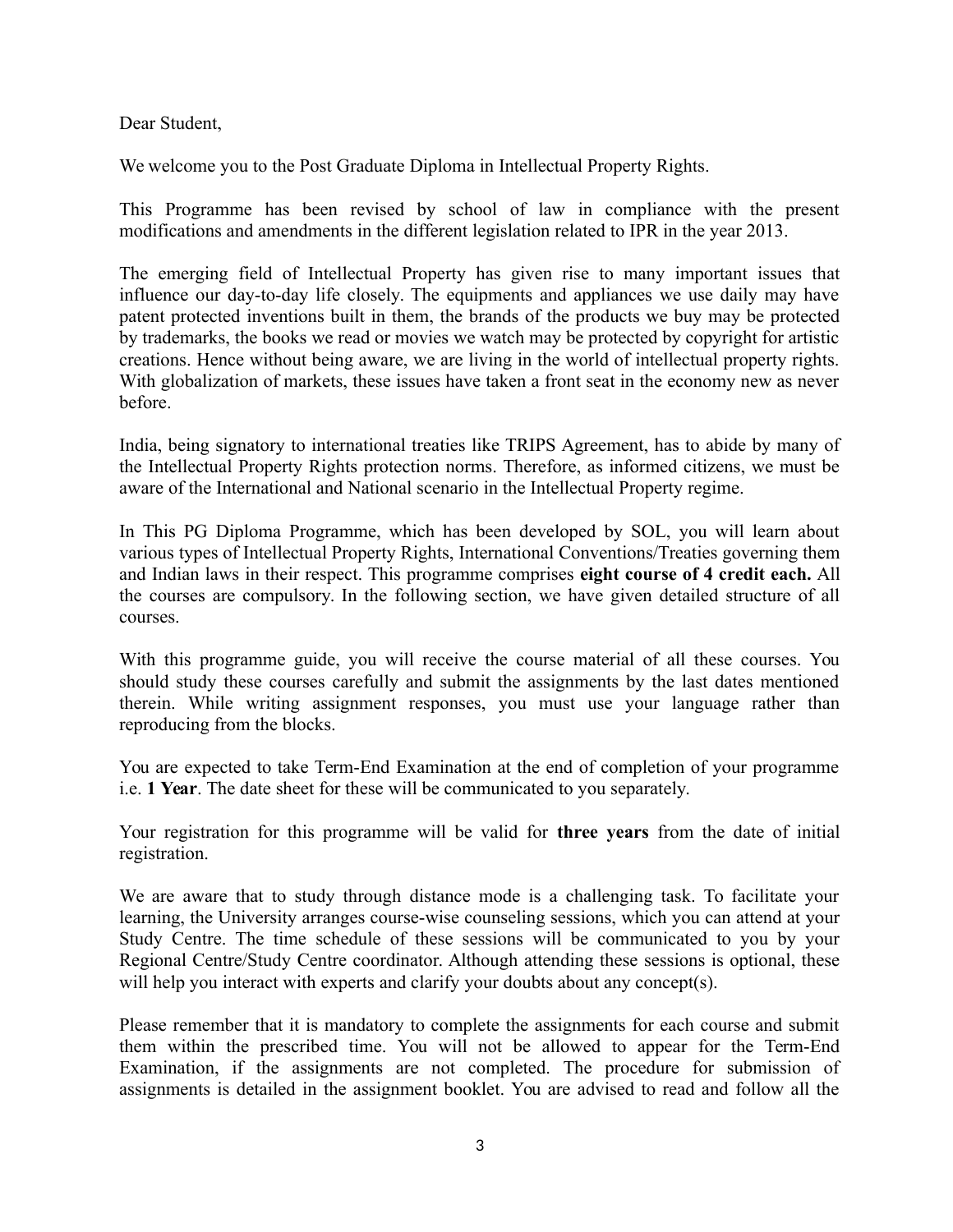Dear Student,

We welcome you to the Post Graduate Diploma in Intellectual Property Rights.

This Programme has been revised by school of law in compliance with the present modifications and amendments in the different legislation related to IPR in the year 2013.

The emerging field of Intellectual Property has given rise to many important issues that influence our day-to-day life closely. The equipments and appliances we use daily may have patent protected inventions built in them, the brands of the products we buy may be protected by trademarks, the books we read or movies we watch may be protected by copyright for artistic creations. Hence without being aware, we are living in the world of intellectual property rights. With globalization of markets, these issues have taken a front seat in the economy new as never before.

India, being signatory to international treaties like TRIPS Agreement, has to abide by many of the Intellectual Property Rights protection norms. Therefore, as informed citizens, we must be aware of the International and National scenario in the Intellectual Property regime.

In This PG Diploma Programme, which has been developed by SOL, you will learn about various types of Intellectual Property Rights, International Conventions/Treaties governing them and Indian laws in their respect. This programme comprises **eight course of 4 credit each.** All the courses are compulsory. In the following section, we have given detailed structure of all courses.

With this programme guide, you will receive the course material of all these courses. You should study these courses carefully and submit the assignments by the last dates mentioned therein. While writing assignment responses, you must use your language rather than reproducing from the blocks.

You are expected to take Term-End Examination at the end of completion of your programme i.e. **1 Year**. The date sheet for these will be communicated to you separately.

Your registration for this programme will be valid for **three years** from the date of initial registration.

We are aware that to study through distance mode is a challenging task. To facilitate your learning, the University arranges course-wise counseling sessions, which you can attend at your Study Centre. The time schedule of these sessions will be communicated to you by your Regional Centre/Study Centre coordinator. Although attending these sessions is optional, these will help you interact with experts and clarify your doubts about any concept(s).

Please remember that it is mandatory to complete the assignments for each course and submit them within the prescribed time. You will not be allowed to appear for the Term-End Examination, if the assignments are not completed. The procedure for submission of assignments is detailed in the assignment booklet. You are advised to read and follow all the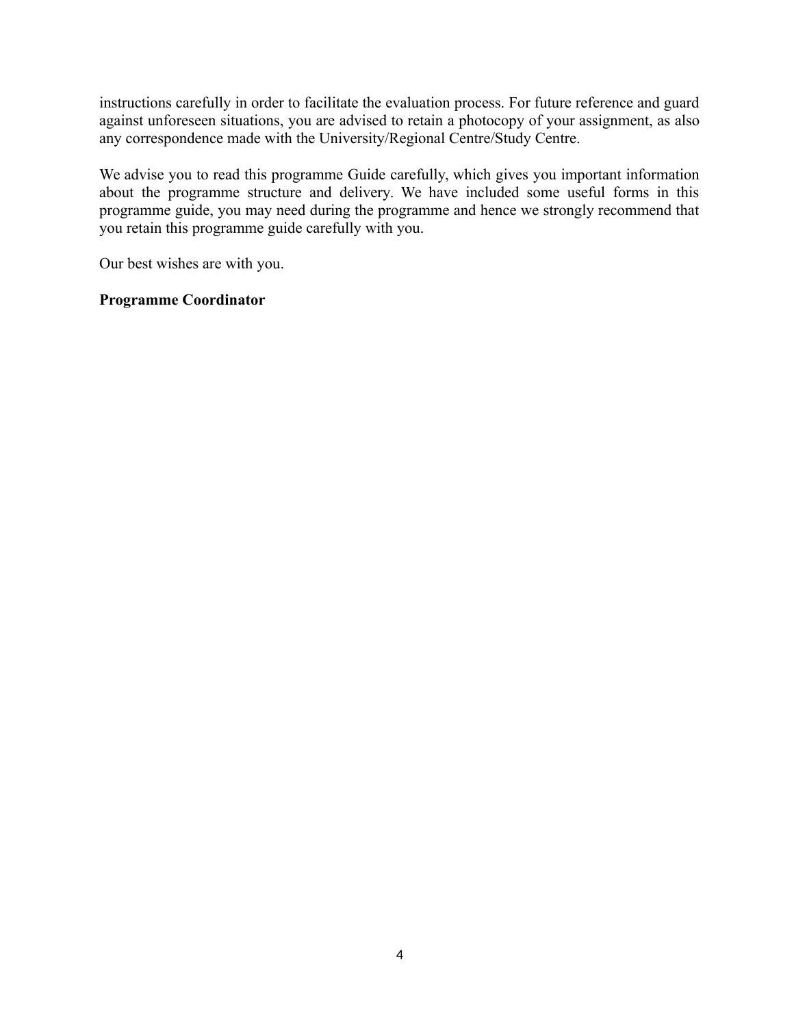instructions carefully in order to facilitate the evaluation process. For future reference and guard against unforeseen situations, you are advised to retain a photocopy of your assignment, as also any correspondence made with the University/Regional Centre/Study Centre.

We advise you to read this programme Guide carefully, which gives you important information about the programme structure and delivery. We have included some useful forms in this programme guide, you may need during the programme and hence we strongly recommend that you retain this programme guide carefully with you.

Our best wishes are with you.

**Programme Coordinator**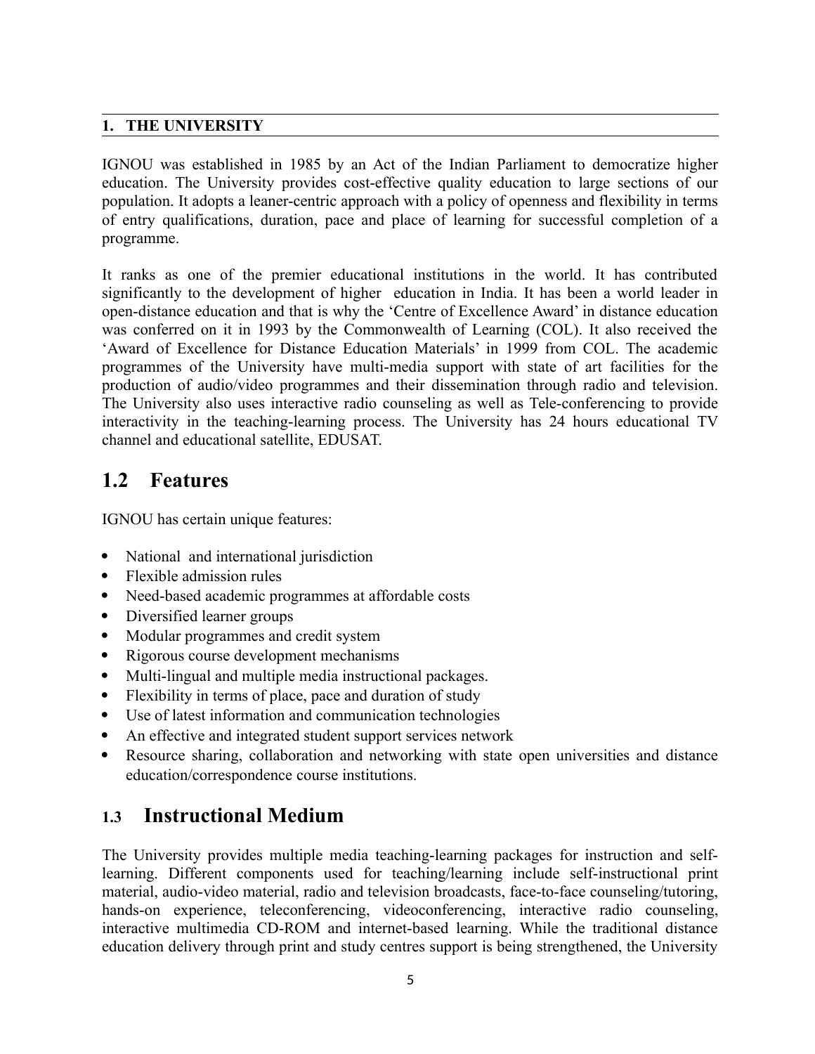## 1. THE UNIVERSITY

IGNOU was established in 1985 by an Act of the Indian Parliament to democratize higher education. The University provides cost-effective quality education to large sections of our population. It adopts a leaner-centric approach with a policy of openness and flexibility in terms of entry qualifications, duration, pace and place of learning for successful completion of a programme.

It ranks as one of the premier educational institutions in the world. It has contributed significantly to the development of higher education in India. It has been a world leader in open-distance education and that is why the 'Centre of Excellence Award' in distance education was conferred on it in 1993 by the Commonwealth of Learning (COL). It also received the 'Award of Excellence for Distance Education Materials' in 1999 from COL. The academic programmes of the University have multi-media support with state of art facilities for the production of audio/video programmes and their dissemination through radio and television. The University also uses interactive radio counseling as well as Tele-conferencing to provide interactivity in the teaching-learning process. The University has 24 hours educational TV channel and educational satellite, EDUSAT.

## 1.2 Features

IGNOU has certain unique features:

- National and international jurisdiction
- Flexible admission rules
- Need-based academic programmes at affordable costs
- Diversified learner groups
- Modular programmes and credit system
- Rigorous course development mechanisms
- Multi-lingual and multiple media instructional packages.
- Flexibility in terms of place, pace and duration of study
- Use of latest information and communication technologies
- An effective and integrated student support services network
- Resource sharing, collaboration and networking with state open universities and distance education/correspondence course institutions.

## 1.3 Instructional Medium

The University provides multiple media teaching-learning packages for instruction and self-learning. Different components used for teaching/learning include self-instructional print material, audio-video material, radio and television broadcasts, face-to-face counseling/tutoring, hands-on experience, teleconferencing, videoconferencing, interactive radio counseling, interactive multimedia CD-ROM and internet-based learning. While the traditional distance education delivery through print and study centres support is being strengthened, the University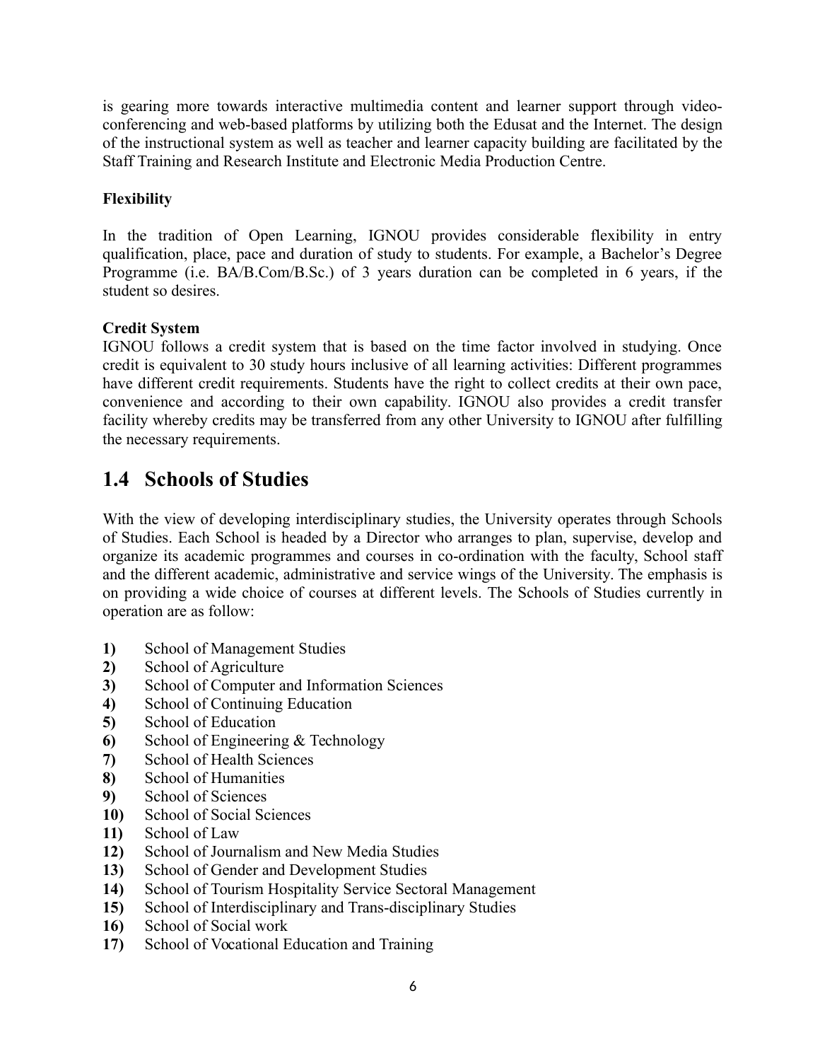is gearing more towards interactive multimedia content and learner support through video-conferencing and web-based platforms by utilizing both the Edusat and the Internet. The design of the instructional system as well as teacher and learner capacity building are facilitated by the Staff Training and Research Institute and Electronic Media Production Centre.

**Flexibility**

In the tradition of Open Learning, IGNOU provides considerable flexibility in entry qualification, place, pace and duration of study to students. For example, a Bachelor's Degree Programme (i.e. BA/B.Com/B.Sc.) of 3 years duration can be completed in 6 years, if the student so desires.

**Credit System**

IGNOU follows a credit system that is based on the time factor involved in studying. Once credit is equivalent to 30 study hours inclusive of all learning activities: Different programmes have different credit requirements. Students have the right to collect credits at their own pace, convenience and according to their own capability. IGNOU also provides a credit transfer facility whereby credits may be transferred from any other University to IGNOU after fulfilling the necessary requirements.

## 1.4 Schools of Studies

With the view of developing interdisciplinary studies, the University operates through Schools of Studies. Each School is headed by a Director who arranges to plan, supervise, develop and organize its academic programmes and courses in co-ordination with the faculty, School staff and the different academic, administrative and service wings of the University. The emphasis is on providing a wide choice of courses at different levels. The Schools of Studies currently in operation are as follow:

1) School of Management Studies
2) School of Agriculture
3) School of Computer and Information Sciences
4) School of Continuing Education
5) School of Education
6) School of Engineering & Technology
7) School of Health Sciences
8) School of Humanities
9) School of Sciences
10) School of Social Sciences
11) School of Law
12) School of Journalism and New Media Studies
13) School of Gender and Development Studies
14) School of Tourism Hospitality Service Sectoral Management
15) School of Interdisciplinary and Trans-disciplinary Studies
16) School of Social work
17) School of Vocational Education and Training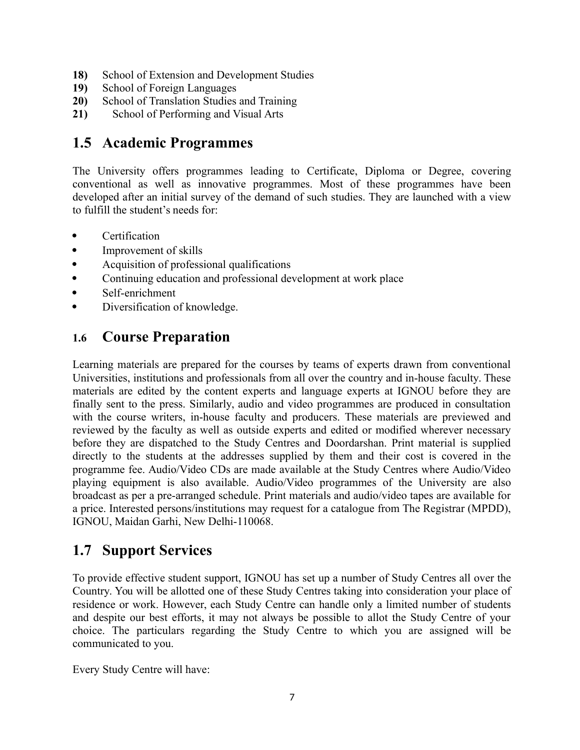**18)** School of Extension and Development Studies
**19)** School of Foreign Languages
**20)** School of Translation Studies and Training
**21)** School of Performing and Visual Arts

## 1.5 Academic Programmes

The University offers programmes leading to Certificate, Diploma or Degree, covering conventional as well as innovative programmes. Most of these programmes have been developed after an initial survey of the demand of such studies. They are launched with a view to fulfill the student's needs for:

- Certification
- Improvement of skills
- Acquisition of professional qualifications
- Continuing education and professional development at work place
- Self-enrichment
- Diversification of knowledge.

## 1.6 Course Preparation

Learning materials are prepared for the courses by teams of experts drawn from conventional Universities, institutions and professionals from all over the country and in-house faculty. These materials are edited by the content experts and language experts at IGNOU before they are finally sent to the press. Similarly, audio and video programmes are produced in consultation with the course writers, in-house faculty and producers. These materials are previewed and reviewed by the faculty as well as outside experts and edited or modified wherever necessary before they are dispatched to the Study Centres and Doordarshan. Print material is supplied directly to the students at the addresses supplied by them and their cost is covered in the programme fee. Audio/Video CDs are made available at the Study Centres where Audio/Video playing equipment is also available. Audio/Video programmes of the University are also broadcast as per a pre-arranged schedule. Print materials and audio/video tapes are available for a price. Interested persons/institutions may request for a catalogue from The Registrar (MPDD), IGNOU, Maidan Garhi, New Delhi-110068.

## 1.7 Support Services

To provide effective student support, IGNOU has set up a number of Study Centres all over the Country. You will be allotted one of these Study Centres taking into consideration your place of residence or work. However, each Study Centre can handle only a limited number of students and despite our best efforts, it may not always be possible to allot the Study Centre of your choice. The particulars regarding the Study Centre to which you are assigned will be communicated to you.

Every Study Centre will have: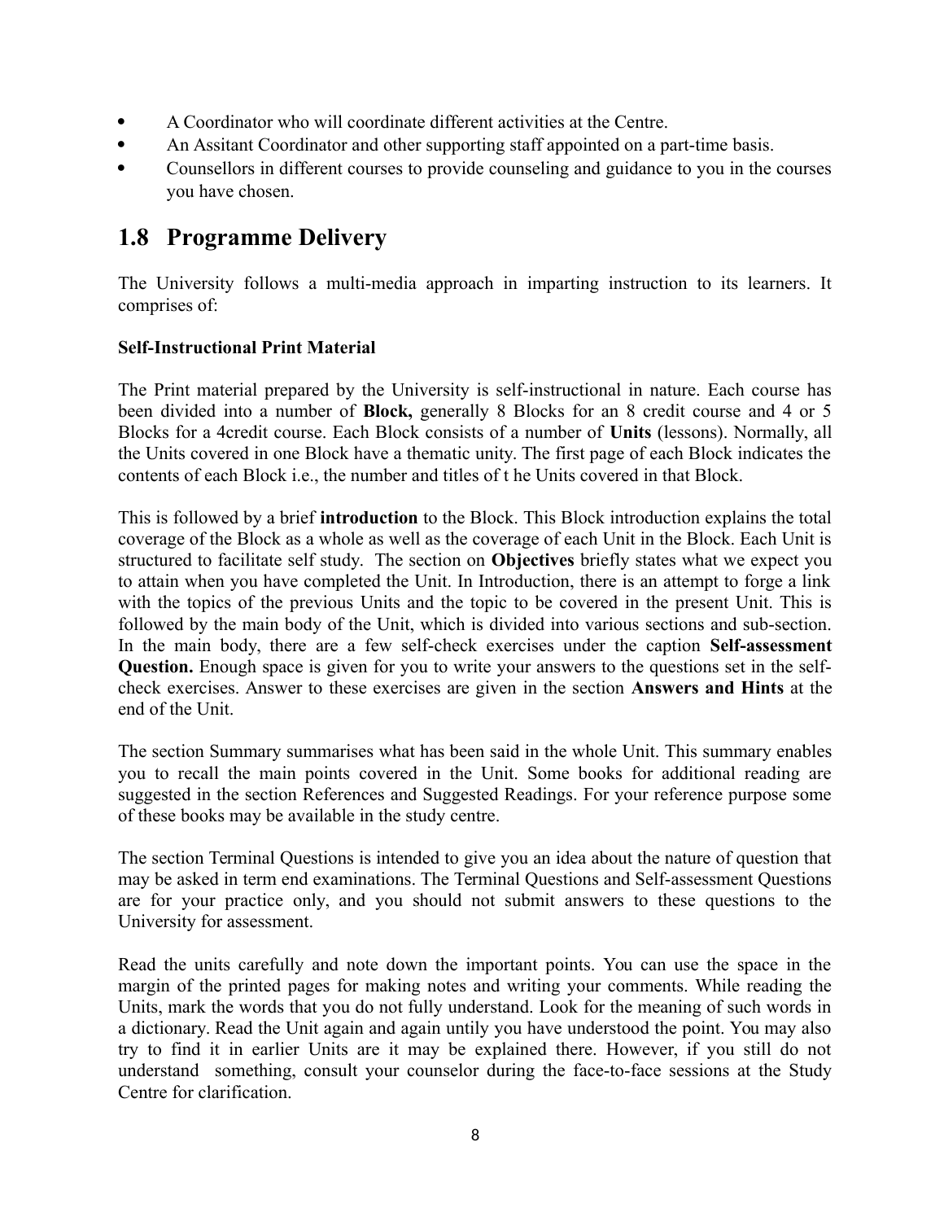- A Coordinator who will coordinate different activities at the Centre.
- An Assitant Coordinator and other supporting staff appointed on a part-time basis.
- Counsellors in different courses to provide counseling and guidance to you in the courses you have chosen.

## 1.8 Programme Delivery

The University follows a multi-media approach in imparting instruction to its learners. It comprises of:

**Self-Instructional Print Material**

The Print material prepared by the University is self-instructional in nature. Each course has been divided into a number of **Block,** generally 8 Blocks for an 8 credit course and 4 or 5 Blocks for a 4credit course. Each Block consists of a number of **Units** (lessons). Normally, all the Units covered in one Block have a thematic unity. The first page of each Block indicates the contents of each Block i.e., the number and titles of t he Units covered in that Block.

This is followed by a brief **introduction** to the Block. This Block introduction explains the total coverage of the Block as a whole as well as the coverage of each Unit in the Block. Each Unit is structured to facilitate self study. The section on **Objectives** briefly states what we expect you to attain when you have completed the Unit. In Introduction, there is an attempt to forge a link with the topics of the previous Units and the topic to be covered in the present Unit. This is followed by the main body of the Unit, which is divided into various sections and sub-section. In the main body, there are a few self-check exercises under the caption **Self-assessment Question.** Enough space is given for you to write your answers to the questions set in the self-check exercises. Answer to these exercises are given in the section **Answers and Hints** at the end of the Unit.

The section Summary summarises what has been said in the whole Unit. This summary enables you to recall the main points covered in the Unit. Some books for additional reading are suggested in the section References and Suggested Readings. For your reference purpose some of these books may be available in the study centre.

The section Terminal Questions is intended to give you an idea about the nature of question that may be asked in term end examinations. The Terminal Questions and Self-assessment Questions are for your practice only, and you should not submit answers to these questions to the University for assessment.

Read the units carefully and note down the important points. You can use the space in the margin of the printed pages for making notes and writing your comments. While reading the Units, mark the words that you do not fully understand. Look for the meaning of such words in a dictionary. Read the Unit again and again untily you have understood the point. You may also try to find it in earlier Units are it may be explained there. However, if you still do not understand something, consult your counselor during the face-to-face sessions at the Study Centre for clarification.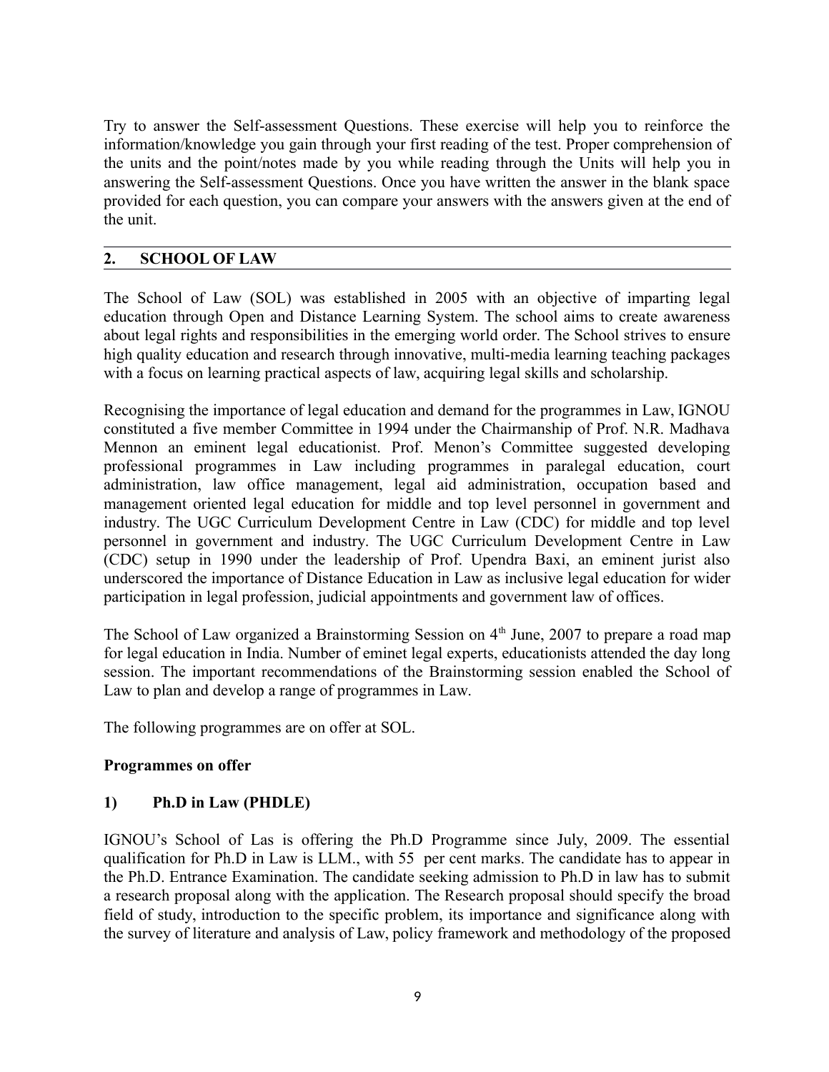Try to answer the Self-assessment Questions. These exercise will help you to reinforce the information/knowledge you gain through your first reading of the test. Proper comprehension of the units and the point/notes made by you while reading through the Units will help you in answering the Self-assessment Questions. Once you have written the answer in the blank space provided for each question, you can compare your answers with the answers given at the end of the unit.

## 2. SCHOOL OF LAW

The School of Law (SOL) was established in 2005 with an objective of imparting legal education through Open and Distance Learning System. The school aims to create awareness about legal rights and responsibilities in the emerging world order. The School strives to ensure high quality education and research through innovative, multi-media learning teaching packages with a focus on learning practical aspects of law, acquiring legal skills and scholarship.

Recognising the importance of legal education and demand for the programmes in Law, IGNOU constituted a five member Committee in 1994 under the Chairmanship of Prof. N.R. Madhava Mennon an eminent legal educationist. Prof. Menon's Committee suggested developing professional programmes in Law including programmes in paralegal education, court administration, law office management, legal aid administration, occupation based and management oriented legal education for middle and top level personnel in government and industry. The UGC Curriculum Development Centre in Law (CDC) for middle and top level personnel in government and industry. The UGC Curriculum Development Centre in Law (CDC) setup in 1990 under the leadership of Prof. Upendra Baxi, an eminent jurist also underscored the importance of Distance Education in Law as inclusive legal education for wider participation in legal profession, judicial appointments and government law of offices.

The School of Law organized a Brainstorming Session on 4th June, 2007 to prepare a road map for legal education in India. Number of eminet legal experts, educationists attended the day long session. The important recommendations of the Brainstorming session enabled the School of Law to plan and develop a range of programmes in Law.

The following programmes are on offer at SOL.

**Programmes on offer**

**1) Ph.D in Law (PHDLE)**

IGNOU's School of Las is offering the Ph.D Programme since July, 2009. The essential qualification for Ph.D in Law is LLM., with 55 per cent marks. The candidate has to appear in the Ph.D. Entrance Examination. The candidate seeking admission to Ph.D in law has to submit a research proposal along with the application. The Research proposal should specify the broad field of study, introduction to the specific problem, its importance and significance along with the survey of literature and analysis of Law, policy framework and methodology of the proposed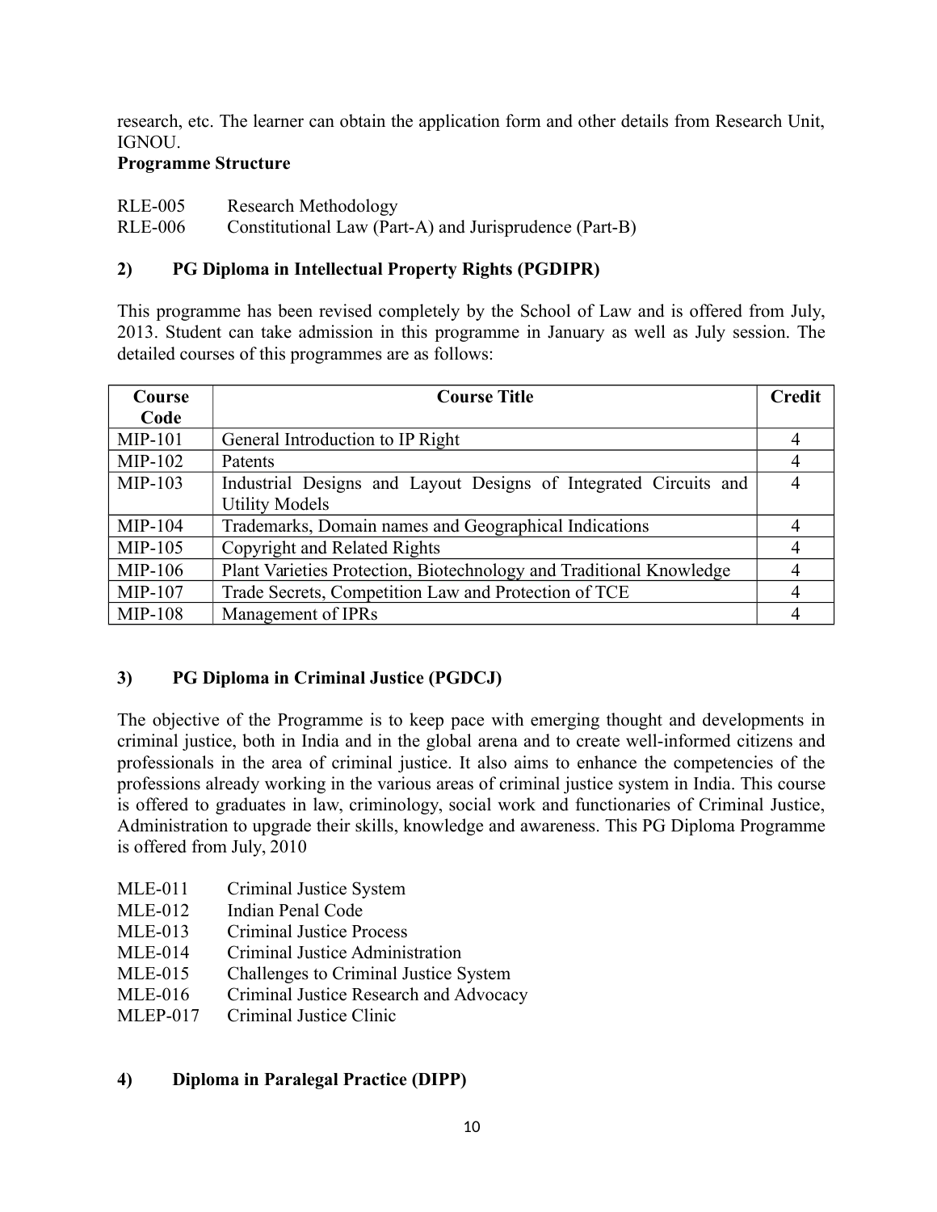research, etc. The learner can obtain the application form and other details from Research Unit, IGNOU.

**Programme Structure**

RLE-005 Research Methodology
RLE-006 Constitutional Law (Part-A) and Jurisprudence (Part-B)

### 2) PG Diploma in Intellectual Property Rights (PGDIPR)

This programme has been revised completely by the School of Law and is offered from July, 2013. Student can take admission in this programme in January as well as July session. The detailed courses of this programmes are as follows:

| Course Code | Course Title | Credit |
|---|---|---|
| MIP-101 | General Introduction to IP Right | 4 |
| MIP-102 | Patents | 4 |
| MIP-103 | Industrial Designs and Layout Designs of Integrated Circuits and Utility Models | 4 |
| MIP-104 | Trademarks, Domain names and Geographical Indications | 4 |
| MIP-105 | Copyright and Related Rights | 4 |
| MIP-106 | Plant Varieties Protection, Biotechnology and Traditional Knowledge | 4 |
| MIP-107 | Trade Secrets, Competition Law and Protection of TCE | 4 |
| MIP-108 | Management of IPRs | 4 |

### 3) PG Diploma in Criminal Justice (PGDCJ)

The objective of the Programme is to keep pace with emerging thought and developments in criminal justice, both in India and in the global arena and to create well-informed citizens and professionals in the area of criminal justice. It also aims to enhance the competencies of the professions already working in the various areas of criminal justice system in India. This course is offered to graduates in law, criminology, social work and functionaries of Criminal Justice, Administration to upgrade their skills, knowledge and awareness. This PG Diploma Programme is offered from July, 2010

MLE-011 Criminal Justice System
MLE-012 Indian Penal Code
MLE-013 Criminal Justice Process
MLE-014 Criminal Justice Administration
MLE-015 Challenges to Criminal Justice System
MLE-016 Criminal Justice Research and Advocacy
MLEP-017 Criminal Justice Clinic

### 4) Diploma in Paralegal Practice (DIPP)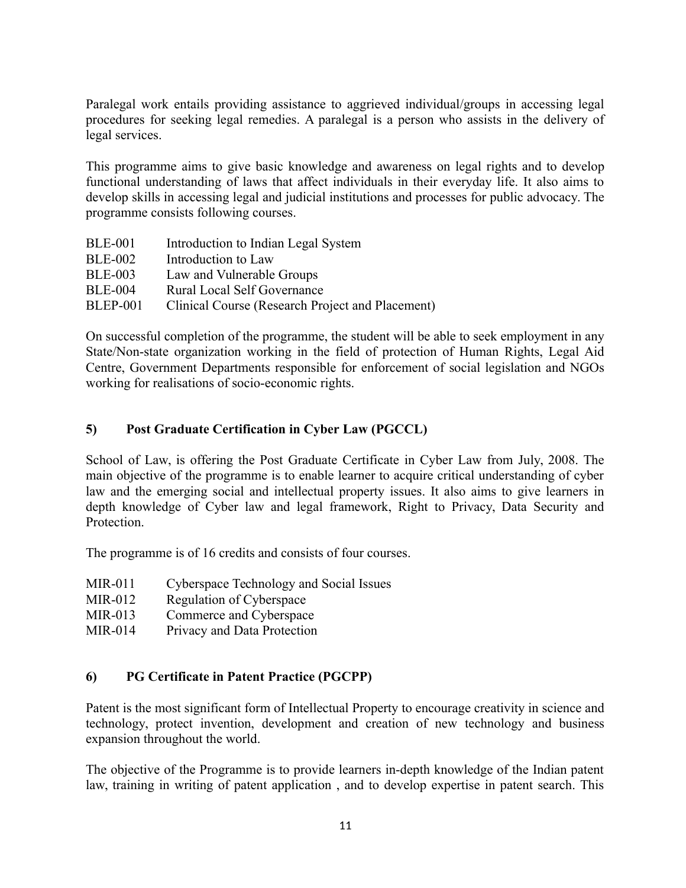Paralegal work entails providing assistance to aggrieved individual/groups in accessing legal procedures for seeking legal remedies. A paralegal is a person who assists in the delivery of legal services.

This programme aims to give basic knowledge and awareness on legal rights and to develop functional understanding of laws that affect individuals in their everyday life. It also aims to develop skills in accessing legal and judicial institutions and processes for public advocacy. The programme consists following courses.

| | |
|---|---|
| BLE-001 | Introduction to Indian Legal System |
| BLE-002 | Introduction to Law |
| BLE-003 | Law and Vulnerable Groups |
| BLE-004 | Rural Local Self Governance |
| BLEP-001 | Clinical Course (Research Project and Placement) |

On successful completion of the programme, the student will be able to seek employment in any State/Non-state organization working in the field of protection of Human Rights, Legal Aid Centre, Government Departments responsible for enforcement of social legislation and NGOs working for realisations of socio-economic rights.

### 5) Post Graduate Certification in Cyber Law (PGCCL)

School of Law, is offering the Post Graduate Certificate in Cyber Law from July, 2008. The main objective of the programme is to enable learner to acquire critical understanding of cyber law and the emerging social and intellectual property issues. It also aims to give learners in depth knowledge of Cyber law and legal framework, Right to Privacy, Data Security and Protection.

The programme is of 16 credits and consists of four courses.

| | |
|---|---|
| MIR-011 | Cyberspace Technology and Social Issues |
| MIR-012 | Regulation of Cyberspace |
| MIR-013 | Commerce and Cyberspace |
| MIR-014 | Privacy and Data Protection |

### 6) PG Certificate in Patent Practice (PGCPP)

Patent is the most significant form of Intellectual Property to encourage creativity in science and technology, protect invention, development and creation of new technology and business expansion throughout the world.

The objective of the Programme is to provide learners in-depth knowledge of the Indian patent law, training in writing of patent application , and to develop expertise in patent search. This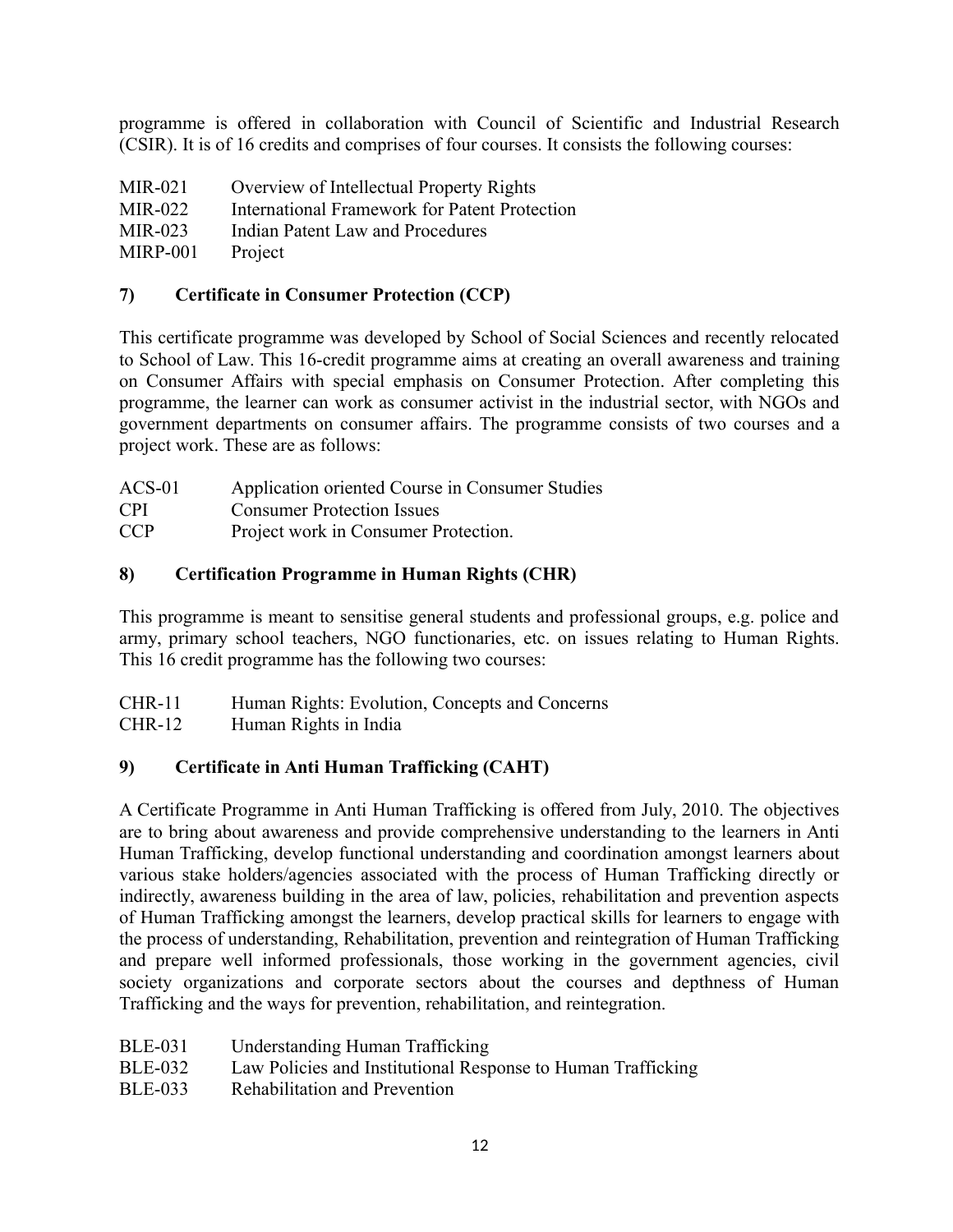programme is offered in collaboration with Council of Scientific and Industrial Research (CSIR). It is of 16 credits and comprises of four courses. It consists the following courses:

| | |
|---|---|
| MIR-021 | Overview of Intellectual Property Rights |
| MIR-022 | International Framework for Patent Protection |
| MIR-023 | Indian Patent Law and Procedures |
| MIRP-001 | Project |

### 7) Certificate in Consumer Protection (CCP)

This certificate programme was developed by School of Social Sciences and recently relocated to School of Law. This 16-credit programme aims at creating an overall awareness and training on Consumer Affairs with special emphasis on Consumer Protection. After completing this programme, the learner can work as consumer activist in the industrial sector, with NGOs and government departments on consumer affairs. The programme consists of two courses and a project work. These are as follows:

| | |
|---|---|
| ACS-01 | Application oriented Course in Consumer Studies |
| CPI | Consumer Protection Issues |
| CCP | Project work in Consumer Protection. |

### 8) Certification Programme in Human Rights (CHR)

This programme is meant to sensitise general students and professional groups, e.g. police and army, primary school teachers, NGO functionaries, etc. on issues relating to Human Rights. This 16 credit programme has the following two courses:

| | |
|---|---|
| CHR-11 | Human Rights: Evolution, Concepts and Concerns |
| CHR-12 | Human Rights in India |

### 9) Certificate in Anti Human Trafficking (CAHT)

A Certificate Programme in Anti Human Trafficking is offered from July, 2010. The objectives are to bring about awareness and provide comprehensive understanding to the learners in Anti Human Trafficking, develop functional understanding and coordination amongst learners about various stake holders/agencies associated with the process of Human Trafficking directly or indirectly, awareness building in the area of law, policies, rehabilitation and prevention aspects of Human Trafficking amongst the learners, develop practical skills for learners to engage with the process of understanding, Rehabilitation, prevention and reintegration of Human Trafficking and prepare well informed professionals, those working in the government agencies, civil society organizations and corporate sectors about the courses and depthness of Human Trafficking and the ways for prevention, rehabilitation, and reintegration.

| | |
|---|---|
| BLE-031 | Understanding Human Trafficking |
| BLE-032 | Law Policies and Institutional Response to Human Trafficking |
| BLE-033 | Rehabilitation and Prevention |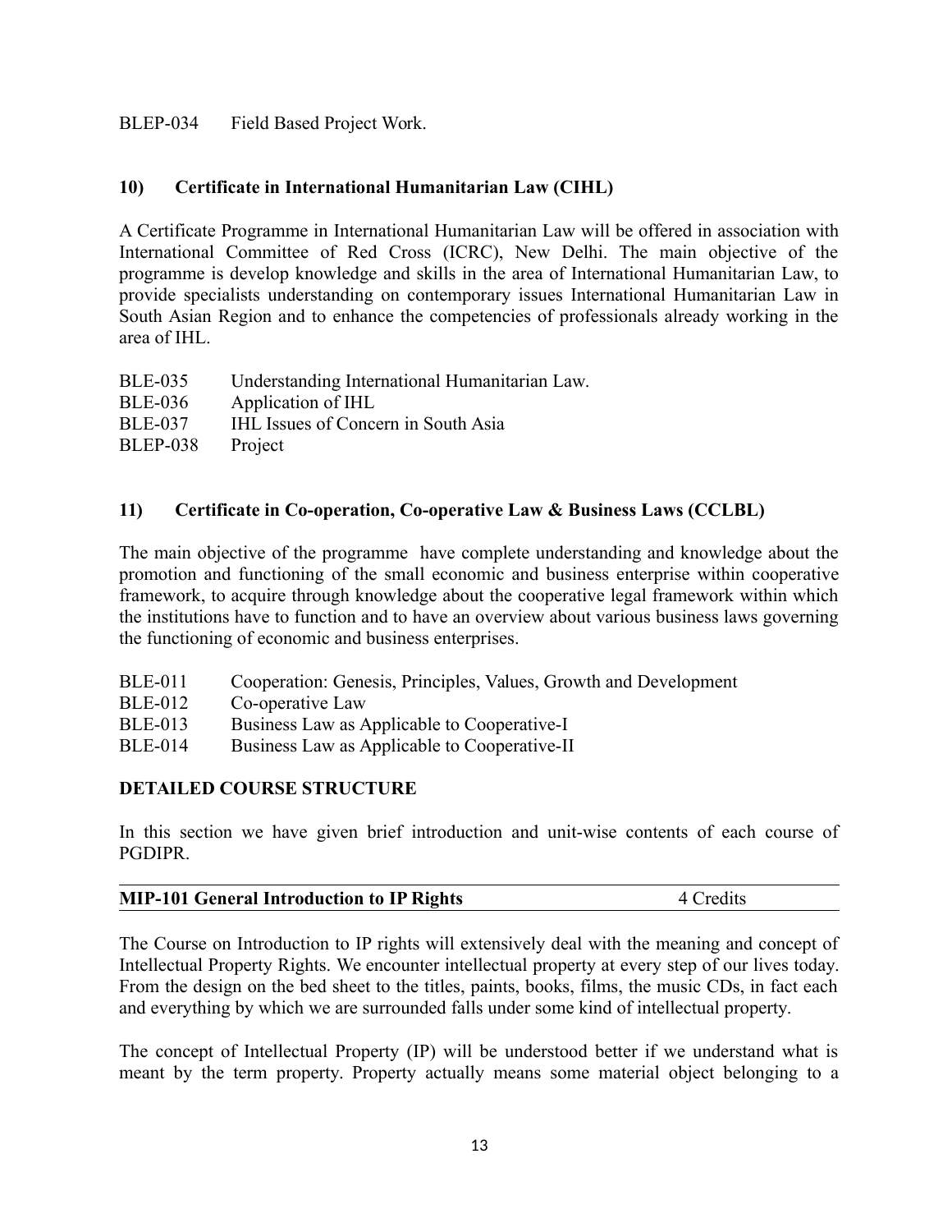BLEP-034 Field Based Project Work.

### 10) Certificate in International Humanitarian Law (CIHL)

A Certificate Programme in International Humanitarian Law will be offered in association with International Committee of Red Cross (ICRC), New Delhi. The main objective of the programme is develop knowledge and skills in the area of International Humanitarian Law, to provide specialists understanding on contemporary issues International Humanitarian Law in South Asian Region and to enhance the competencies of professionals already working in the area of IHL.

BLE-035 Understanding International Humanitarian Law.
BLE-036 Application of IHL
BLE-037 IHL Issues of Concern in South Asia
BLEP-038 Project

### 11) Certificate in Co-operation, Co-operative Law & Business Laws (CCLBL)

The main objective of the programme have complete understanding and knowledge about the promotion and functioning of the small economic and business enterprise within cooperative framework, to acquire through knowledge about the cooperative legal framework within which the institutions have to function and to have an overview about various business laws governing the functioning of economic and business enterprises.

BLE-011 Cooperation: Genesis, Principles, Values, Growth and Development
BLE-012 Co-operative Law
BLE-013 Business Law as Applicable to Cooperative-I
BLE-014 Business Law as Applicable to Cooperative-II

## DETAILED COURSE STRUCTURE

In this section we have given brief introduction and unit-wise contents of each course of PGDIPR.

**MIP-101 General Introduction to IP Rights** 4 Credits

The Course on Introduction to IP rights will extensively deal with the meaning and concept of Intellectual Property Rights. We encounter intellectual property at every step of our lives today. From the design on the bed sheet to the titles, paints, books, films, the music CDs, in fact each and everything by which we are surrounded falls under some kind of intellectual property.

The concept of Intellectual Property (IP) will be understood better if we understand what is meant by the term property. Property actually means some material object belonging to a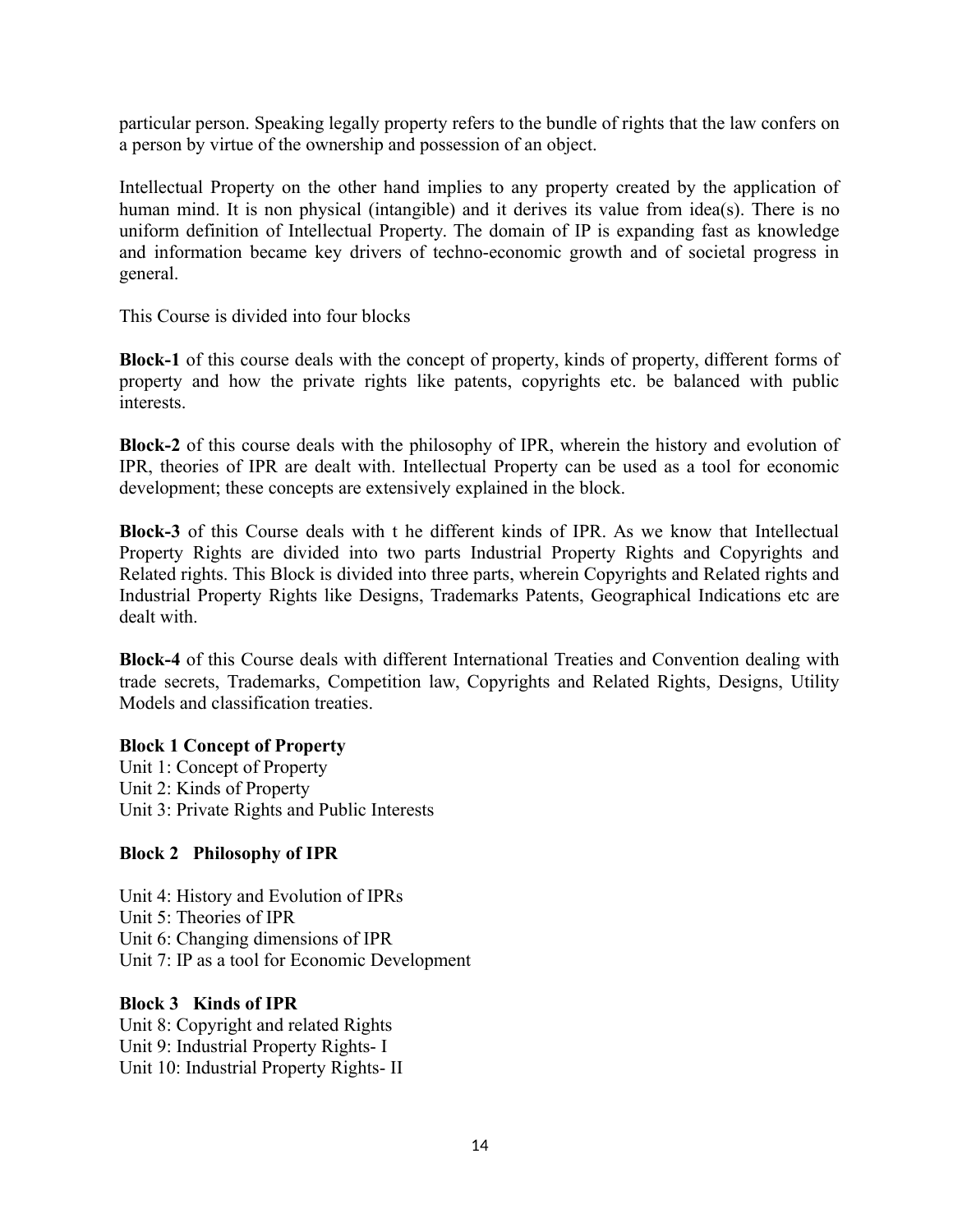particular person. Speaking legally property refers to the bundle of rights that the law confers on a person by virtue of the ownership and possession of an object.

Intellectual Property on the other hand implies to any property created by the application of human mind. It is non physical (intangible) and it derives its value from idea(s). There is no uniform definition of Intellectual Property. The domain of IP is expanding fast as knowledge and information became key drivers of techno-economic growth and of societal progress in general.

This Course is divided into four blocks

**Block-1** of this course deals with the concept of property, kinds of property, different forms of property and how the private rights like patents, copyrights etc. be balanced with public interests.

**Block-2** of this course deals with the philosophy of IPR, wherein the history and evolution of IPR, theories of IPR are dealt with. Intellectual Property can be used as a tool for economic development; these concepts are extensively explained in the block.

**Block-3** of this Course deals with t he different kinds of IPR. As we know that Intellectual Property Rights are divided into two parts Industrial Property Rights and Copyrights and Related rights. This Block is divided into three parts, wherein Copyrights and Related rights and Industrial Property Rights like Designs, Trademarks Patents, Geographical Indications etc are dealt with.

**Block-4** of this Course deals with different International Treaties and Convention dealing with trade secrets, Trademarks, Competition law, Copyrights and Related Rights, Designs, Utility Models and classification treaties.

**Block 1 Concept of Property**

Unit 1: Concept of Property
Unit 2: Kinds of Property
Unit 3: Private Rights and Public Interests

**Block 2 Philosophy of IPR**

Unit 4: History and Evolution of IPRs
Unit 5: Theories of IPR
Unit 6: Changing dimensions of IPR
Unit 7: IP as a tool for Economic Development

**Block 3 Kinds of IPR**

Unit 8: Copyright and related Rights
Unit 9: Industrial Property Rights- I
Unit 10: Industrial Property Rights- II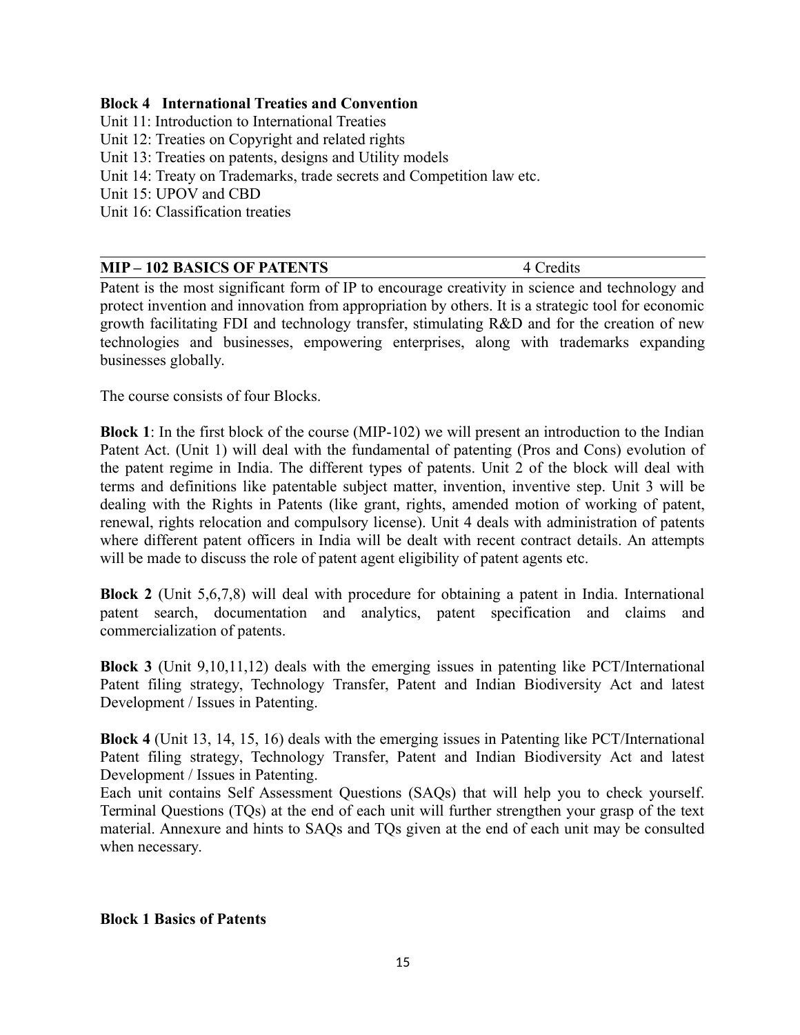**Block 4 International Treaties and Convention**

Unit 11: Introduction to International Treaties
Unit 12: Treaties on Copyright and related rights
Unit 13: Treaties on patents, designs and Utility models
Unit 14: Treaty on Trademarks, trade secrets and Competition law etc.
Unit 15: UPOV and CBD
Unit 16: Classification treaties

---

**MIP – 102 BASICS OF PATENTS** 4 Credits

---

Patent is the most significant form of IP to encourage creativity in science and technology and protect invention and innovation from appropriation by others. It is a strategic tool for economic growth facilitating FDI and technology transfer, stimulating R&D and for the creation of new technologies and businesses, empowering enterprises, along with trademarks expanding businesses globally.

The course consists of four Blocks.

**Block 1**: In the first block of the course (MIP-102) we will present an introduction to the Indian Patent Act. (Unit 1) will deal with the fundamental of patenting (Pros and Cons) evolution of the patent regime in India. The different types of patents. Unit 2 of the block will deal with terms and definitions like patentable subject matter, invention, inventive step. Unit 3 will be dealing with the Rights in Patents (like grant, rights, amended motion of working of patent, renewal, rights relocation and compulsory license). Unit 4 deals with administration of patents where different patent officers in India will be dealt with recent contract details. An attempts will be made to discuss the role of patent agent eligibility of patent agents etc.

**Block 2** (Unit 5,6,7,8) will deal with procedure for obtaining a patent in India. International patent search, documentation and analytics, patent specification and claims and commercialization of patents.

**Block 3** (Unit 9,10,11,12) deals with the emerging issues in patenting like PCT/International Patent filing strategy, Technology Transfer, Patent and Indian Biodiversity Act and latest Development / Issues in Patenting.

**Block 4** (Unit 13, 14, 15, 16) deals with the emerging issues in Patenting like PCT/International Patent filing strategy, Technology Transfer, Patent and Indian Biodiversity Act and latest Development / Issues in Patenting.
Each unit contains Self Assessment Questions (SAQs) that will help you to check yourself. Terminal Questions (TQs) at the end of each unit will further strengthen your grasp of the text material. Annexure and hints to SAQs and TQs given at the end of each unit may be consulted when necessary.

**Block 1 Basics of Patents**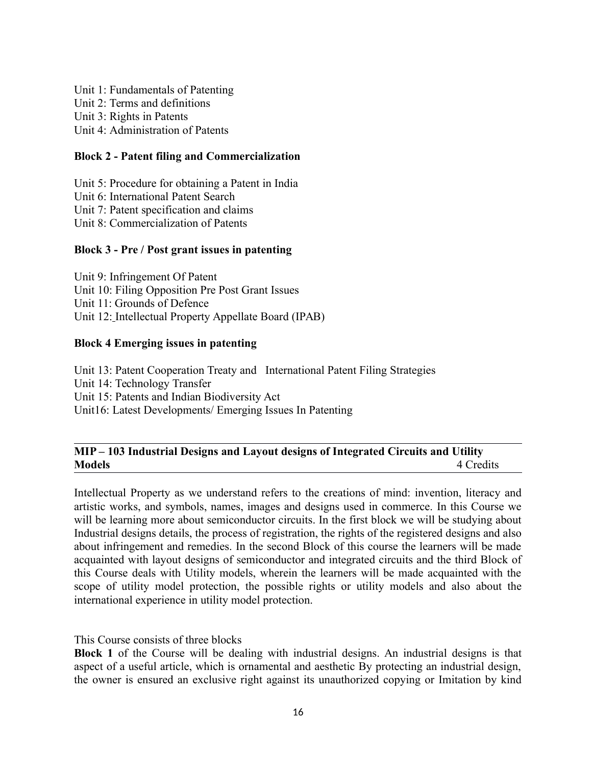Unit 1: Fundamentals of Patenting
Unit 2: Terms and definitions
Unit 3: Rights in Patents
Unit 4: Administration of Patents

**Block 2 - Patent filing and Commercialization**

Unit 5: Procedure for obtaining a Patent in India
Unit 6: International Patent Search
Unit 7: Patent specification and claims
Unit 8: Commercialization of Patents

**Block 3 - Pre / Post grant issues in patenting**

Unit 9: Infringement Of Patent
Unit 10: Filing Opposition Pre Post Grant Issues
Unit 11: Grounds of Defence
Unit 12: Intellectual Property Appellate Board (IPAB)

**Block 4 Emerging issues in patenting**

Unit 13: Patent Cooperation Treaty and International Patent Filing Strategies
Unit 14: Technology Transfer
Unit 15: Patents and Indian Biodiversity Act
Unit16: Latest Developments/ Emerging Issues In Patenting

---

**MIP – 103 Industrial Designs and Layout designs of Integrated Circuits and Utility Models** 4 Credits

---

Intellectual Property as we understand refers to the creations of mind: invention, literacy and artistic works, and symbols, names, images and designs used in commerce. In this Course we will be learning more about semiconductor circuits. In the first block we will be studying about Industrial designs details, the process of registration, the rights of the registered designs and also about infringement and remedies. In the second Block of this course the learners will be made acquainted with layout designs of semiconductor and integrated circuits and the third Block of this Course deals with Utility models, wherein the learners will be made acquainted with the scope of utility model protection, the possible rights or utility models and also about the international experience in utility model protection.

This Course consists of three blocks

**Block 1** of the Course will be dealing with industrial designs. An industrial designs is that aspect of a useful article, which is ornamental and aesthetic By protecting an industrial design, the owner is ensured an exclusive right against its unauthorized copying or Imitation by kind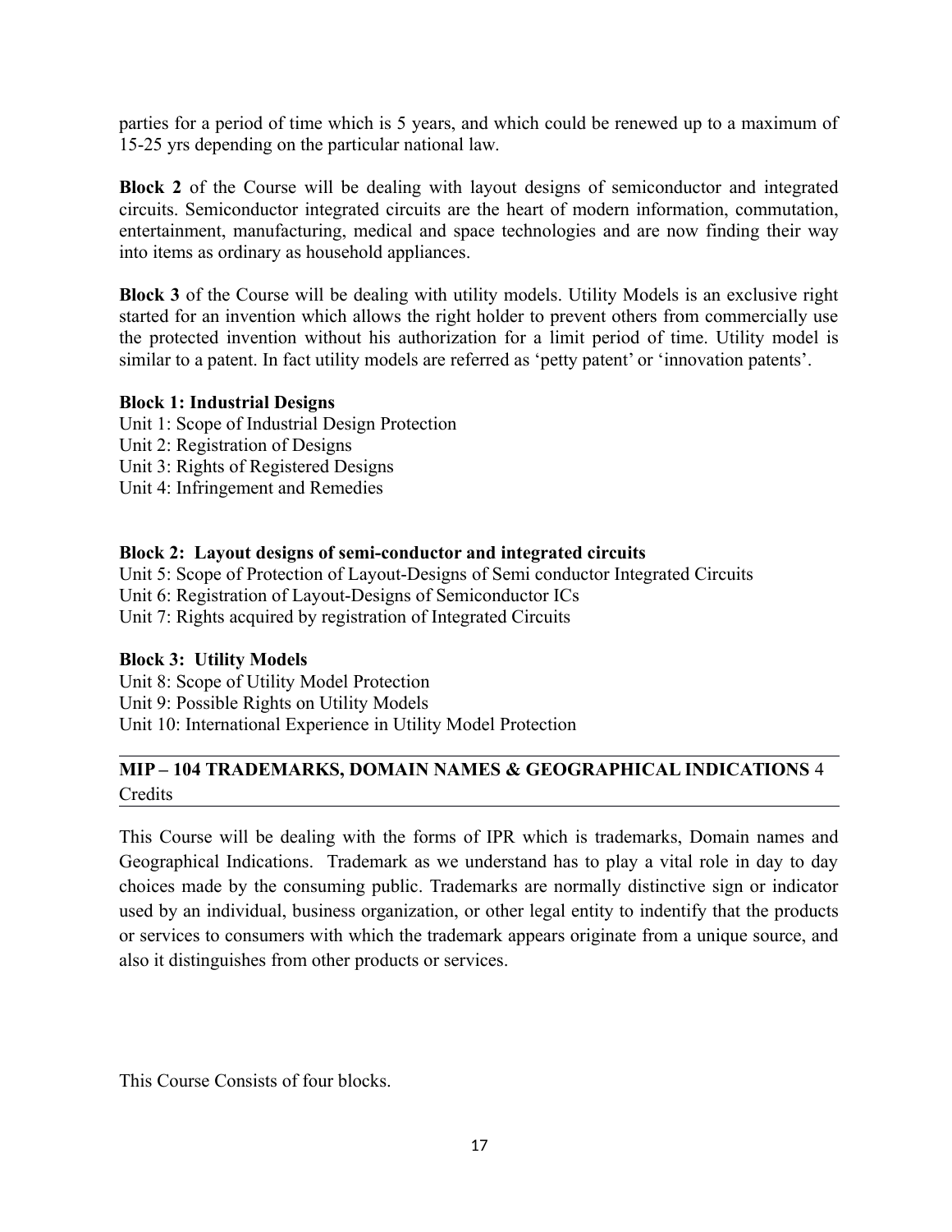parties for a period of time which is 5 years, and which could be renewed up to a maximum of 15-25 yrs depending on the particular national law.

**Block 2** of the Course will be dealing with layout designs of semiconductor and integrated circuits. Semiconductor integrated circuits are the heart of modern information, commutation, entertainment, manufacturing, medical and space technologies and are now finding their way into items as ordinary as household appliances.

**Block 3** of the Course will be dealing with utility models. Utility Models is an exclusive right started for an invention which allows the right holder to prevent others from commercially use the protected invention without his authorization for a limit period of time. Utility model is similar to a patent. In fact utility models are referred as 'petty patent' or 'innovation patents'.

**Block 1: Industrial Designs**
Unit 1: Scope of Industrial Design Protection
Unit 2: Registration of Designs
Unit 3: Rights of Registered Designs
Unit 4: Infringement and Remedies

**Block 2: Layout designs of semi-conductor and integrated circuits**
Unit 5: Scope of Protection of Layout-Designs of Semi conductor Integrated Circuits
Unit 6: Registration of Layout-Designs of Semiconductor ICs
Unit 7: Rights acquired by registration of Integrated Circuits

**Block 3: Utility Models**
Unit 8: Scope of Utility Model Protection
Unit 9: Possible Rights on Utility Models
Unit 10: International Experience in Utility Model Protection

---

## MIP – 104 TRADEMARKS, DOMAIN NAMES & GEOGRAPHICAL INDICATIONS 4 Credits

---

This Course will be dealing with the forms of IPR which is trademarks, Domain names and Geographical Indications. Trademark as we understand has to play a vital role in day to day choices made by the consuming public. Trademarks are normally distinctive sign or indicator used by an individual, business organization, or other legal entity to indentify that the products or services to consumers with which the trademark appears originate from a unique source, and also it distinguishes from other products or services.

This Course Consists of four blocks.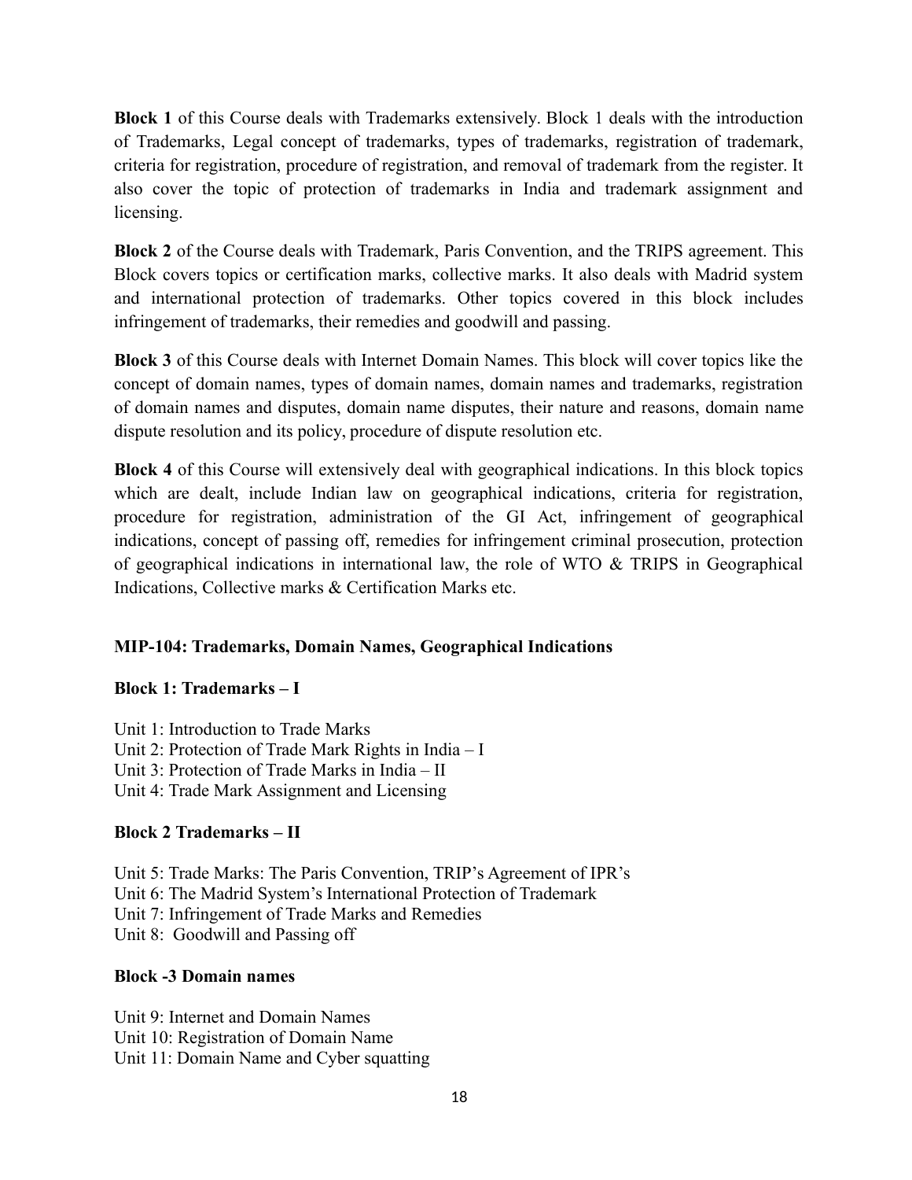**Block 1** of this Course deals with Trademarks extensively. Block 1 deals with the introduction of Trademarks, Legal concept of trademarks, types of trademarks, registration of trademark, criteria for registration, procedure of registration, and removal of trademark from the register. It also cover the topic of protection of trademarks in India and trademark assignment and licensing.

**Block 2** of the Course deals with Trademark, Paris Convention, and the TRIPS agreement. This Block covers topics or certification marks, collective marks. It also deals with Madrid system and international protection of trademarks. Other topics covered in this block includes infringement of trademarks, their remedies and goodwill and passing.

**Block 3** of this Course deals with Internet Domain Names. This block will cover topics like the concept of domain names, types of domain names, domain names and trademarks, registration of domain names and disputes, domain name disputes, their nature and reasons, domain name dispute resolution and its policy, procedure of dispute resolution etc.

**Block 4** of this Course will extensively deal with geographical indications. In this block topics which are dealt, include Indian law on geographical indications, criteria for registration, procedure for registration, administration of the GI Act, infringement of geographical indications, concept of passing off, remedies for infringement criminal prosecution, protection of geographical indications in international law, the role of WTO & TRIPS in Geographical Indications, Collective marks & Certification Marks etc.

**MIP-104: Trademarks, Domain Names, Geographical Indications**

**Block 1: Trademarks – I**

Unit 1: Introduction to Trade Marks
Unit 2: Protection of Trade Mark Rights in India – I
Unit 3: Protection of Trade Marks in India – II
Unit 4: Trade Mark Assignment and Licensing

**Block 2 Trademarks – II**

Unit 5: Trade Marks: The Paris Convention, TRIP's Agreement of IPR's
Unit 6: The Madrid System's International Protection of Trademark
Unit 7: Infringement of Trade Marks and Remedies
Unit 8: Goodwill and Passing off

**Block -3 Domain names**

Unit 9: Internet and Domain Names
Unit 10: Registration of Domain Name
Unit 11: Domain Name and Cyber squatting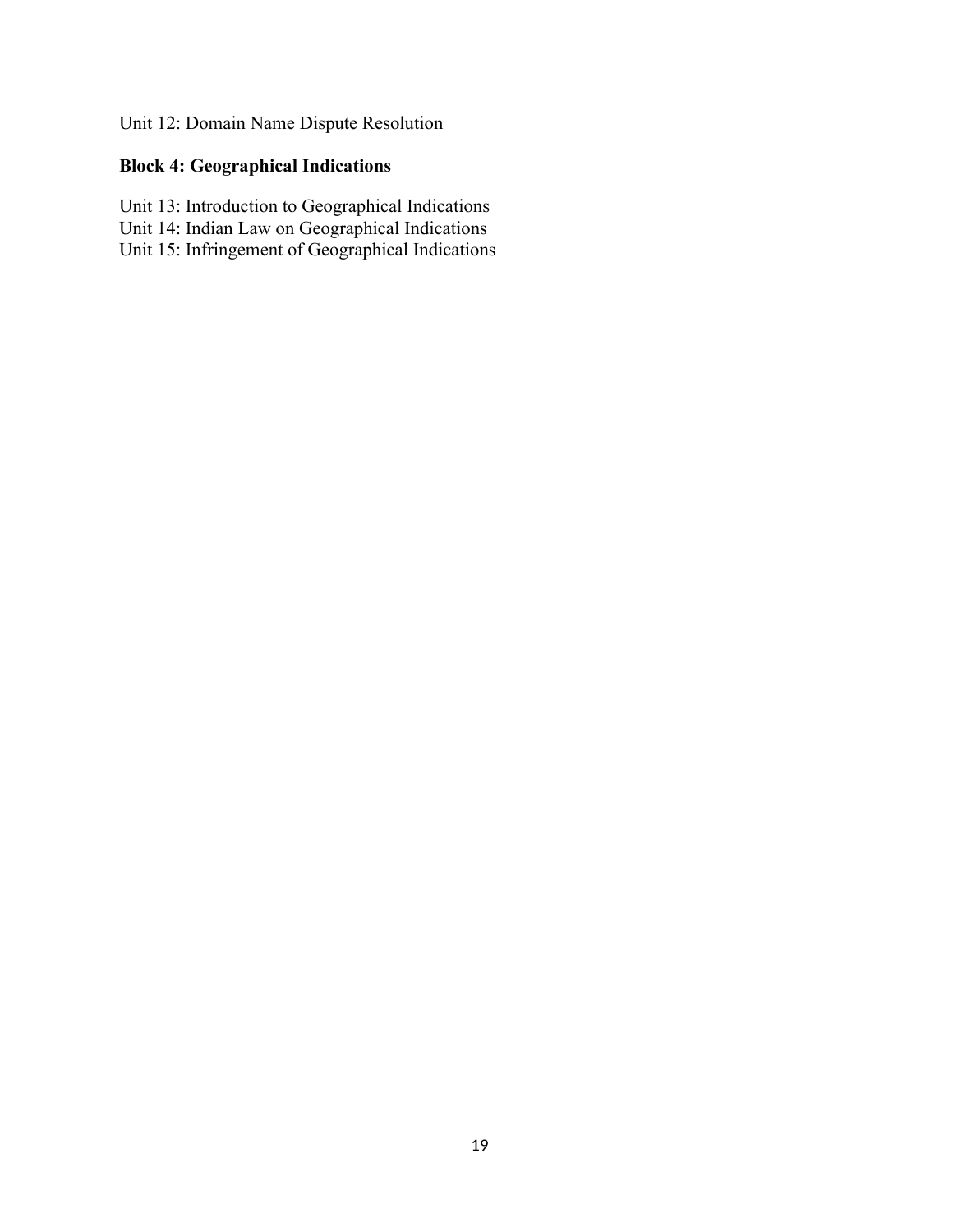Unit 12: Domain Name Dispute Resolution

**Block 4: Geographical Indications**

Unit 13: Introduction to Geographical Indications
Unit 14: Indian Law on Geographical Indications
Unit 15: Infringement of Geographical Indications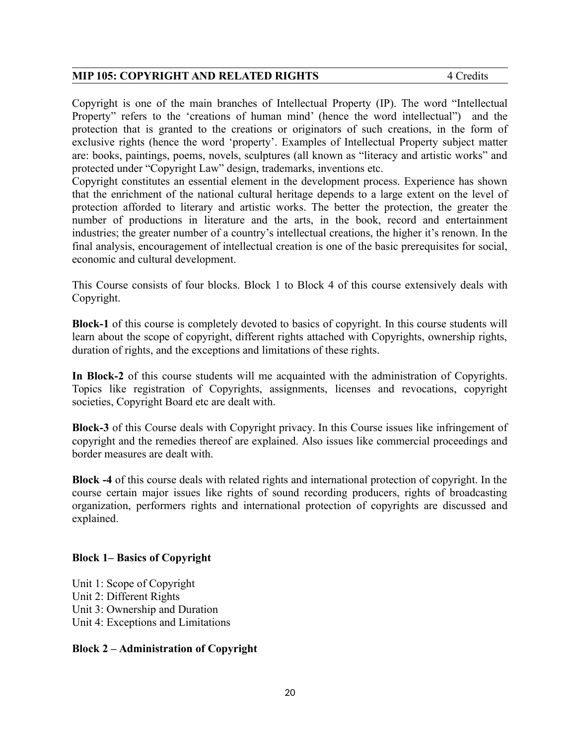## MIP 105: COPYRIGHT AND RELATED RIGHTS 4 Credits

Copyright is one of the main branches of Intellectual Property (IP). The word "Intellectual Property" refers to the 'creations of human mind' (hence the word intellectual") and the protection that is granted to the creations or originators of such creations, in the form of exclusive rights (hence the word 'property'. Examples of Intellectual Property subject matter are: books, paintings, poems, novels, sculptures (all known as "literacy and artistic works" and protected under "Copyright Law" design, trademarks, inventions etc.

Copyright constitutes an essential element in the development process. Experience has shown that the enrichment of the national cultural heritage depends to a large extent on the level of protection afforded to literary and artistic works. The better the protection, the greater the number of productions in literature and the arts, in the book, record and entertainment industries; the greater number of a country's intellectual creations, the higher it's renown. In the final analysis, encouragement of intellectual creation is one of the basic prerequisites for social, economic and cultural development.

This Course consists of four blocks. Block 1 to Block 4 of this course extensively deals with Copyright.

**Block-1** of this course is completely devoted to basics of copyright. In this course students will learn about the scope of copyright, different rights attached with Copyrights, ownership rights, duration of rights, and the exceptions and limitations of these rights.

**In Block-2** of this course students will me acquainted with the administration of Copyrights. Topics like registration of Copyrights, assignments, licenses and revocations, copyright societies, Copyright Board etc are dealt with.

**Block-3** of this Course deals with Copyright privacy. In this Course issues like infringement of copyright and the remedies thereof are explained. Also issues like commercial proceedings and border measures are dealt with.

**Block -4** of this course deals with related rights and international protection of copyright. In the course certain major issues like rights of sound recording producers, rights of broadcasting organization, performers rights and international protection of copyrights are discussed and explained.

**Block 1– Basics of Copyright**

Unit 1: Scope of Copyright
Unit 2: Different Rights
Unit 3: Ownership and Duration
Unit 4: Exceptions and Limitations

**Block 2 – Administration of Copyright**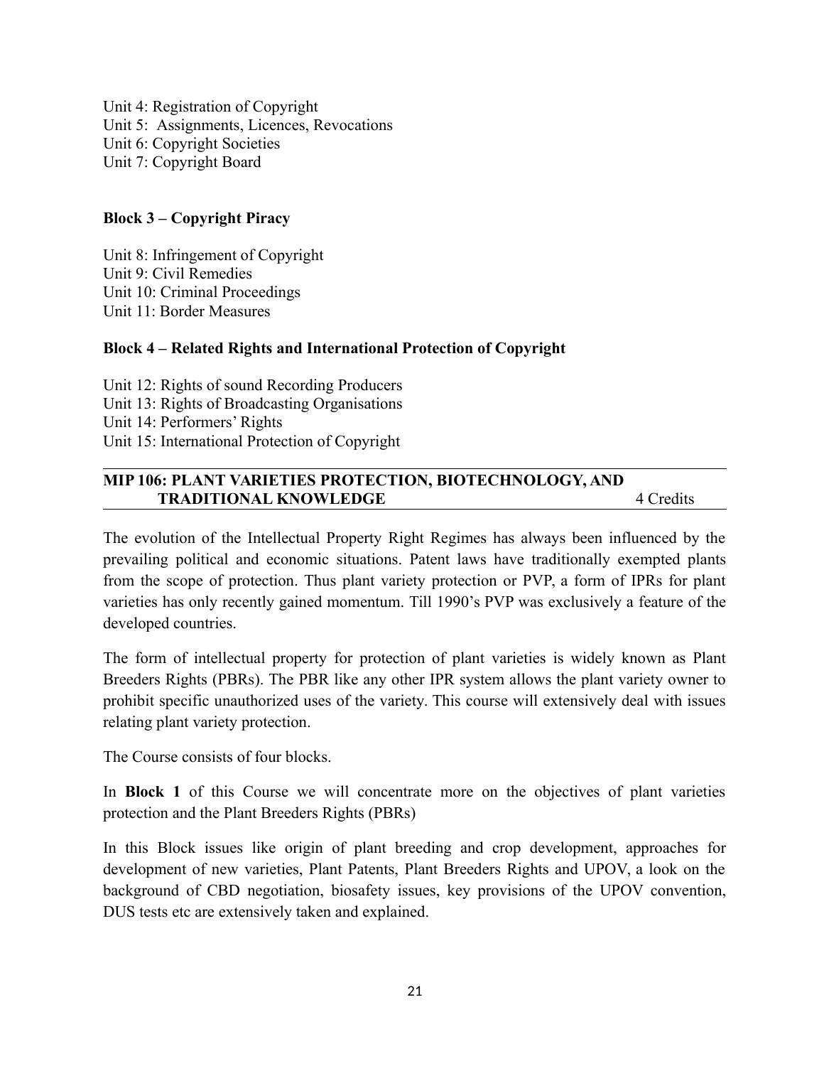Unit 4: Registration of Copyright
Unit 5: Assignments, Licences, Revocations
Unit 6: Copyright Societies
Unit 7: Copyright Board

**Block 3 – Copyright Piracy**

Unit 8: Infringement of Copyright
Unit 9: Civil Remedies
Unit 10: Criminal Proceedings
Unit 11: Border Measures

**Block 4 – Related Rights and International Protection of Copyright**

Unit 12: Rights of sound Recording Producers
Unit 13: Rights of Broadcasting Organisations
Unit 14: Performers' Rights
Unit 15: International Protection of Copyright

## MIP 106: PLANT VARIETIES PROTECTION, BIOTECHNOLOGY, AND TRADITIONAL KNOWLEDGE — 4 Credits

The evolution of the Intellectual Property Right Regimes has always been influenced by the prevailing political and economic situations. Patent laws have traditionally exempted plants from the scope of protection. Thus plant variety protection or PVP, a form of IPRs for plant varieties has only recently gained momentum. Till 1990's PVP was exclusively a feature of the developed countries.

The form of intellectual property for protection of plant varieties is widely known as Plant Breeders Rights (PBRs). The PBR like any other IPR system allows the plant variety owner to prohibit specific unauthorized uses of the variety. This course will extensively deal with issues relating plant variety protection.

The Course consists of four blocks.

In **Block 1** of this Course we will concentrate more on the objectives of plant varieties protection and the Plant Breeders Rights (PBRs)

In this Block issues like origin of plant breeding and crop development, approaches for development of new varieties, Plant Patents, Plant Breeders Rights and UPOV, a look on the background of CBD negotiation, biosafety issues, key provisions of the UPOV convention, DUS tests etc are extensively taken and explained.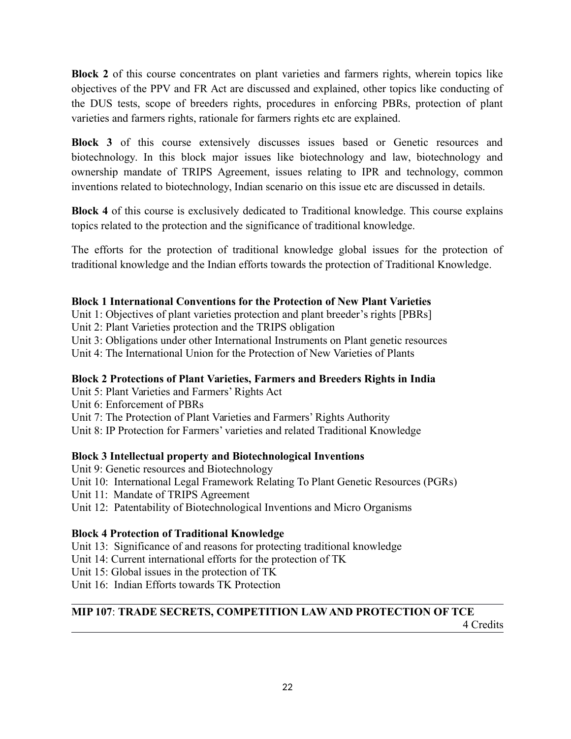**Block 2** of this course concentrates on plant varieties and farmers rights, wherein topics like objectives of the PPV and FR Act are discussed and explained, other topics like conducting of the DUS tests, scope of breeders rights, procedures in enforcing PBRs, protection of plant varieties and farmers rights, rationale for farmers rights etc are explained.

**Block 3** of this course extensively discusses issues based or Genetic resources and biotechnology. In this block major issues like biotechnology and law, biotechnology and ownership mandate of TRIPS Agreement, issues relating to IPR and technology, common inventions related to biotechnology, Indian scenario on this issue etc are discussed in details.

**Block 4** of this course is exclusively dedicated to Traditional knowledge. This course explains topics related to the protection and the significance of traditional knowledge.

The efforts for the protection of traditional knowledge global issues for the protection of traditional knowledge and the Indian efforts towards the protection of Traditional Knowledge.

**Block 1 International Conventions for the Protection of New Plant Varieties**

Unit 1: Objectives of plant varieties protection and plant breeder's rights [PBRs]
Unit 2: Plant Varieties protection and the TRIPS obligation
Unit 3: Obligations under other International Instruments on Plant genetic resources
Unit 4: The International Union for the Protection of New Varieties of Plants

**Block 2 Protections of Plant Varieties, Farmers and Breeders Rights in India**

Unit 5: Plant Varieties and Farmers' Rights Act
Unit 6: Enforcement of PBRs
Unit 7: The Protection of Plant Varieties and Farmers' Rights Authority
Unit 8: IP Protection for Farmers' varieties and related Traditional Knowledge

**Block 3 Intellectual property and Biotechnological Inventions**

Unit 9: Genetic resources and Biotechnology
Unit 10: International Legal Framework Relating To Plant Genetic Resources (PGRs)
Unit 11: Mandate of TRIPS Agreement
Unit 12: Patentability of Biotechnological Inventions and Micro Organisms

**Block 4 Protection of Traditional Knowledge**

Unit 13: Significance of and reasons for protecting traditional knowledge
Unit 14: Current international efforts for the protection of TK
Unit 15: Global issues in the protection of TK
Unit 16: Indian Efforts towards TK Protection

---

**MIP 107**: **TRADE SECRETS, COMPETITION LAW AND PROTECTION OF TCE**
4 Credits

---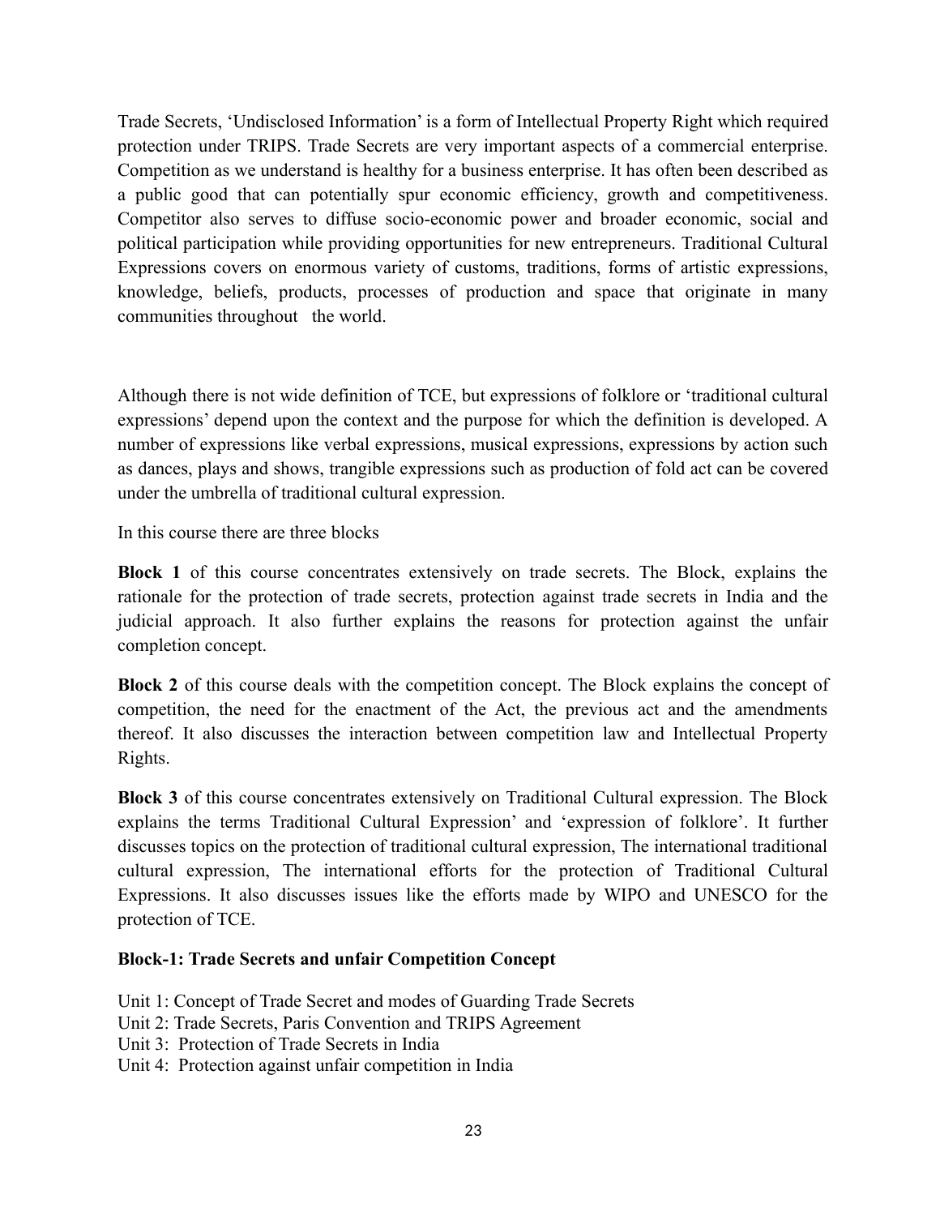Trade Secrets, 'Undisclosed Information' is a form of Intellectual Property Right which required protection under TRIPS. Trade Secrets are very important aspects of a commercial enterprise. Competition as we understand is healthy for a business enterprise. It has often been described as a public good that can potentially spur economic efficiency, growth and competitiveness. Competitor also serves to diffuse socio-economic power and broader economic, social and political participation while providing opportunities for new entrepreneurs. Traditional Cultural Expressions covers on enormous variety of customs, traditions, forms of artistic expressions, knowledge, beliefs, products, processes of production and space that originate in many communities throughout the world.

Although there is not wide definition of TCE, but expressions of folklore or 'traditional cultural expressions' depend upon the context and the purpose for which the definition is developed. A number of expressions like verbal expressions, musical expressions, expressions by action such as dances, plays and shows, trangible expressions such as production of fold act can be covered under the umbrella of traditional cultural expression.

In this course there are three blocks

**Block 1** of this course concentrates extensively on trade secrets. The Block, explains the rationale for the protection of trade secrets, protection against trade secrets in India and the judicial approach. It also further explains the reasons for protection against the unfair completion concept.

**Block 2** of this course deals with the competition concept. The Block explains the concept of competition, the need for the enactment of the Act, the previous act and the amendments thereof. It also discusses the interaction between competition law and Intellectual Property Rights.

**Block 3** of this course concentrates extensively on Traditional Cultural expression. The Block explains the terms Traditional Cultural Expression' and 'expression of folklore'. It further discusses topics on the protection of traditional cultural expression, The international traditional cultural expression, The international efforts for the protection of Traditional Cultural Expressions. It also discusses issues like the efforts made by WIPO and UNESCO for the protection of TCE.

**Block-1: Trade Secrets and unfair Competition Concept**

Unit 1: Concept of Trade Secret and modes of Guarding Trade Secrets
Unit 2: Trade Secrets, Paris Convention and TRIPS Agreement
Unit 3: Protection of Trade Secrets in India
Unit 4: Protection against unfair competition in India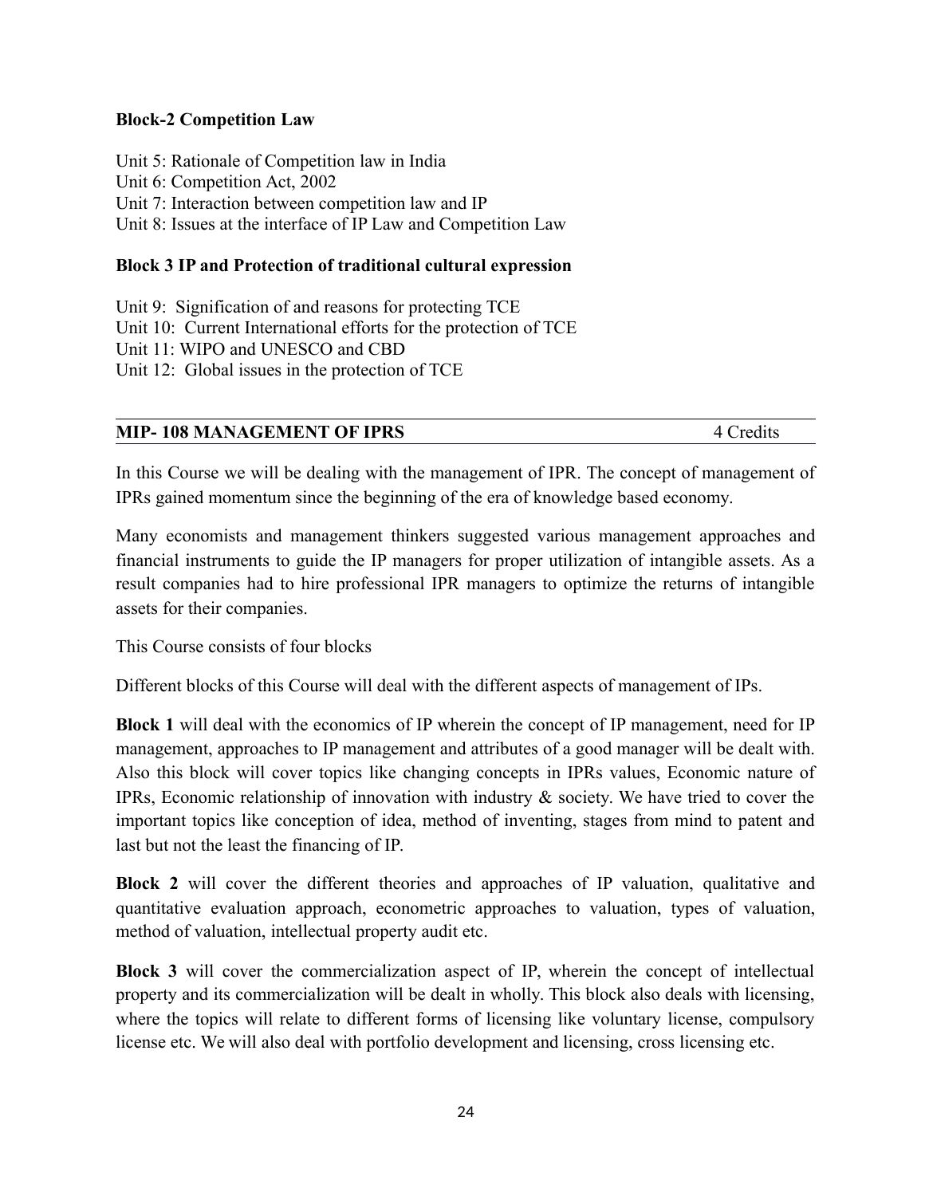**Block-2 Competition Law**

Unit 5: Rationale of Competition law in India
Unit 6: Competition Act, 2002
Unit 7: Interaction between competition law and IP
Unit 8: Issues at the interface of IP Law and Competition Law

**Block 3 IP and Protection of traditional cultural expression**

Unit 9: Signification of and reasons for protecting TCE
Unit 10: Current International efforts for the protection of TCE
Unit 11: WIPO and UNESCO and CBD
Unit 12: Global issues in the protection of TCE

---

**MIP- 108 MANAGEMENT OF IPRS** 4 Credits

---

In this Course we will be dealing with the management of IPR. The concept of management of IPRs gained momentum since the beginning of the era of knowledge based economy.

Many economists and management thinkers suggested various management approaches and financial instruments to guide the IP managers for proper utilization of intangible assets. As a result companies had to hire professional IPR managers to optimize the returns of intangible assets for their companies.

This Course consists of four blocks

Different blocks of this Course will deal with the different aspects of management of IPs.

**Block 1** will deal with the economics of IP wherein the concept of IP management, need for IP management, approaches to IP management and attributes of a good manager will be dealt with. Also this block will cover topics like changing concepts in IPRs values, Economic nature of IPRs, Economic relationship of innovation with industry & society. We have tried to cover the important topics like conception of idea, method of inventing, stages from mind to patent and last but not the least the financing of IP.

**Block 2** will cover the different theories and approaches of IP valuation, qualitative and quantitative evaluation approach, econometric approaches to valuation, types of valuation, method of valuation, intellectual property audit etc.

**Block 3** will cover the commercialization aspect of IP, wherein the concept of intellectual property and its commercialization will be dealt in wholly. This block also deals with licensing, where the topics will relate to different forms of licensing like voluntary license, compulsory license etc. We will also deal with portfolio development and licensing, cross licensing etc.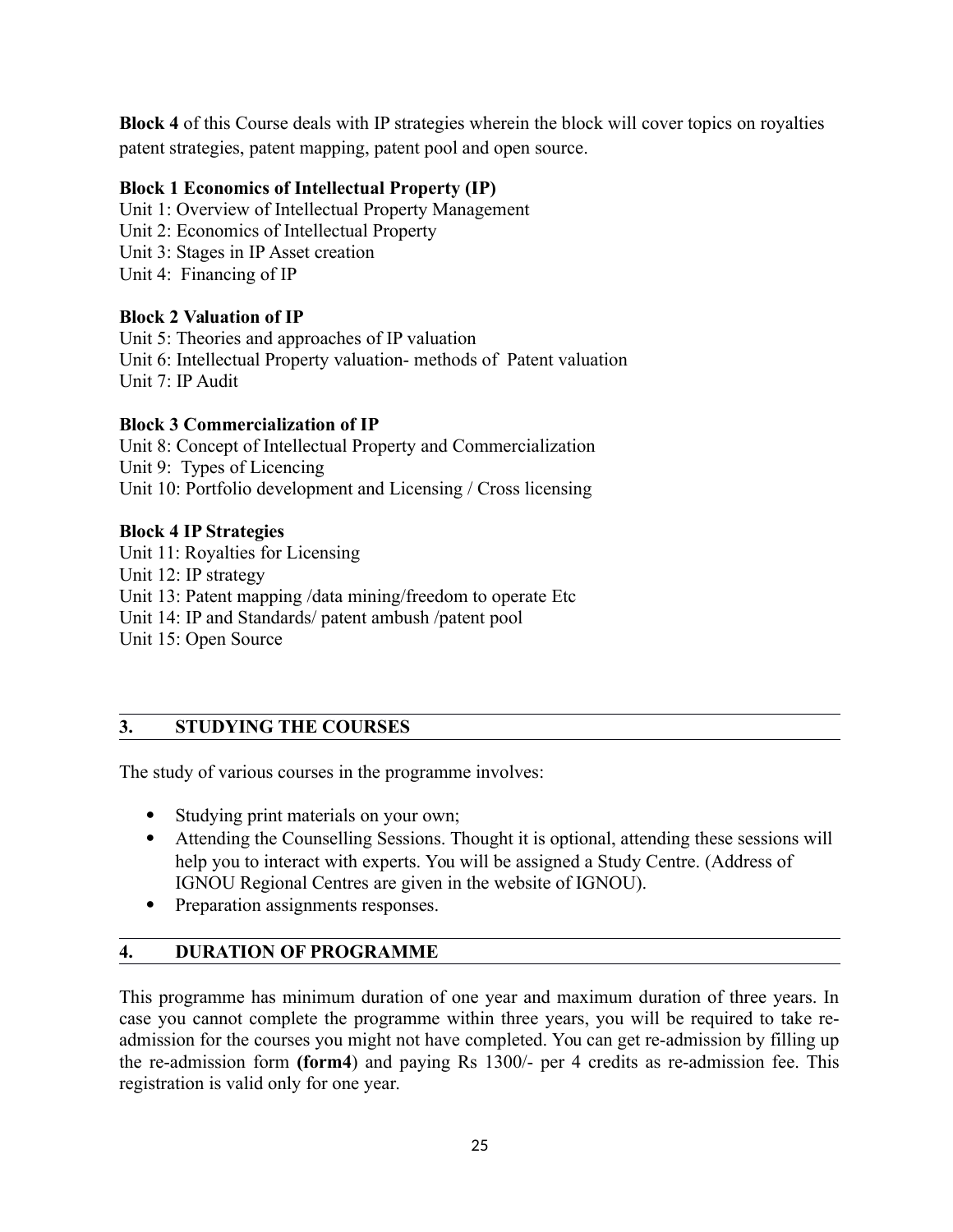**Block 4** of this Course deals with IP strategies wherein the block will cover topics on royalties patent strategies, patent mapping, patent pool and open source.

**Block 1 Economics of Intellectual Property (IP)**

Unit 1: Overview of Intellectual Property Management
Unit 2: Economics of Intellectual Property
Unit 3: Stages in IP Asset creation
Unit 4: Financing of IP

**Block 2 Valuation of IP**

Unit 5: Theories and approaches of IP valuation
Unit 6: Intellectual Property valuation- methods of Patent valuation
Unit 7: IP Audit

**Block 3 Commercialization of IP**

Unit 8: Concept of Intellectual Property and Commercialization
Unit 9: Types of Licencing
Unit 10: Portfolio development and Licensing / Cross licensing

**Block 4 IP Strategies**

Unit 11: Royalties for Licensing
Unit 12: IP strategy
Unit 13: Patent mapping /data mining/freedom to operate Etc
Unit 14: IP and Standards/ patent ambush /patent pool
Unit 15: Open Source

## 3. STUDYING THE COURSES

The study of various courses in the programme involves:

- Studying print materials on your own;
- Attending the Counselling Sessions. Thought it is optional, attending these sessions will help you to interact with experts. You will be assigned a Study Centre. (Address of IGNOU Regional Centres are given in the website of IGNOU).
- Preparation assignments responses.

## 4. DURATION OF PROGRAMME

This programme has minimum duration of one year and maximum duration of three years. In case you cannot complete the programme within three years, you will be required to take re-admission for the courses you might not have completed. You can get re-admission by filling up the re-admission form **(form4)** and paying Rs 1300/- per 4 credits as re-admission fee. This registration is valid only for one year.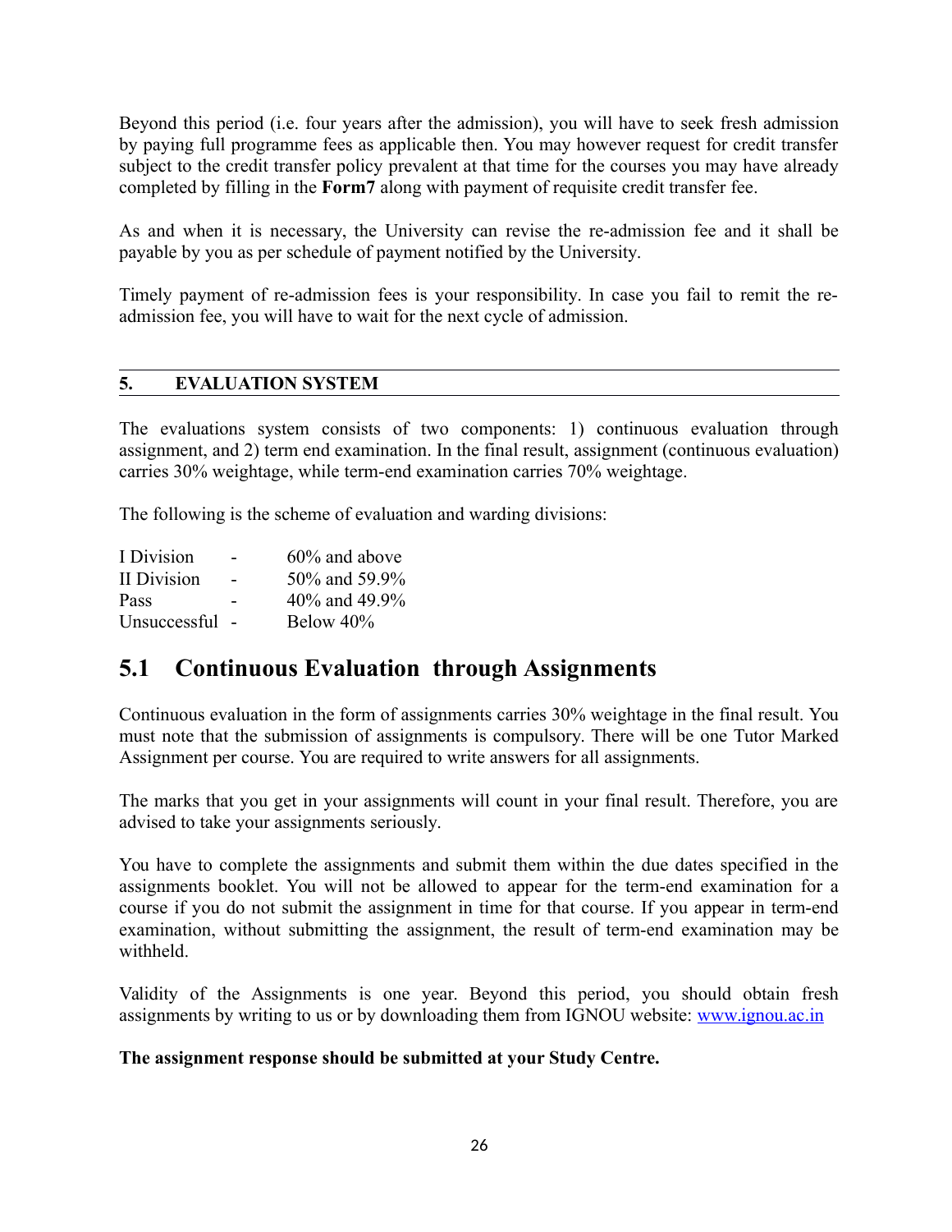Beyond this period (i.e. four years after the admission), you will have to seek fresh admission by paying full programme fees as applicable then. You may however request for credit transfer subject to the credit transfer policy prevalent at that time for the courses you may have already completed by filling in the **Form7** along with payment of requisite credit transfer fee.

As and when it is necessary, the University can revise the re-admission fee and it shall be payable by you as per schedule of payment notified by the University.

Timely payment of re-admission fees is your responsibility. In case you fail to remit the re-admission fee, you will have to wait for the next cycle of admission.

## 5. EVALUATION SYSTEM

The evaluations system consists of two components: 1) continuous evaluation through assignment, and 2) term end examination. In the final result, assignment (continuous evaluation) carries 30% weightage, while term-end examination carries 70% weightage.

The following is the scheme of evaluation and warding divisions:

| | | |
|---|---|---|
| I Division | - | 60% and above |
| II Division | - | 50% and 59.9% |
| Pass | - | 40% and 49.9% |
| Unsuccessful | - | Below 40% |

## 5.1 Continuous Evaluation through Assignments

Continuous evaluation in the form of assignments carries 30% weightage in the final result. You must note that the submission of assignments is compulsory. There will be one Tutor Marked Assignment per course. You are required to write answers for all assignments.

The marks that you get in your assignments will count in your final result. Therefore, you are advised to take your assignments seriously.

You have to complete the assignments and submit them within the due dates specified in the assignments booklet. You will not be allowed to appear for the term-end examination for a course if you do not submit the assignment in time for that course. If you appear in term-end examination, without submitting the assignment, the result of term-end examination may be withheld.

Validity of the Assignments is one year. Beyond this period, you should obtain fresh assignments by writing to us or by downloading them from IGNOU website: [www.ignou.ac.in](www.ignou.ac.in)

**The assignment response should be submitted at your Study Centre.**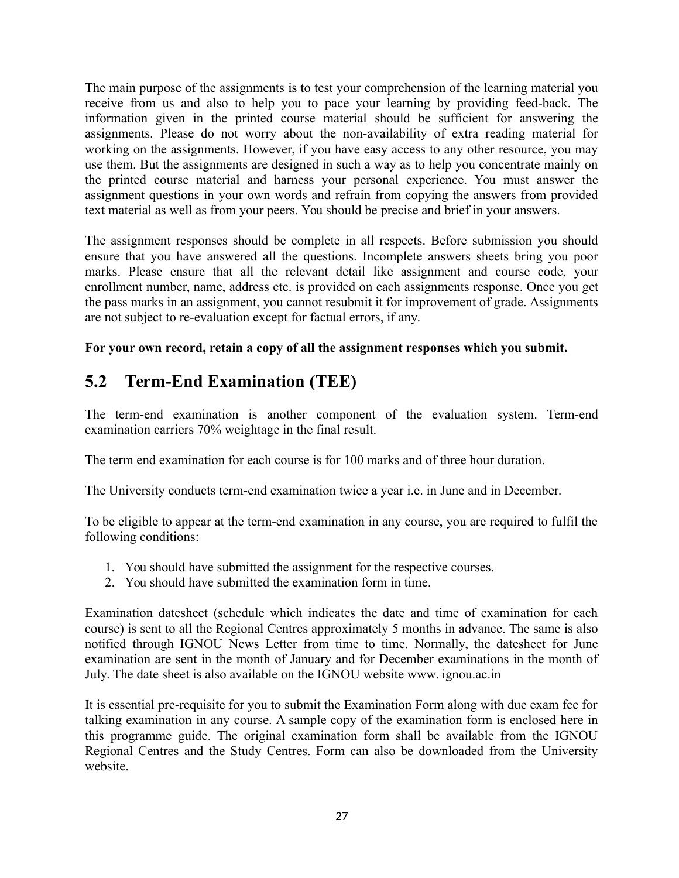The main purpose of the assignments is to test your comprehension of the learning material you receive from us and also to help you to pace your learning by providing feed-back. The information given in the printed course material should be sufficient for answering the assignments. Please do not worry about the non-availability of extra reading material for working on the assignments. However, if you have easy access to any other resource, you may use them. But the assignments are designed in such a way as to help you concentrate mainly on the printed course material and harness your personal experience. You must answer the assignment questions in your own words and refrain from copying the answers from provided text material as well as from your peers. You should be precise and brief in your answers.

The assignment responses should be complete in all respects. Before submission you should ensure that you have answered all the questions. Incomplete answers sheets bring you poor marks. Please ensure that all the relevant detail like assignment and course code, your enrollment number, name, address etc. is provided on each assignments response. Once you get the pass marks in an assignment, you cannot resubmit it for improvement of grade. Assignments are not subject to re-evaluation except for factual errors, if any.

**For your own record, retain a copy of all the assignment responses which you submit.**

## 5.2 Term-End Examination (TEE)

The term-end examination is another component of the evaluation system. Term-end examination carriers 70% weightage in the final result.

The term end examination for each course is for 100 marks and of three hour duration.

The University conducts term-end examination twice a year i.e. in June and in December.

To be eligible to appear at the term-end examination in any course, you are required to fulfil the following conditions:

1. You should have submitted the assignment for the respective courses.
2. You should have submitted the examination form in time.

Examination datesheet (schedule which indicates the date and time of examination for each course) is sent to all the Regional Centres approximately 5 months in advance. The same is also notified through IGNOU News Letter from time to time. Normally, the datesheet for June examination are sent in the month of January and for December examinations in the month of July. The date sheet is also available on the IGNOU website www. ignou.ac.in

It is essential pre-requisite for you to submit the Examination Form along with due exam fee for talking examination in any course. A sample copy of the examination form is enclosed here in this programme guide. The original examination form shall be available from the IGNOU Regional Centres and the Study Centres. Form can also be downloaded from the University website.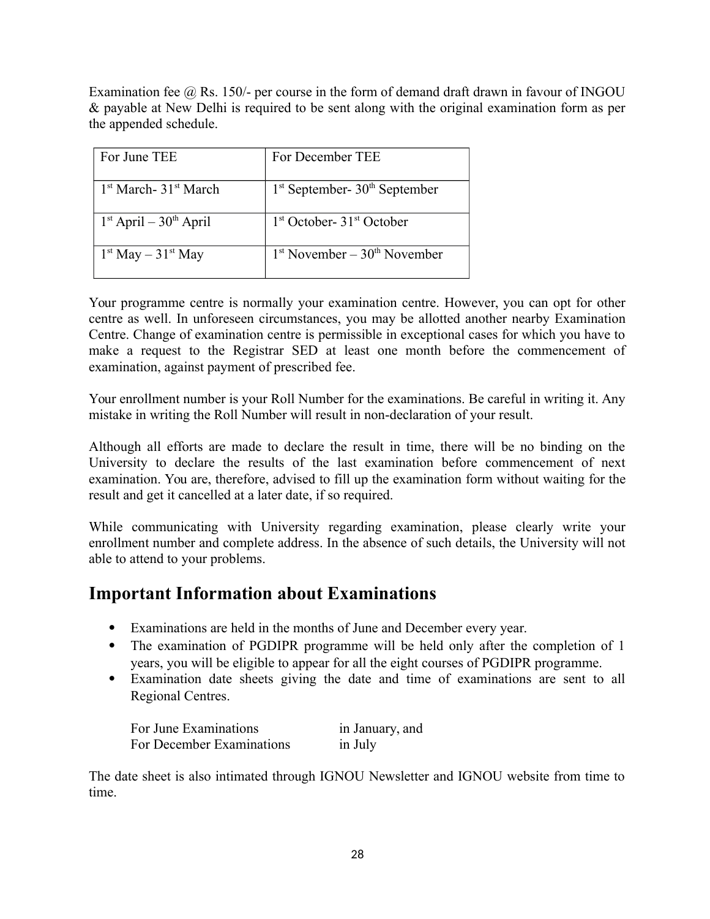Examination fee @ Rs. 150/- per course in the form of demand draft drawn in favour of INGOU & payable at New Delhi is required to be sent along with the original examination form as per the appended schedule.

| For June TEE | For December TEE |
| --- | --- |
| 1st March- 31st March | 1st September- 30th September |
| 1st April – 30th April | 1st October- 31st October |
| 1st May – 31st May | 1st November – 30th November |

Your programme centre is normally your examination centre. However, you can opt for other centre as well. In unforeseen circumstances, you may be allotted another nearby Examination Centre. Change of examination centre is permissible in exceptional cases for which you have to make a request to the Registrar SED at least one month before the commencement of examination, against payment of prescribed fee.

Your enrollment number is your Roll Number for the examinations. Be careful in writing it. Any mistake in writing the Roll Number will result in non-declaration of your result.

Although all efforts are made to declare the result in time, there will be no binding on the University to declare the results of the last examination before commencement of next examination. You are, therefore, advised to fill up the examination form without waiting for the result and get it cancelled at a later date, if so required.

While communicating with University regarding examination, please clearly write your enrollment number and complete address. In the absence of such details, the University will not able to attend to your problems.

## Important Information about Examinations

- Examinations are held in the months of June and December every year.
- The examination of PGDIPR programme will be held only after the completion of 1 years, you will be eligible to appear for all the eight courses of PGDIPR programme.
- Examination date sheets giving the date and time of examinations are sent to all Regional Centres.

| | |
| --- | --- |
| For June Examinations | in January, and |
| For December Examinations | in July |

The date sheet is also intimated through IGNOU Newsletter and IGNOU website from time to time.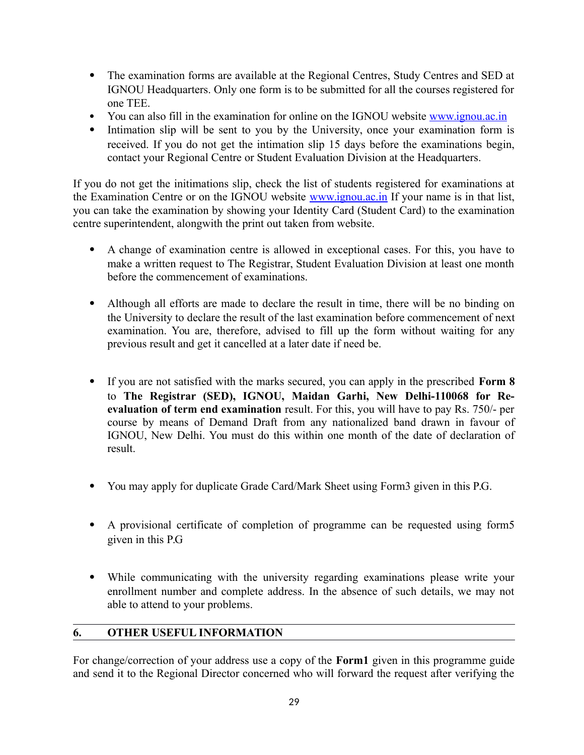- The examination forms are available at the Regional Centres, Study Centres and SED at IGNOU Headquarters. Only one form is to be submitted for all the courses registered for one TEE.
- You can also fill in the examination for online on the IGNOU website www.ignou.ac.in
- Intimation slip will be sent to you by the University, once your examination form is received. If you do not get the intimation slip 15 days before the examinations begin, contact your Regional Centre or Student Evaluation Division at the Headquarters.

If you do not get the initimations slip, check the list of students registered for examinations at the Examination Centre or on the IGNOU website www.ignou.ac.in If your name is in that list, you can take the examination by showing your Identity Card (Student Card) to the examination centre superintendent, alongwith the print out taken from website.

- A change of examination centre is allowed in exceptional cases. For this, you have to make a written request to The Registrar, Student Evaluation Division at least one month before the commencement of examinations.

- Although all efforts are made to declare the result in time, there will be no binding on the University to declare the result of the last examination before commencement of next examination. You are, therefore, advised to fill up the form without waiting for any previous result and get it cancelled at a later date if need be.

- If you are not satisfied with the marks secured, you can apply in the prescribed **Form 8** to **The Registrar (SED), IGNOU, Maidan Garhi, New Delhi-110068 for Re-evaluation of term end examination** result. For this, you will have to pay Rs. 750/- per course by means of Demand Draft from any nationalized band drawn in favour of IGNOU, New Delhi. You must do this within one month of the date of declaration of result.

- You may apply for duplicate Grade Card/Mark Sheet using Form3 given in this P.G.

- A provisional certificate of completion of programme can be requested using form5 given in this P.G

- While communicating with the university regarding examinations please write your enrollment number and complete address. In the absence of such details, we may not able to attend to your problems.

## 6. OTHER USEFUL INFORMATION

For change/correction of your address use a copy of the **Form1** given in this programme guide and send it to the Regional Director concerned who will forward the request after verifying the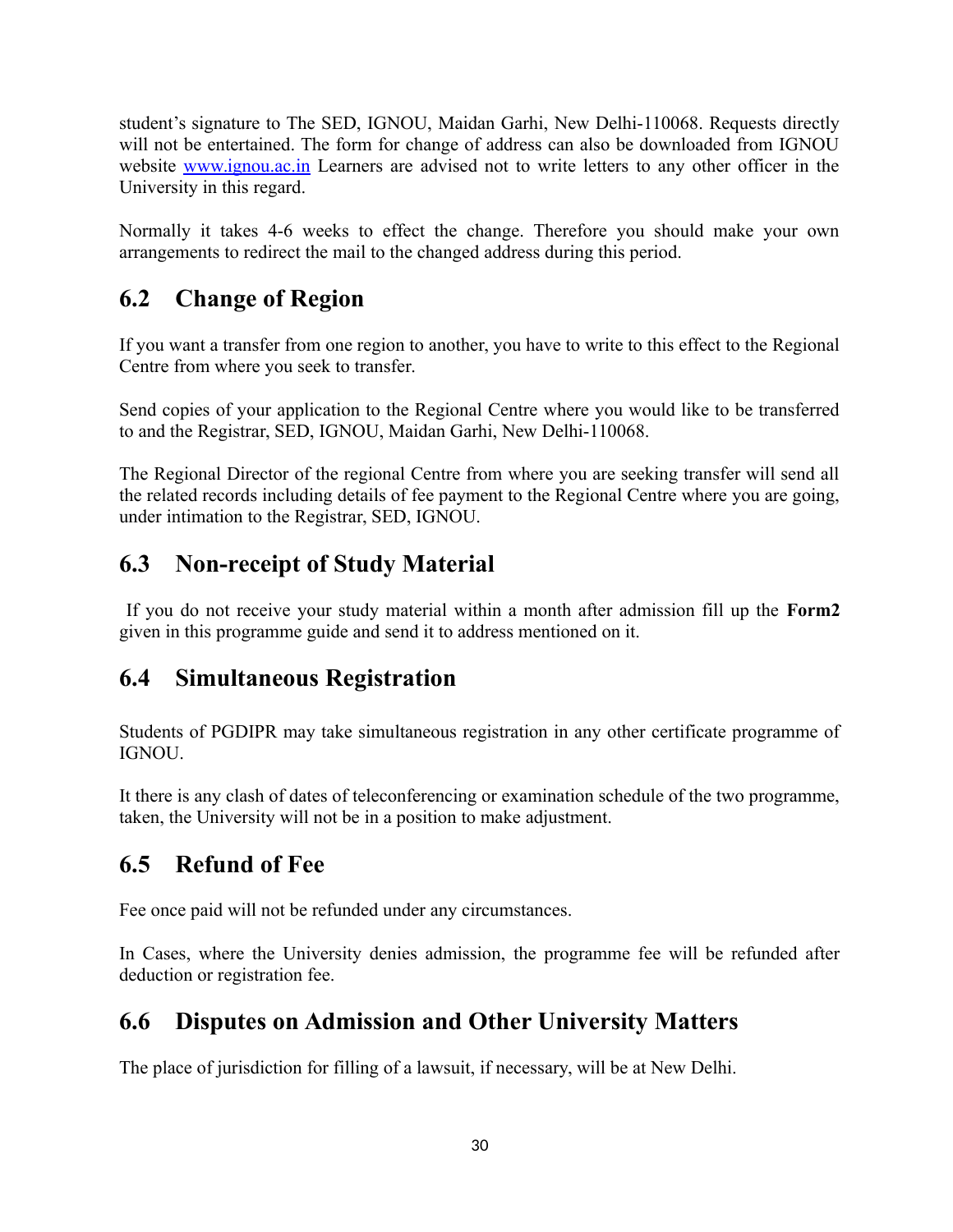student's signature to The SED, IGNOU, Maidan Garhi, New Delhi-110068. Requests directly will not be entertained. The form for change of address can also be downloaded from IGNOU website www.ignou.ac.in Learners are advised not to write letters to any other officer in the University in this regard.

Normally it takes 4-6 weeks to effect the change. Therefore you should make your own arrangements to redirect the mail to the changed address during this period.

## 6.2 Change of Region

If you want a transfer from one region to another, you have to write to this effect to the Regional Centre from where you seek to transfer.

Send copies of your application to the Regional Centre where you would like to be transferred to and the Registrar, SED, IGNOU, Maidan Garhi, New Delhi-110068.

The Regional Director of the regional Centre from where you are seeking transfer will send all the related records including details of fee payment to the Regional Centre where you are going, under intimation to the Registrar, SED, IGNOU.

## 6.3 Non-receipt of Study Material

If you do not receive your study material within a month after admission fill up the **Form2** given in this programme guide and send it to address mentioned on it.

## 6.4 Simultaneous Registration

Students of PGDIPR may take simultaneous registration in any other certificate programme of IGNOU.

It there is any clash of dates of teleconferencing or examination schedule of the two programme, taken, the University will not be in a position to make adjustment.

## 6.5 Refund of Fee

Fee once paid will not be refunded under any circumstances.

In Cases, where the University denies admission, the programme fee will be refunded after deduction or registration fee.

## 6.6 Disputes on Admission and Other University Matters

The place of jurisdiction for filling of a lawsuit, if necessary, will be at New Delhi.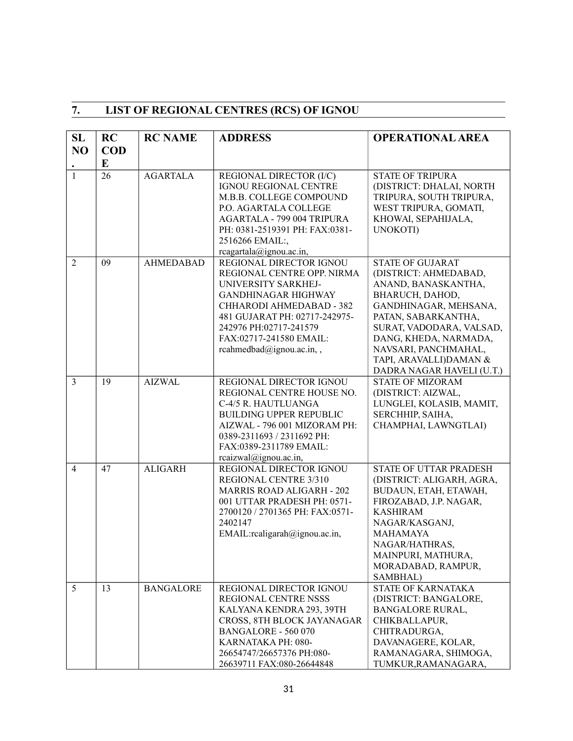## 7. LIST OF REGIONAL CENTRES (RCS) OF IGNOU

| SL NO. | RC CODE | RC NAME | ADDRESS | OPERATIONAL AREA |
|---|---|---|---|---|
| 1 | 26 | AGARTALA | REGIONAL DIRECTOR (I/C) IGNOU REGIONAL CENTRE M.B.B. COLLEGE COMPOUND P.O. AGARTALA COLLEGE AGARTALA - 799 004 TRIPURA PH: 0381-2519391 PH: FAX:0381-2516266 EMAIL:, rcagartala@ignou.ac.in, | STATE OF TRIPURA (DISTRICT: DHALAI, NORTH TRIPURA, SOUTH TRIPURA, WEST TRIPURA, GOMATI, KHOWAI, SEPAHIJALA, UNOKOTI) |
| 2 | 09 | AHMEDABAD | REGIONAL DIRECTOR IGNOU REGIONAL CENTRE OPP. NIRMA UNIVERSITY SARKHEJ-GANDHINAGAR HIGHWAY CHHARODI AHMEDABAD - 382 481 GUJARAT PH: 02717-242975-242976 PH:02717-241579 FAX:02717-241580 EMAIL: rcahmedbad@ignou.ac.in, , | STATE OF GUJARAT (DISTRICT: AHMEDABAD, ANAND, BANASKANTHA, BHARUCH, DAHOD, GANDHINAGAR, MEHSANA, PATAN, SABARKANTHA, SURAT, VADODARA, VALSAD, DANG, KHEDA, NARMADA, NAVSARI, PANCHMAHAL, TAPI, ARAVALLI)DAMAN & DADRA NAGAR HAVELI (U.T.) |
| 3 | 19 | AIZWAL | REGIONAL DIRECTOR IGNOU REGIONAL CENTRE HOUSE NO. C-4/5 R. HAUTLUANGA BUILDING UPPER REPUBLIC AIZWAL - 796 001 MIZORAM PH: 0389-2311693 / 2311692 PH: FAX:0389-2311789 EMAIL: rcaizwal@ignou.ac.in, | STATE OF MIZORAM (DISTRICT: AIZWAL, LUNGLEI, KOLASIB, MAMIT, SERCHHIP, SAIHA, CHAMPHAI, LAWNGTLAI) |
| 4 | 47 | ALIGARH | REGIONAL DIRECTOR IGNOU REGIONAL CENTRE 3/310 MARRIS ROAD ALIGARH - 202 001 UTTAR PRADESH PH: 0571-2700120 / 2701365 PH: FAX:0571-2402147 EMAIL:rcaligarah@ignou.ac.in, | STATE OF UTTAR PRADESH (DISTRICT: ALIGARH, AGRA, BUDAUN, ETAH, ETAWAH, FIROZABAD, J.P. NAGAR, KASHIRAM NAGAR/KASGANJ, MAHAMAYA NAGAR/HATHRAS, MAINPURI, MATHURA, MORADABAD, RAMPUR, SAMBHAL) |
| 5 | 13 | BANGALORE | REGIONAL DIRECTOR IGNOU REGIONAL CENTRE NSSS KALYANA KENDRA 293, 39TH CROSS, 8TH BLOCK JAYANAGAR BANGALORE - 560 070 KARNATAKA PH: 080-26654747/26657376 PH:080-26639711 FAX:080-26644848 | STATE OF KARNATAKA (DISTRICT: BANGALORE, BANGALORE RURAL, CHIKBALLAPUR, CHITRADURGA, DAVANAGERE, KOLAR, RAMANAGARA, SHIMOGA, TUMKUR,RAMANAGARA, |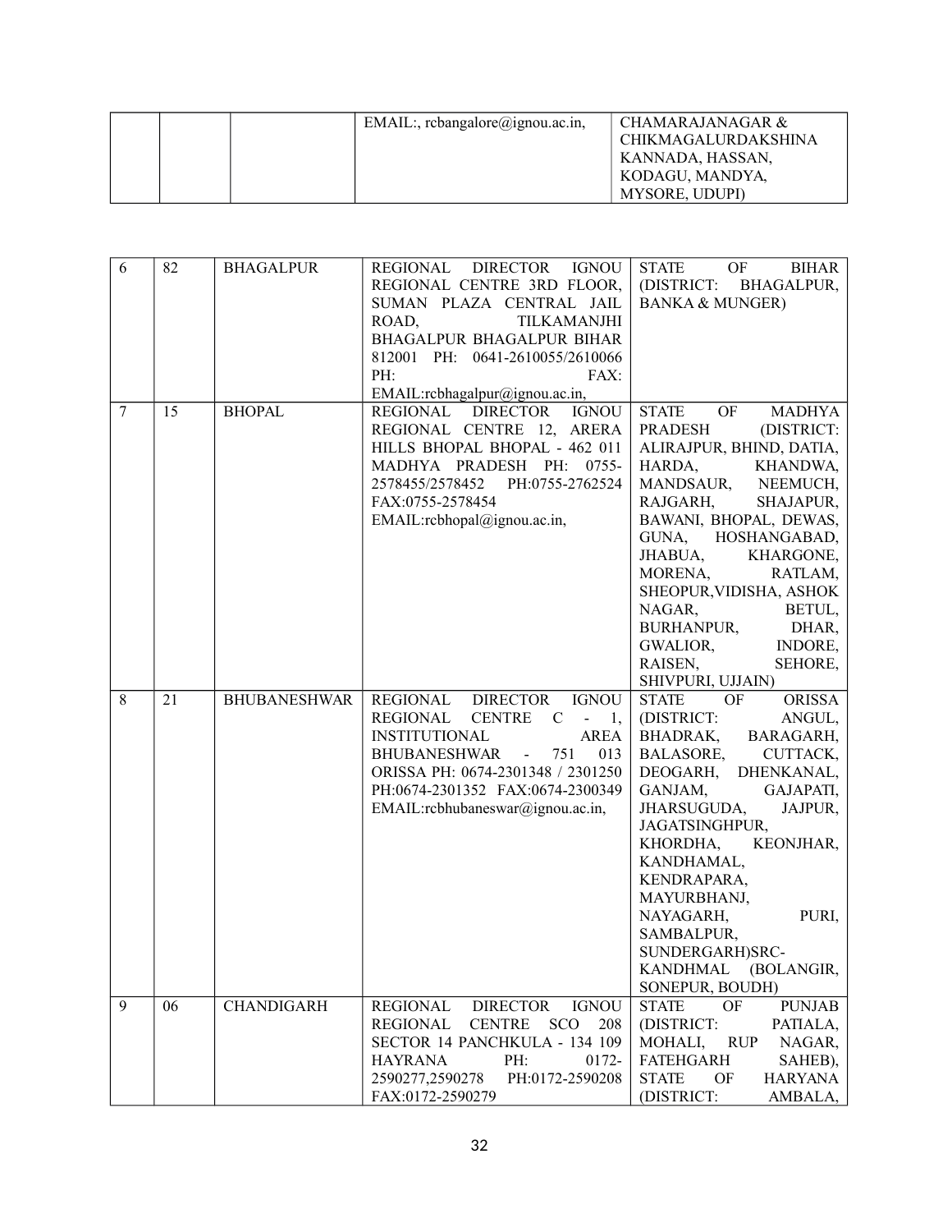| | | | EMAIL:, rcbangalore@ignou.ac.in, | CHAMARAJANAGAR & CHIKMAGALURDAKSHINA KANNADA, HASSAN, KODAGU, MANDYA, MYSORE, UDUPI) |
|---|---|---|---|---|

| | | | | |
|---|---|---|---|---|
| 6 | 82 | BHAGALPUR | REGIONAL DIRECTOR IGNOU REGIONAL CENTRE 3RD FLOOR, SUMAN PLAZA CENTRAL JAIL ROAD, TILKAMANJHI BHAGALPUR BHAGALPUR BIHAR 812001 PH: 0641-2610055/2610066 PH: FAX: EMAIL:rcbhagalpur@ignou.ac.in, | STATE OF BIHAR (DISTRICT: BHAGALPUR, BANKA & MUNGER) |
| 7 | 15 | BHOPAL | REGIONAL DIRECTOR IGNOU REGIONAL CENTRE 12, ARERA HILLS BHOPAL BHOPAL - 462 011 MADHYA PRADESH PH: 0755-2578455/2578452 PH:0755-2762524 FAX:0755-2578454 EMAIL:rcbhopal@ignou.ac.in, | STATE OF MADHYA PRADESH (DISTRICT: ALIRAJPUR, BHIND, DATIA, HARDA, KHANDWA, MANDSAUR, NEEMUCH, RAJGARH, SHAJAPUR, BAWANI, BHOPAL, DEWAS, GUNA, HOSHANGABAD, JHABUA, KHARGONE, MORENA, RATLAM, SHEOPUR,VIDISHA, ASHOK NAGAR, BETUL, BURHANPUR, DHAR, GWALIOR, INDORE, RAISEN, SEHORE, SHIVPURI, UJJAIN) |
| 8 | 21 | BHUBANESHWAR | REGIONAL DIRECTOR IGNOU REGIONAL CENTRE C - 1, INSTITUTIONAL AREA BHUBANESHWAR - 751 013 ORISSA PH: 0674-2301348 / 2301250 PH:0674-2301352 FAX:0674-2300349 EMAIL:rcbhubaneswar@ignou.ac.in, | STATE OF ORISSA (DISTRICT: ANGUL, BHADRAK, BARAGARH, BALASORE, CUTTACK, DEOGARH, DHENKANAL, GANJAM, GAJAPATI, JHARSUGUDA, JAJPUR, JAGATSINGHPUR, KHORDHA, KEONJHAR, KANDHAMAL, KENDRAPARA, MAYURBHANJ, NAYAGARH, PURI, SAMBALPUR, SUNDERGARH)SRC-KANDHMAL (BOLANGIR, SONEPUR, BOUDH) |
| 9 | 06 | CHANDIGARH | REGIONAL DIRECTOR IGNOU REGIONAL CENTRE SCO 208 SECTOR 14 PANCHKULA - 134 109 HAYRANA PH: 0172-2590277,2590278 PH:0172-2590208 FAX:0172-2590279 | STATE OF PUNJAB (DISTRICT: PATIALA, MOHALI, RUP NAGAR, FATEHGARH SAHEB), STATE OF HARYANA (DISTRICT: AMBALA, |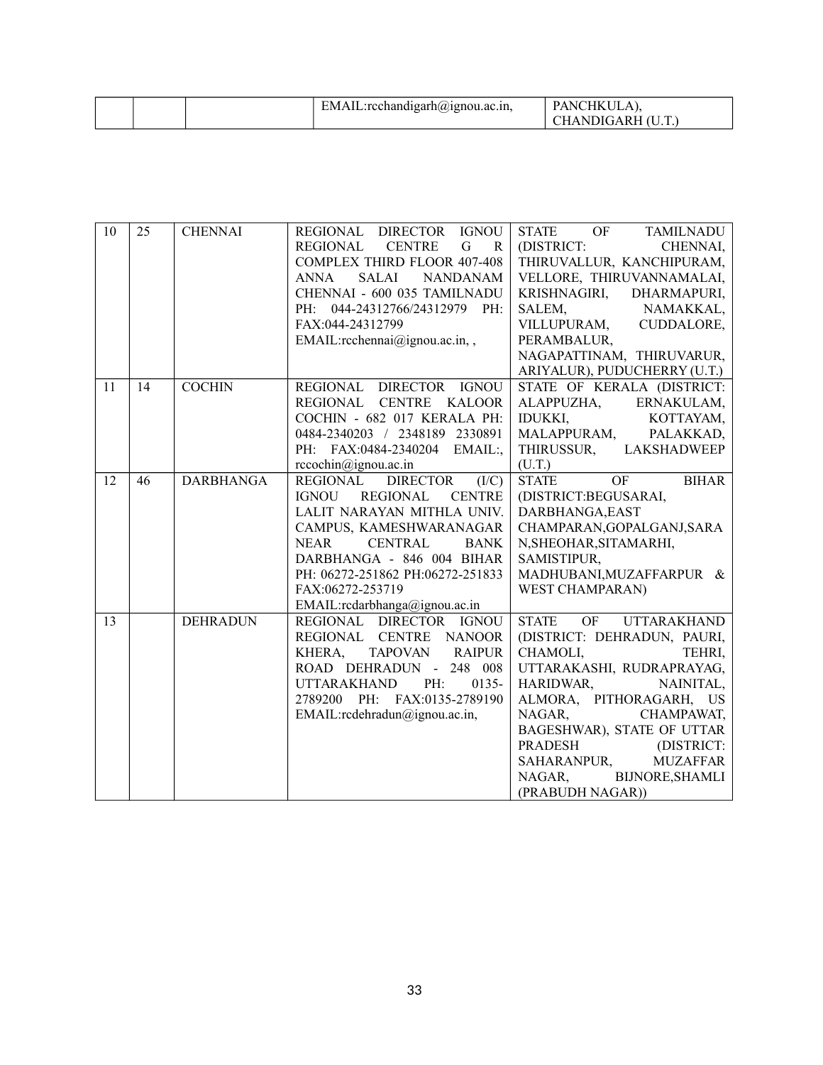|  |  |  | EMAIL:rcchandigarh@ignou.ac.in, | PANCHKULA), CHANDIGARH (U.T.) |
|---|---|---|---|---|

| 10 | 25 | CHENNAI | REGIONAL DIRECTOR IGNOU REGIONAL CENTRE G R COMPLEX THIRD FLOOR 407-408 ANNA SALAI NANDANAM CHENNAI - 600 035 TAMILNADU PH: 044-24312766/24312979 PH: FAX:044-24312799 EMAIL:rcchennai@ignou.ac.in, , | STATE OF TAMILNADU (DISTRICT: CHENNAI, THIRUVALLUR, KANCHIPURAM, VELLORE, THIRUVANNAMALAI, KRISHNAGIRI, DHARMAPURI, SALEM, NAMAKKAL, VILLUPURAM, CUDDALORE, PERAMBALUR, NAGAPATTINAM, THIRUVARUR, ARIYALUR), PUDUCHERRY (U.T.) |
|---|---|---|---|---|
| 11 | 14 | COCHIN | REGIONAL DIRECTOR IGNOU REGIONAL CENTRE KALOOR COCHIN - 682 017 KERALA PH: 0484-2340203 / 2348189 2330891 PH: FAX:0484-2340204 EMAIL:, rccochin@ignou.ac.in | STATE OF KERALA (DISTRICT: ALAPPUZHA, ERNAKULAM, IDUKKI, KOTTAYAM, MALAPPURAM, PALAKKAD, THIRUSSUR, LAKSHADWEEP (U.T.) |
| 12 | 46 | DARBHANGA | REGIONAL DIRECTOR (I/C) IGNOU REGIONAL CENTRE LALIT NARAYAN MITHLA UNIV. CAMPUS, KAMESHWARANAGAR NEAR CENTRAL BANK DARBHANGA - 846 004 BIHAR PH: 06272-251862 PH:06272-251833 FAX:06272-253719 EMAIL:rcdarbhanga@ignou.ac.in | STATE OF BIHAR (DISTRICT:BEGUSARAI, DARBHANGA,EAST CHAMPARAN,GOPALGANJ,SARAN,SHEOHAR,SITAMARHI, SAMISTIPUR, MADHUBANI,MUZAFFARPUR & WEST CHAMPARAN) |
| 13 |  | DEHRADUN | REGIONAL DIRECTOR IGNOU REGIONAL CENTRE NANOOR KHERA, TAPOVAN RAIPUR ROAD DEHRADUN - 248 008 UTTARAKHAND PH: 0135-2789200 PH: FAX:0135-2789190 EMAIL:rcdehradun@ignou.ac.in, | STATE OF UTTARAKHAND (DISTRICT: DEHRADUN, PAURI, CHAMOLI, TEHRI, UTTARAKASHI, RUDRAPRAYAG, HARIDWAR, NAINITAL, ALMORA, PITHORAGARH, US NAGAR, CHAMPAWAT, BAGESHWAR), STATE OF UTTAR PRADESH (DISTRICT: SAHARANPUR, MUZAFFAR NAGAR, BIJNORE,SHAMLI (PRABUDH NAGAR)) |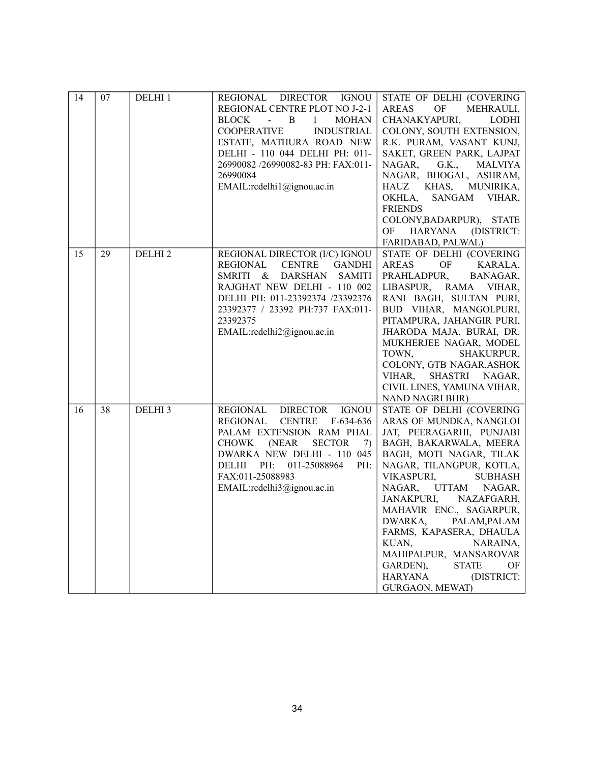| 14 | 07 | DELHI 1 | REGIONAL DIRECTOR IGNOU REGIONAL CENTRE PLOT NO J-2-1 BLOCK - B 1 MOHAN COOPERATIVE INDUSTRIAL ESTATE, MATHURA ROAD NEW DELHI - 110 044 DELHI PH: 011-26990082 /26990082-83 PH: FAX:011-26990084 EMAIL:rcdelhi1@ignou.ac.in | STATE OF DELHI (COVERING AREAS OF MEHRAULI, CHANAKYAPURI, LODHI COLONY, SOUTH EXTENSION, R.K. PURAM, VASANT KUNJ, SAKET, GREEN PARK, LAJPAT NAGAR, G.K., MALVIYA NAGAR, BHOGAL, ASHRAM, HAUZ KHAS, MUNIRIKA, OKHLA, SANGAM VIHAR, FRIENDS COLONY,BADARPUR), STATE OF HARYANA (DISTRICT: FARIDABAD, PALWAL) |
|---|---|---|---|---|
| 15 | 29 | DELHI 2 | REGIONAL DIRECTOR (I/C) IGNOU REGIONAL CENTRE GANDHI SMRITI & DARSHAN SAMITI RAJGHAT NEW DELHI - 110 002 DELHI PH: 011-23392374 /23392376 23392377 / 23392 PH:737 FAX:011-23392375 EMAIL:rcdelhi2@ignou.ac.in | STATE OF DELHI (COVERING AREAS OF KARALA, PRAHLADPUR, BANAGAR, LIBASPUR, RAMA VIHAR, RANI BAGH, SULTAN PURI, BUD VIHAR, MANGOLPURI, PITAMPURA, JAHANGIR PURI, JHARODA MAJA, BURAI, DR. MUKHERJEE NAGAR, MODEL TOWN, SHAKURPUR, COLONY, GTB NAGAR,ASHOK VIHAR, SHASTRI NAGAR, CIVIL LINES, YAMUNA VIHAR, NAND NAGRI BHR) |
| 16 | 38 | DELHI 3 | REGIONAL DIRECTOR IGNOU REGIONAL CENTRE F-634-636 PALAM EXTENSION RAM PHAL CHOWK (NEAR SECTOR 7) DWARKA NEW DELHI - 110 045 DELHI PH: 011-25088964 PH: FAX:011-25088983 EMAIL:rcdelhi3@ignou.ac.in | STATE OF DELHI (COVERING ARAS OF MUNDKA, NANGLOI JAT, PEERAGARHI, PUNJABI BAGH, BAKARWALA, MEERA BAGH, MOTI NAGAR, TILAK NAGAR, TILANGPUR, KOTLA, VIKASPURI, SUBHASH NAGAR, UTTAM NAGAR, JANAKPURI, NAZAFGARH, MAHAVIR ENC., SAGARPUR, DWARKA, PALAM,PALAM FARMS, KAPASERA, DHAULA KUAN, NARAINA, MAHIPALPUR, MANSAROVAR GARDEN), STATE OF HARYANA (DISTRICT: GURGAON, MEWAT) |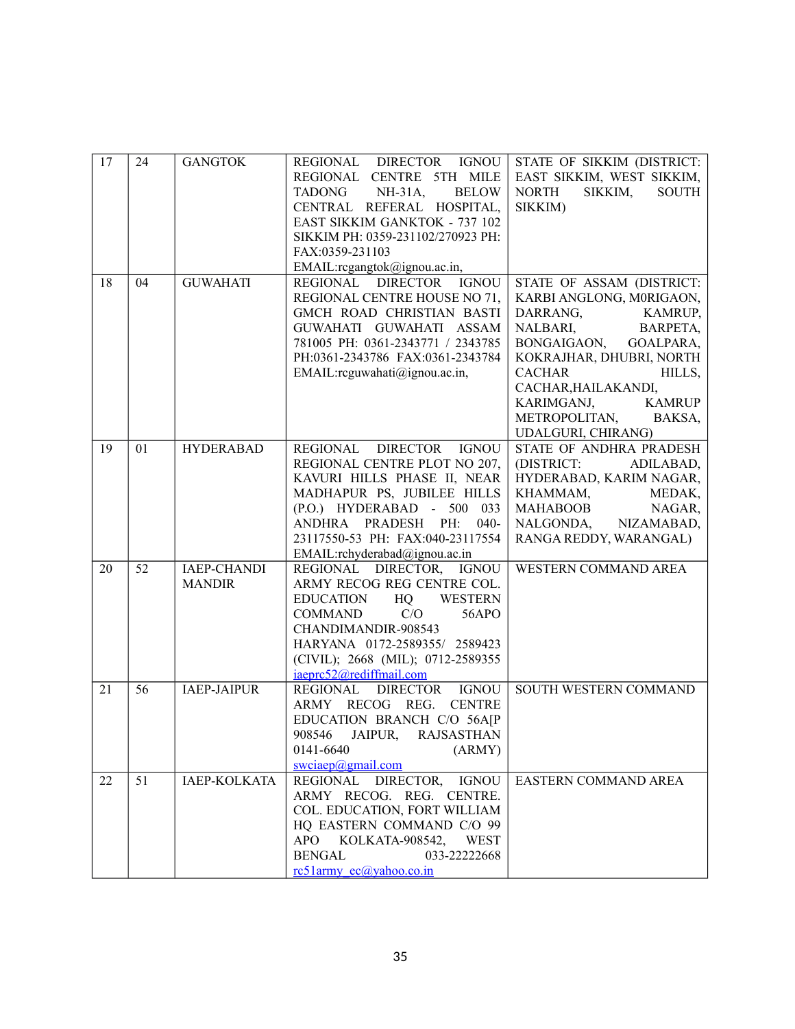| 17 | 24 | GANGTOK | REGIONAL DIRECTOR IGNOU REGIONAL CENTRE 5TH MILE TADONG NH-31A, BELOW CENTRAL REFERAL HOSPITAL, EAST SIKKIM GANKTOK - 737 102 SIKKIM PH: 0359-231102/270923 PH: FAX:0359-231103 EMAIL:rcgangtok@ignou.ac.in, | STATE OF SIKKIM (DISTRICT: EAST SIKKIM, WEST SIKKIM, NORTH SIKKIM, SOUTH SIKKIM) |
|---|---|---|---|---|
| 18 | 04 | GUWAHATI | REGIONAL DIRECTOR IGNOU REGIONAL CENTRE HOUSE NO 71, GMCH ROAD CHRISTIAN BASTI GUWAHATI GUWAHATI ASSAM 781005 PH: 0361-2343771 / 2343785 PH:0361-2343786 FAX:0361-2343784 EMAIL:rcguwahati@ignou.ac.in, | STATE OF ASSAM (DISTRICT: KARBI ANGLONG, M0RIGAON, DARRANG, KAMRUP, NALBARI, BARPETA, BONGAIGAON, GOALPARA, KOKRAJHAR, DHUBRI, NORTH CACHAR HILLS, CACHAR,HAILAKANDI, KARIMGANJ, KAMRUP METROPOLITAN, BAKSA, UDALGURI, CHIRANG) |
| 19 | 01 | HYDERABAD | REGIONAL DIRECTOR IGNOU REGIONAL CENTRE PLOT NO 207, KAVURI HILLS PHASE II, NEAR MADHAPUR PS, JUBILEE HILLS (P.O.) HYDERABAD - 500 033 ANDHRA PRADESH PH: 040-23117550-53 PH: FAX:040-23117554 EMAIL:rchyderabad@ignou.ac.in | STATE OF ANDHRA PRADESH (DISTRICT: ADILABAD, HYDERABAD, KARIM NAGAR, KHAMMAM, MEDAK, MAHABOOB NAGAR, NALGONDA, NIZAMABAD, RANGA REDDY, WARANGAL) |
| 20 | 52 | IAEP-CHANDI MANDIR | REGIONAL DIRECTOR, IGNOU ARMY RECOG REG CENTRE COL. EDUCATION HQ WESTERN COMMAND C/O 56APO CHANDIMANDIR-908543 HARYANA 0172-2589355/ 2589423 (CIVIL); 2668 (MIL); 0712-2589355 iaeprc52@rediffmail.com | WESTERN COMMAND AREA |
| 21 | 56 | IAEP-JAIPUR | REGIONAL DIRECTOR IGNOU ARMY RECOG REG. CENTRE EDUCATION BRANCH C/O 56A[P 908546 JAIPUR, RAJSASTHAN 0141-6640 (ARMY) swciaep@gmail.com | SOUTH WESTERN COMMAND |
| 22 | 51 | IAEP-KOLKATA | REGIONAL DIRECTOR, IGNOU ARMY RECOG. REG. CENTRE. COL. EDUCATION, FORT WILLIAM HQ EASTERN COMMAND C/O 99 APO KOLKATA-908542, WEST BENGAL 033-22222668 rc51army_ec@yahoo.co.in | EASTERN COMMAND AREA |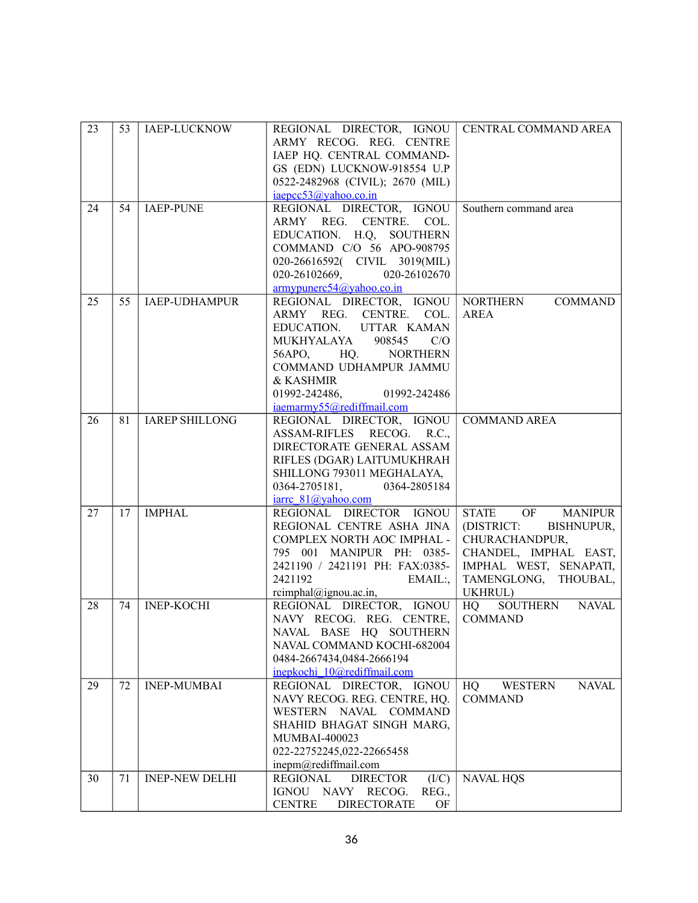| 23 | 53 | IAEP-LUCKNOW | REGIONAL DIRECTOR, IGNOU ARMY RECOG. REG. CENTRE IAEP HQ. CENTRAL COMMAND-GS (EDN) LUCKNOW-918554 U.P 0522-2482968 (CIVIL); 2670 (MIL) iaepcc53@yahoo.co.in | CENTRAL COMMAND AREA |
|---|---|---|---|---|
| 24 | 54 | IAEP-PUNE | REGIONAL DIRECTOR, IGNOU ARMY REG. CENTRE. COL. EDUCATION. H.Q, SOUTHERN COMMAND C/O 56 APO-908795 020-26616592( CIVIL 3019(MIL) 020-26102669, 020-26102670 armypunerc54@yahoo.co.in | Southern command area |
| 25 | 55 | IAEP-UDHAMPUR | REGIONAL DIRECTOR, IGNOU ARMY REG. CENTRE. COL. EDUCATION. UTTAR KAMAN MUKHYALAYA 908545 C/O 56APO, HQ. NORTHERN COMMAND UDHAMPUR JAMMU & KASHMIR 01992-242486, 01992-242486 iaemarmy55@rediffmail.com | NORTHERN COMMAND AREA |
| 26 | 81 | IAREP SHILLONG | REGIONAL DIRECTOR, IGNOU ASSAM-RIFLES RECOG. R.C., DIRECTORATE GENERAL ASSAM RIFLES (DGAR) LAITUMUKHRAH SHILLONG 793011 MEGHALAYA, 0364-2705181, 0364-2805184 iarrc_81@yahoo.com | COMMAND AREA |
| 27 | 17 | IMPHAL | REGIONAL DIRECTOR IGNOU REGIONAL CENTRE ASHA JINA COMPLEX NORTH AOC IMPHAL - 795 001 MANIPUR PH: 0385-2421190 / 2421191 PH: FAX:0385-2421192 EMAIL:, rcimphal@ignou.ac.in, | STATE OF MANIPUR (DISTRICT: BISHNUPUR, CHURACHANDPUR, CHANDEL, IMPHAL EAST, IMPHAL WEST, SENAPATI, TAMENGLONG, THOUBAL, UKHRUL) |
| 28 | 74 | INEP-KOCHI | REGIONAL DIRECTOR, IGNOU NAVY RECOG. REG. CENTRE, NAVAL BASE HQ SOUTHERN NAVAL COMMAND KOCHI-682004 0484-2667434,0484-2666194 inepkochi_10@rediffmail.com | HQ SOUTHERN NAVAL COMMAND |
| 29 | 72 | INEP-MUMBAI | REGIONAL DIRECTOR, IGNOU NAVY RECOG. REG. CENTRE, HQ. WESTERN NAVAL COMMAND SHAHID BHAGAT SINGH MARG, MUMBAI-400023 022-22752245,022-22665458 inepm@rediffmail.com | HQ WESTERN NAVAL COMMAND |
| 30 | 71 | INEP-NEW DELHI | REGIONAL DIRECTOR (I/C) IGNOU NAVY RECOG. REG., CENTRE DIRECTORATE OF | NAVAL HQS |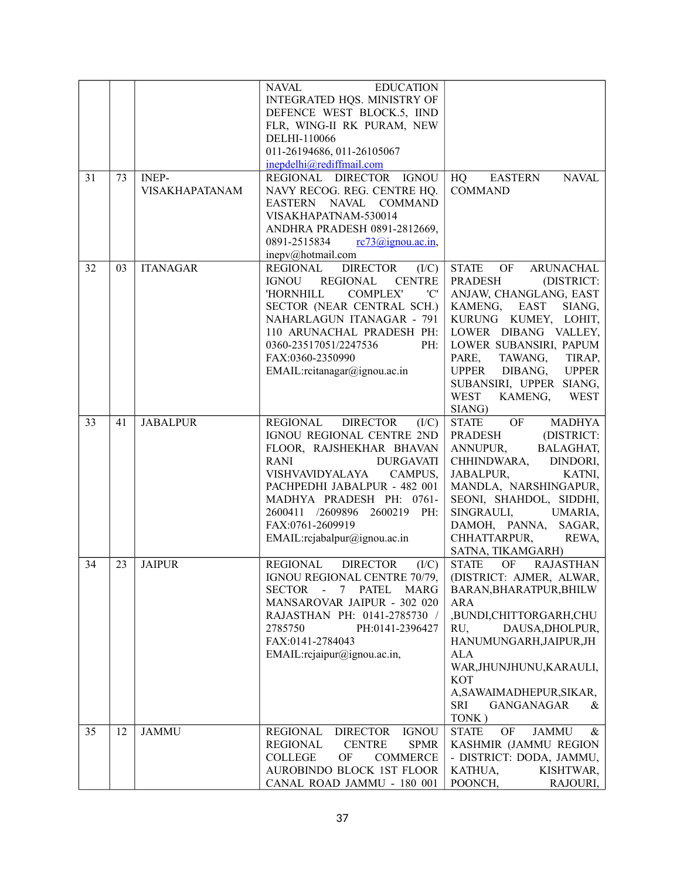| | | | | |
|---|---|---|---|---|
| | | | NAVAL EDUCATION INTEGRATED HQS. MINISTRY OF DEFENCE WEST BLOCK.5, IIND FLR, WING-II RK PURAM, NEW DELHI-110066 011-26194686, 011-26105067 inepdelhi@rediffmail.com | |
| 31 | 73 | INEP-VISAKHAPATANAM | REGIONAL DIRECTOR IGNOU NAVY RECOG. REG. CENTRE HQ. EASTERN NAVAL COMMAND VISAKHAPATNAM-530014 ANDHRA PRADESH 0891-2812669, 0891-2515834 rc73@ignou.ac.in, inepv@hotmail.com | HQ EASTERN NAVAL COMMAND |
| 32 | 03 | ITANAGAR | REGIONAL DIRECTOR (I/C) IGNOU REGIONAL CENTRE 'HORNHILL COMPLEX' 'C' SECTOR (NEAR CENTRAL SCH.) NAHARLAGUN ITANAGAR - 791 110 ARUNACHAL PRADESH PH: 0360-23517051/2247536 PH: FAX:0360-2350990 EMAIL:rcitanagar@ignou.ac.in | STATE OF ARUNACHAL PRADESH (DISTRICT: ANJAW, CHANGLANG, EAST KAMENG, EAST SIANG, KURUNG KUMEY, LOHIT, LOWER DIBANG VALLEY, LOWER SUBANSIRI, PAPUM PARE, TAWANG, TIRAP, UPPER DIBANG, UPPER SUBANSIRI, UPPER SIANG, WEST KAMENG, WEST SIANG) |
| 33 | 41 | JABALPUR | REGIONAL DIRECTOR (I/C) IGNOU REGIONAL CENTRE 2ND FLOOR, RAJSHEKHAR BHAVAN RANI DURGAVATI VISHVAVIDYALAYA CAMPUS, PACHPEDHI JABALPUR - 482 001 MADHYA PRADESH PH: 0761-2600411 /2609896 2600219 PH: FAX:0761-2609919 EMAIL:rcjabalpur@ignou.ac.in | STATE OF MADHYA PRADESH (DISTRICT: ANNUPUR, BALAGHAT, CHHINDWARA, DINDORI, JABALPUR, KATNI, MANDLA, NARSHINGAPUR, SEONI, SHAHDOL, SIDDHI, SINGRAULI, UMARIA, DAMOH, PANNA, SAGAR, CHHATTARPUR, REWA, SATNA, TIKAMGARH) |
| 34 | 23 | JAIPUR | REGIONAL DIRECTOR (I/C) IGNOU REGIONAL CENTRE 70/79, SECTOR - 7 PATEL MARG MANSAROVAR JAIPUR - 302 020 RAJASTHAN PH: 0141-2785730 / 2785750 PH:0141-2396427 FAX:0141-2784043 EMAIL:rcjaipur@ignou.ac.in, | STATE OF RAJASTHAN (DISTRICT: AJMER, ALWAR, BARAN,BHARATPUR,BHILWARA ,BUNDI,CHITTORGARH,CHURU, DAUSA,DHOLPUR, HANUMUNGARH,JAIPUR,JHALAWAR,JHUNJHUNU,KARAULI, KOTA,SAWAIMADHEPUR,SIKAR, SRI GANGANAGAR & TONK ) |
| 35 | 12 | JAMMU | REGIONAL DIRECTOR IGNOU REGIONAL CENTRE SPMR COLLEGE OF COMMERCE AUROBINDO BLOCK 1ST FLOOR CANAL ROAD JAMMU - 180 001 | STATE OF JAMMU & KASHMIR (JAMMU REGION - DISTRICT: DODA, JAMMU, KATHUA, KISHTWAR, POONCH, RAJOURI, |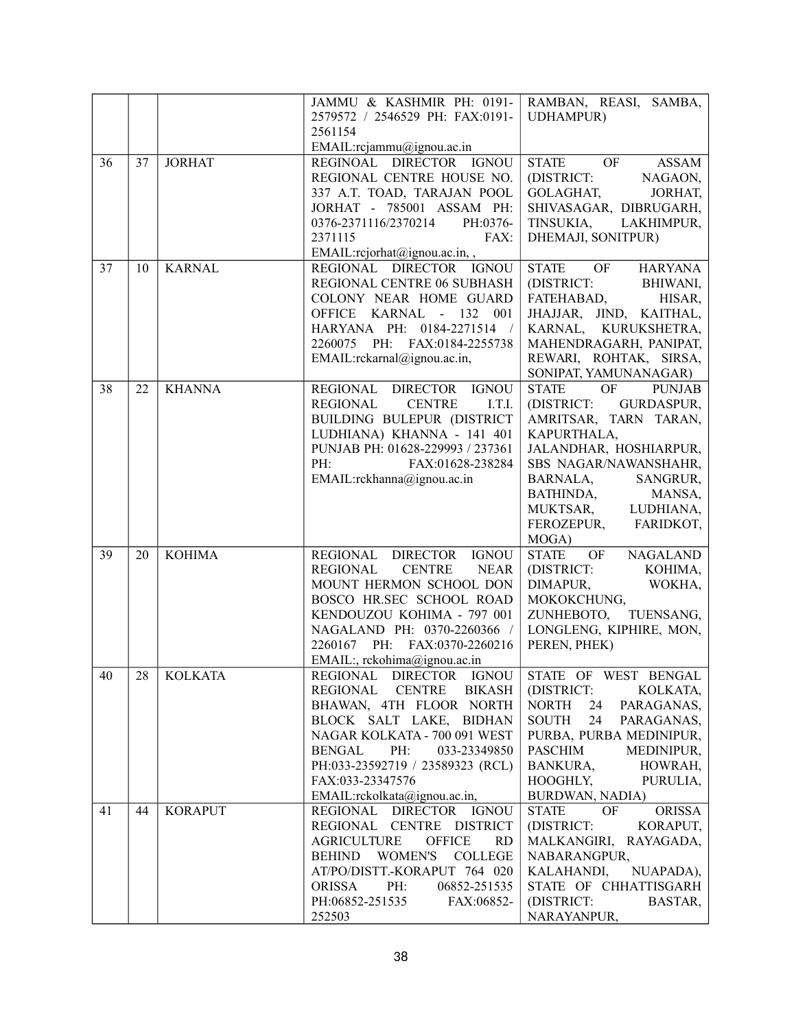| | | | | |
|---|---|---|---|---|
| | | | JAMMU & KASHMIR PH: 0191-2579572 / 2546529 PH: FAX:0191-2561154 EMAIL:rcjammu@ignou.ac.in | RAMBAN, REASI, SAMBA, UDHAMPUR) |
| 36 | 37 | JORHAT | REGINOAL DIRECTOR IGNOU REGIONAL CENTRE HOUSE NO. 337 A.T. TOAD, TARAJAN POOL JORHAT - 785001 ASSAM PH: 0376-2371116/2370214 PH:0376-2371115 FAX: EMAIL:rcjorhat@ignou.ac.in, , | STATE OF ASSAM (DISTRICT: NAGAON, GOLAGHAT, JORHAT, SHIVASAGAR, DIBRUGARH, TINSUKIA, LAKHIMPUR, DHEMAJI, SONITPUR) |
| 37 | 10 | KARNAL | REGIONAL DIRECTOR IGNOU REGIONAL CENTRE 06 SUBHASH COLONY NEAR HOME GUARD OFFICE KARNAL - 132 001 HARYANA PH: 0184-2271514 / 2260075 PH: FAX:0184-2255738 EMAIL:rckarnal@ignou.ac.in, | STATE OF HARYANA (DISTRICT: BHIWANI, FATEHABAD, HISAR, JHAJJAR, JIND, KAITHAL, KARNAL, KURUKSHETRA, MAHENDRAGARH, PANIPAT, REWARI, ROHTAK, SIRSA, SONIPAT, YAMUNANAGAR) |
| 38 | 22 | KHANNA | REGIONAL DIRECTOR IGNOU REGIONAL CENTRE I.T.I. BUILDING BULEPUR (DISTRICT LUDHIANA) KHANNA - 141 401 PUNJAB PH: 01628-229993 / 237361 PH: FAX:01628-238284 EMAIL:rckhanna@ignou.ac.in | STATE OF PUNJAB (DISTRICT: GURDASPUR, AMRITSAR, TARN TARAN, KAPURTHALA, JALANDHAR, HOSHIARPUR, SBS NAGAR/NAWANSHAHR, BARNALA, SANGRUR, BATHINDA, MANSA, MUKTSAR, LUDHIANA, FEROZEPUR, FARIDKOT, MOGA) |
| 39 | 20 | KOHIMA | REGIONAL DIRECTOR IGNOU REGIONAL CENTRE NEAR MOUNT HERMON SCHOOL DON BOSCO HR.SEC SCHOOL ROAD KENDOUZOU KOHIMA - 797 001 NAGALAND PH: 0370-2260366 / 2260167 PH: FAX:0370-2260216 EMAIL:, rckohima@ignou.ac.in | STATE OF NAGALAND (DISTRICT: KOHIMA, DIMAPUR, WOKHA, MOKOKCHUNG, ZUNHEBOTO, TUENSANG, LONGLENG, KIPHIRE, MON, PEREN, PHEK) |
| 40 | 28 | KOLKATA | REGIONAL DIRECTOR IGNOU REGIONAL CENTRE BIKASH BHAWAN, 4TH FLOOR NORTH BLOCK SALT LAKE, BIDHAN NAGAR KOLKATA - 700 091 WEST BENGAL PH: 033-23349850 PH:033-23592719 / 23589323 (RCL) FAX:033-23347576 EMAIL:rckolkata@ignou.ac.in, | STATE OF WEST BENGAL (DISTRICT: KOLKATA, NORTH 24 PARAGANAS, SOUTH 24 PARAGANAS, PURBA, PURBA MEDINIPUR, PASCHIM MEDINIPUR, BANKURA, HOWRAH, HOOGHLY, PURULIA, BURDWAN, NADIA) |
| 41 | 44 | KORAPUT | REGIONAL DIRECTOR IGNOU REGIONAL CENTRE DISTRICT AGRICULTURE OFFICE RD BEHIND WOMEN'S COLLEGE AT/PO/DISTT.-KORAPUT 764 020 ORISSA PH: 06852-251535 PH:06852-251535 FAX:06852-252503 | STATE OF ORISSA (DISTRICT: KORAPUT, MALKANGIRI, RAYAGADA, NABARANGPUR, KALAHANDI, NUAPADA), STATE OF CHHATTISGARH (DISTRICT: BASTAR, NARAYANPUR, |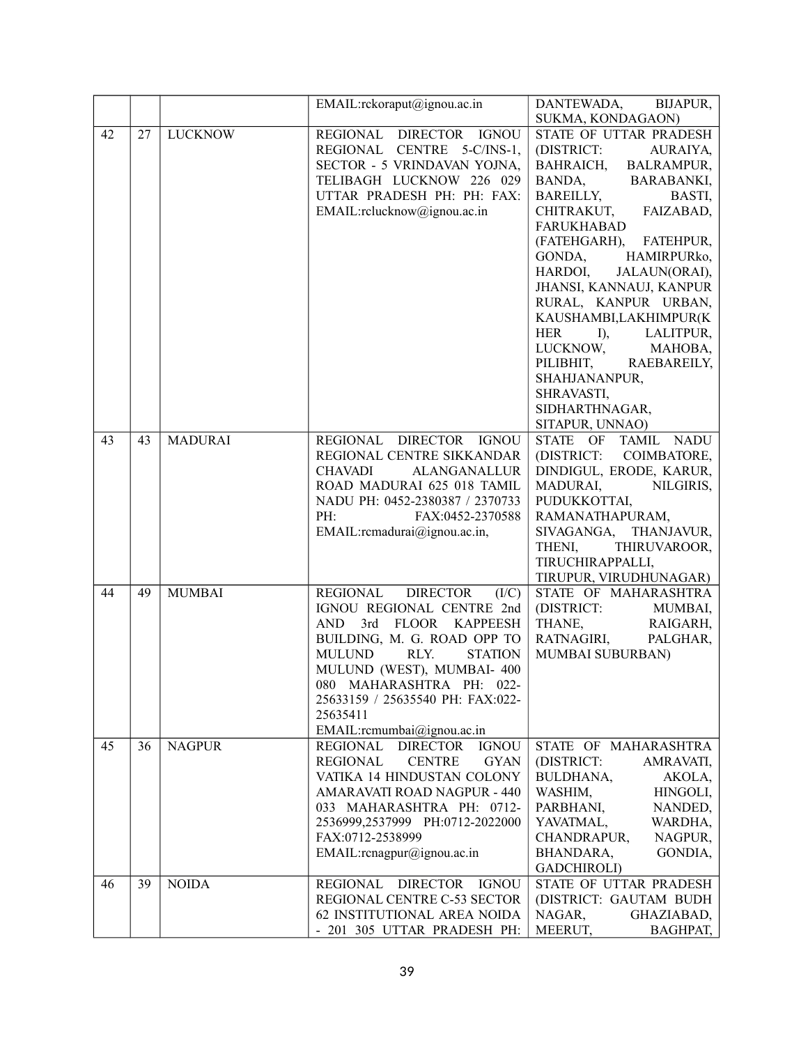|  |  |  | EMAIL:rckoraput@ignou.ac.in | DANTEWADA, BIJAPUR, SUKMA, KONDAGAON) |
|---|---|---|---|---|
| 42 | 27 | LUCKNOW | REGIONAL DIRECTOR IGNOU REGIONAL CENTRE 5-C/INS-1, SECTOR - 5 VRINDAVAN YOJNA, TELIBAGH LUCKNOW 226 029 UTTAR PRADESH PH: PH: FAX: EMAIL:rclucknow@ignou.ac.in | STATE OF UTTAR PRADESH (DISTRICT: AURAIYA, BAHRAICH, BALRAMPUR, BANDA, BARABANKI, BAREILLY, BASTI, CHITRAKUT, FAIZABAD, FARUKHABAD (FATEHGARH), FATEHPUR, GONDA, HAMIRPURko, HARDOI, JALAUN(ORAI), JHANSI, KANNAUJ, KANPUR RURAL, KANPUR URBAN, KAUSHAMBI,LAKHIMPUR(KHER I), LALITPUR, LUCKNOW, MAHOBA, PILIBHIT, RAEBAREILY, SHAHJANANPUR, SHRAVASTI, SIDHARTHNAGAR, SITAPUR, UNNAO) |
| 43 | 43 | MADURAI | REGIONAL DIRECTOR IGNOU REGIONAL CENTRE SIKKANDAR CHAVADI ALANGANALLUR ROAD MADURAI 625 018 TAMIL NADU PH: 0452-2380387 / 2370733 PH: FAX:0452-2370588 EMAIL:rcmadurai@ignou.ac.in, | STATE OF TAMIL NADU (DISTRICT: COIMBATORE, DINDIGUL, ERODE, KARUR, MADURAI, NILGIRIS, PUDUKKOTTAI, RAMANATHAPURAM, SIVAGANGA, THANJAVUR, THENI, THIRUVAROOR, TIRUCHIRAPPALLI, TIRUPUR, VIRUDHUNAGAR) |
| 44 | 49 | MUMBAI | REGIONAL DIRECTOR (I/C) IGNOU REGIONAL CENTRE 2nd AND 3rd FLOOR KAPPEESH BUILDING, M. G. ROAD OPP TO MULUND RLY. STATION MULUND (WEST), MUMBAI- 400 080 MAHARASHTRA PH: 022-25633159 / 25635540 PH: FAX:022-25635411 EMAIL:rcmumbai@ignou.ac.in | STATE OF MAHARASHTRA (DISTRICT: MUMBAI, THANE, RAIGARH, RATNAGIRI, PALGHAR, MUMBAI SUBURBAN) |
| 45 | 36 | NAGPUR | REGIONAL DIRECTOR IGNOU REGIONAL CENTRE GYAN VATIKA 14 HINDUSTAN COLONY AMARAVATI ROAD NAGPUR - 440 033 MAHARASHTRA PH: 0712-2536999,2537999 PH:0712-2022000 FAX:0712-2538999 EMAIL:rcnagpur@ignou.ac.in | STATE OF MAHARASHTRA (DISTRICT: AMRAVATI, BULDHANA, AKOLA, WASHIM, HINGOLI, PARBHANI, NANDED, YAVATMAL, WARDHA, CHANDRAPUR, NAGPUR, BHANDARA, GONDIA, GADCHIROLI) |
| 46 | 39 | NOIDA | REGIONAL DIRECTOR IGNOU REGIONAL CENTRE C-53 SECTOR 62 INSTITUTIONAL AREA NOIDA - 201 305 UTTAR PRADESH PH: | STATE OF UTTAR PRADESH (DISTRICT: GAUTAM BUDH NAGAR, GHAZIABAD, MEERUT, BAGHPAT, |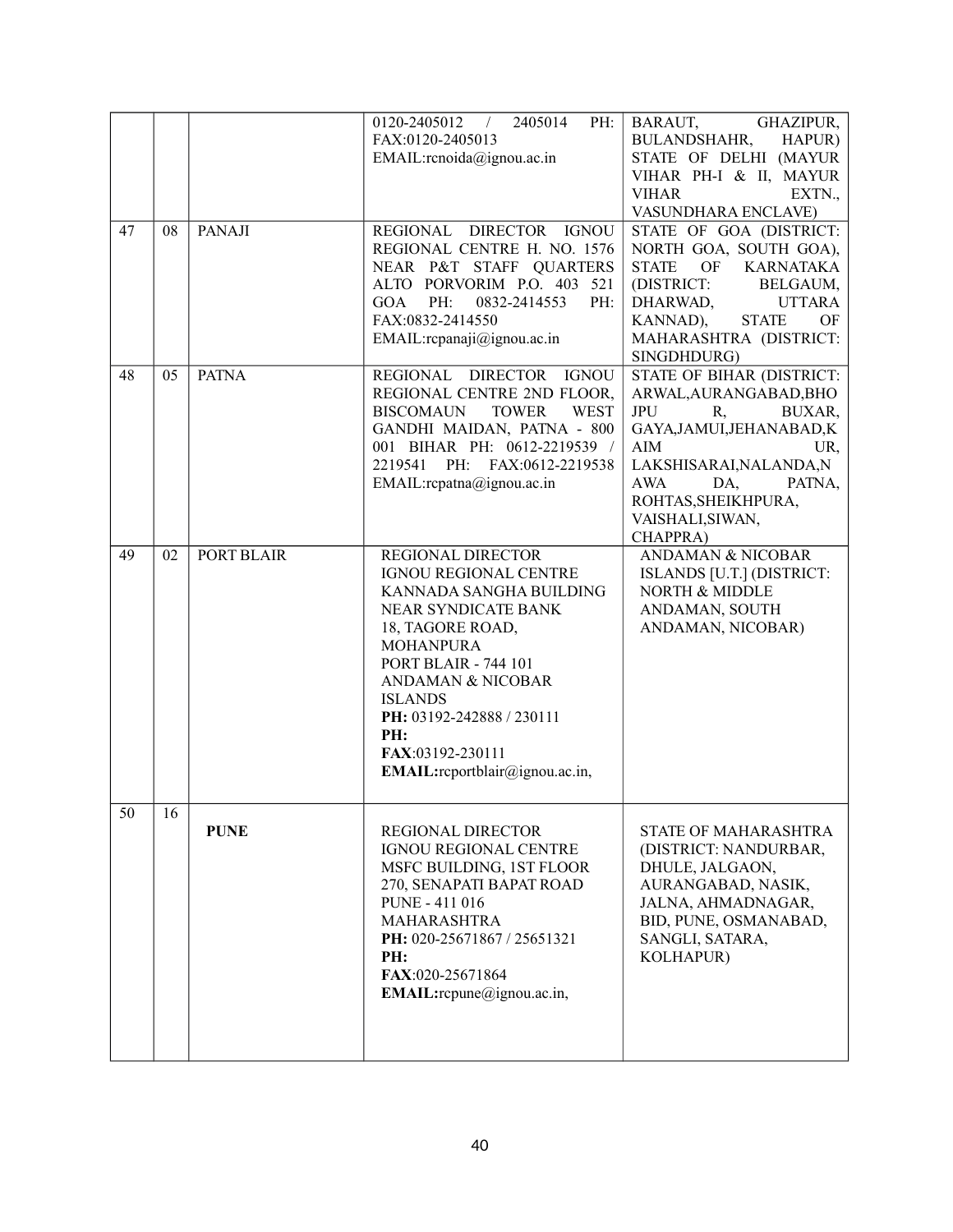| | | | | |
|---|---|---|---|---|
| | | | 0120-2405012 / 2405014 PH: FAX:0120-2405013 EMAIL:rcnoida@ignou.ac.in | BARAUT, GHAZIPUR, BULANDSHAHR, HAPUR) STATE OF DELHI (MAYUR VIHAR PH-I & II, MAYUR VIHAR EXTN., VASUNDHARA ENCLAVE) |
| 47 | 08 | PANAJI | REGIONAL DIRECTOR IGNOU REGIONAL CENTRE H. NO. 1576 NEAR P&T STAFF QUARTERS ALTO PORVORIM P.O. 403 521 GOA PH: 0832-2414553 PH: FAX:0832-2414550 EMAIL:rcpanaji@ignou.ac.in | STATE OF GOA (DISTRICT: NORTH GOA, SOUTH GOA), STATE OF KARNATAKA (DISTRICT: BELGAUM, DHARWAD, UTTARA KANNAD), STATE OF MAHARASHTRA (DISTRICT: SINGDHDURG) |
| 48 | 05 | PATNA | REGIONAL DIRECTOR IGNOU REGIONAL CENTRE 2ND FLOOR, BISCOMAUN TOWER WEST GANDHI MAIDAN, PATNA - 800 001 BIHAR PH: 0612-2219539 / 2219541 PH: FAX:0612-2219538 EMAIL:rcpatna@ignou.ac.in | STATE OF BIHAR (DISTRICT: ARWAL,AURANGABAD,BHOJPU R, BUXAR, GAYA,JAMUI,JEHANABAD,KAIM UR, LAKSHISARAI,NALANDA,NAWA DA, PATNA, ROHTAS,SHEIKHPURA, VAISHALI,SIWAN, CHAPPRA) |
| 49 | 02 | PORT BLAIR | REGIONAL DIRECTOR IGNOU REGIONAL CENTRE KANNADA SANGHA BUILDING NEAR SYNDICATE BANK 18, TAGORE ROAD, MOHANPURA PORT BLAIR - 744 101 ANDAMAN & NICOBAR ISLANDS **PH:** 03192-242888 / 230111 **PH:** **FAX**:03192-230111 **EMAIL:**rcportblair@ignou.ac.in, | ANDAMAN & NICOBAR ISLANDS [U.T.] (DISTRICT: NORTH & MIDDLE ANDAMAN, SOUTH ANDAMAN, NICOBAR) |
| 50 | 16 | **PUNE** | REGIONAL DIRECTOR IGNOU REGIONAL CENTRE MSFC BUILDING, 1ST FLOOR 270, SENAPATI BAPAT ROAD PUNE - 411 016 MAHARASHTRA **PH:** 020-25671867 / 25651321 **PH:** **FAX**:020-25671864 **EMAIL:**rcpune@ignou.ac.in, | STATE OF MAHARASHTRA (DISTRICT: NANDURBAR, DHULE, JALGAON, AURANGABAD, NASIK, JALNA, AHMADNAGAR, BID, PUNE, OSMANABAD, SANGLI, SATARA, KOLHAPUR) |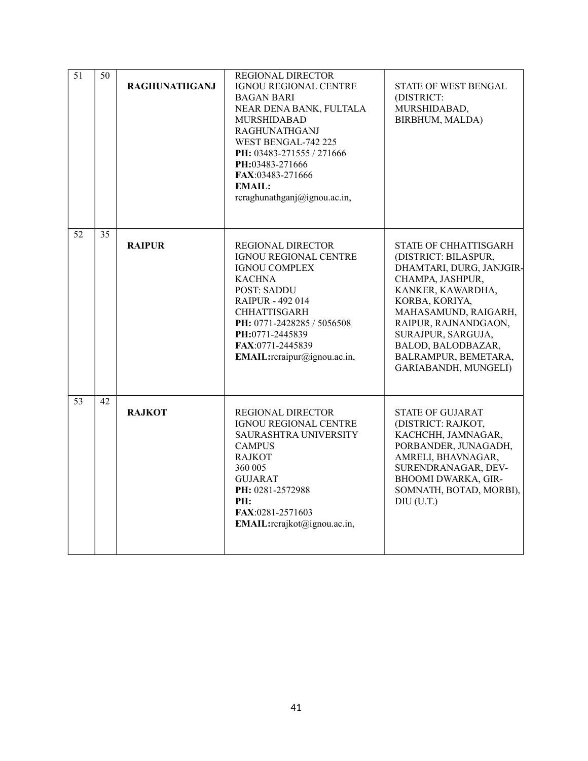| 51 | 50 | **RAGHUNATHGANJ** | REGIONAL DIRECTOR<br>IGNOU REGIONAL CENTRE<br>BAGAN BARI<br>NEAR DENA BANK, FULTALA<br>MURSHIDABAD<br>RAGHUNATHGANJ<br>WEST BENGAL-742 225<br>**PH:** 03483-271555 / 271666<br>**PH:**03483-271666<br>**FAX**:03483-271666<br>**EMAIL:**<br>rcraghunathganj@ignou.ac.in, | STATE OF WEST BENGAL (DISTRICT: MURSHIDABAD, BIRBHUM, MALDA) |
|---|---|---|---|---|
| 52 | 35 | **RAIPUR** | REGIONAL DIRECTOR<br>IGNOU REGIONAL CENTRE<br>IGNOU COMPLEX<br>KACHNA<br>POST: SADDU<br>RAIPUR - 492 014<br>CHHATTISGARH<br>**PH:** 0771-2428285 / 5056508<br>**PH:**0771-2445839<br>**FAX**:0771-2445839<br>**EMAIL:**rcraipur@ignou.ac.in, | STATE OF CHHATTISGARH (DISTRICT: BILASPUR, DHAMTARI, DURG, JANJGIR-CHAMPA, JASHPUR, KANKER, KAWARDHA, KORBA, KORIYA, MAHASAMUND, RAIGARH, RAIPUR, RAJNANDGAON, SURAJPUR, SARGUJA, BALOD, BALODBAZAR, BALRAMPUR, BEMETARA, GARIABANDH, MUNGELI) |
| 53 | 42 | **RAJKOT** | REGIONAL DIRECTOR<br>IGNOU REGIONAL CENTRE<br>SAURASHTRA UNIVERSITY CAMPUS<br>RAJKOT<br>360 005<br>GUJARAT<br>**PH:** 0281-2572988<br>**PH:**<br>**FAX**:0281-2571603<br>**EMAIL:**rcrajkot@ignou.ac.in, | STATE OF GUJARAT (DISTRICT: RAJKOT, KACHCHH, JAMNAGAR, PORBANDER, JUNAGADH, AMRELI, BHAVNAGAR, SURENDRANAGAR, DEV-BHOOMI DWARKA, GIR-SOMNATH, BOTAD, MORBI), DIU (U.T.) |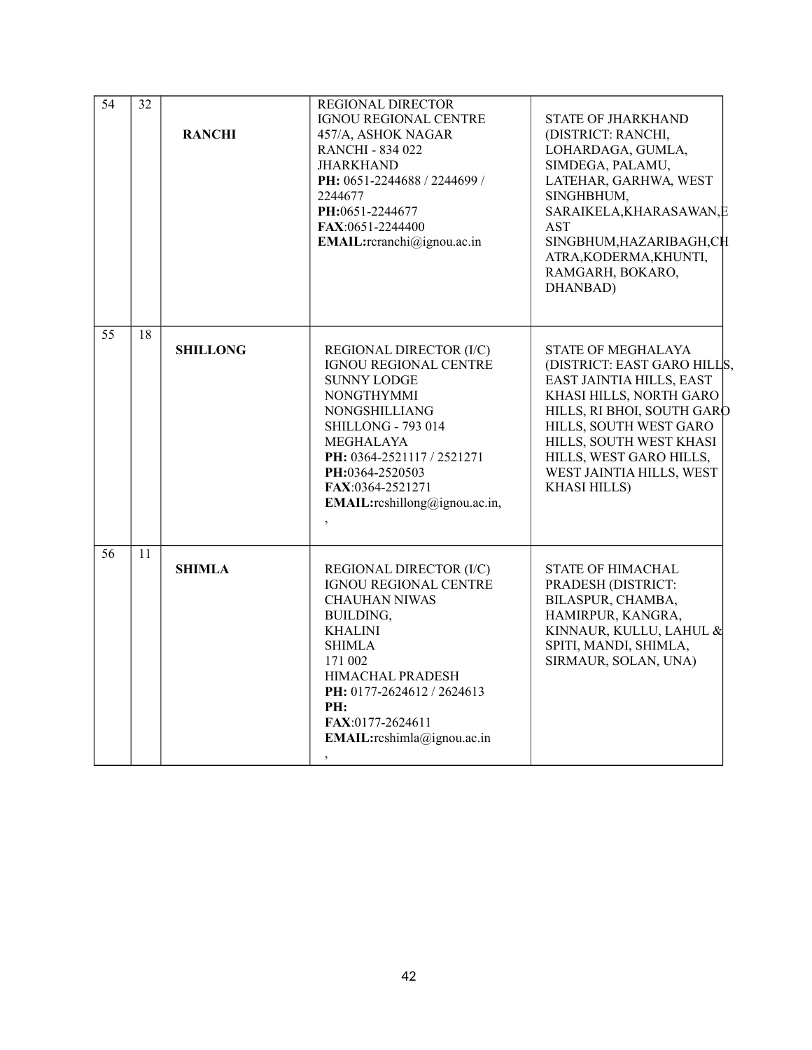| 54 | 32 | **RANCHI** | REGIONAL DIRECTOR<br>IGNOU REGIONAL CENTRE<br>457/A, ASHOK NAGAR<br>RANCHI - 834 022<br>JHARKHAND<br>**PH:** 0651-2244688 / 2244699 / 2244677<br>**PH:**0651-2244677<br>**FAX**:0651-2244400<br>**EMAIL:**rcranchi@ignou.ac.in | STATE OF JHARKHAND (DISTRICT: RANCHI, LOHARDAGA, GUMLA, SIMDEGA, PALAMU, LATEHAR, GARHWA, WEST SINGHBHUM, SARAIKELA,KHARASAWAN,EAST SINGBHUM,HAZARIBAGH,CHATRA,KODERMA,KHUNTI, RAMGARH, BOKARO, DHANBAD) |
|---|---|---|---|---|
| 55 | 18 | **SHILLONG** | REGIONAL DIRECTOR (I/C)<br>IGNOU REGIONAL CENTRE<br>SUNNY LODGE<br>NONGTHYMMI<br>NONGSHILLIANG<br>SHILLONG - 793 014<br>MEGHALAYA<br>**PH:** 0364-2521117 / 2521271<br>**PH:**0364-2520503<br>**FAX**:0364-2521271<br>**EMAIL:**rcshillong@ignou.ac.in,<br>, | STATE OF MEGHALAYA (DISTRICT: EAST GARO HILLS, EAST JAINTIA HILLS, EAST KHASI HILLS, NORTH GARO HILLS, RI BHOI, SOUTH GARO HILLS, SOUTH WEST GARO HILLS, SOUTH WEST KHASI HILLS, WEST GARO HILLS, WEST JAINTIA HILLS, WEST KHASI HILLS) |
| 56 | 11 | **SHIMLA** | REGIONAL DIRECTOR (I/C)<br>IGNOU REGIONAL CENTRE<br>CHAUHAN NIWAS BUILDING,<br>KHALINI<br>SHIMLA<br>171 002<br>HIMACHAL PRADESH<br>**PH:** 0177-2624612 / 2624613<br>**PH:**<br>**FAX**:0177-2624611<br>**EMAIL:**rcshimla@ignou.ac.in<br>, | STATE OF HIMACHAL PRADESH (DISTRICT: BILASPUR, CHAMBA, HAMIRPUR, KANGRA, KINNAUR, KULLU, LAHUL & SPITI, MANDI, SHIMLA, SIRMAUR, SOLAN, UNA) |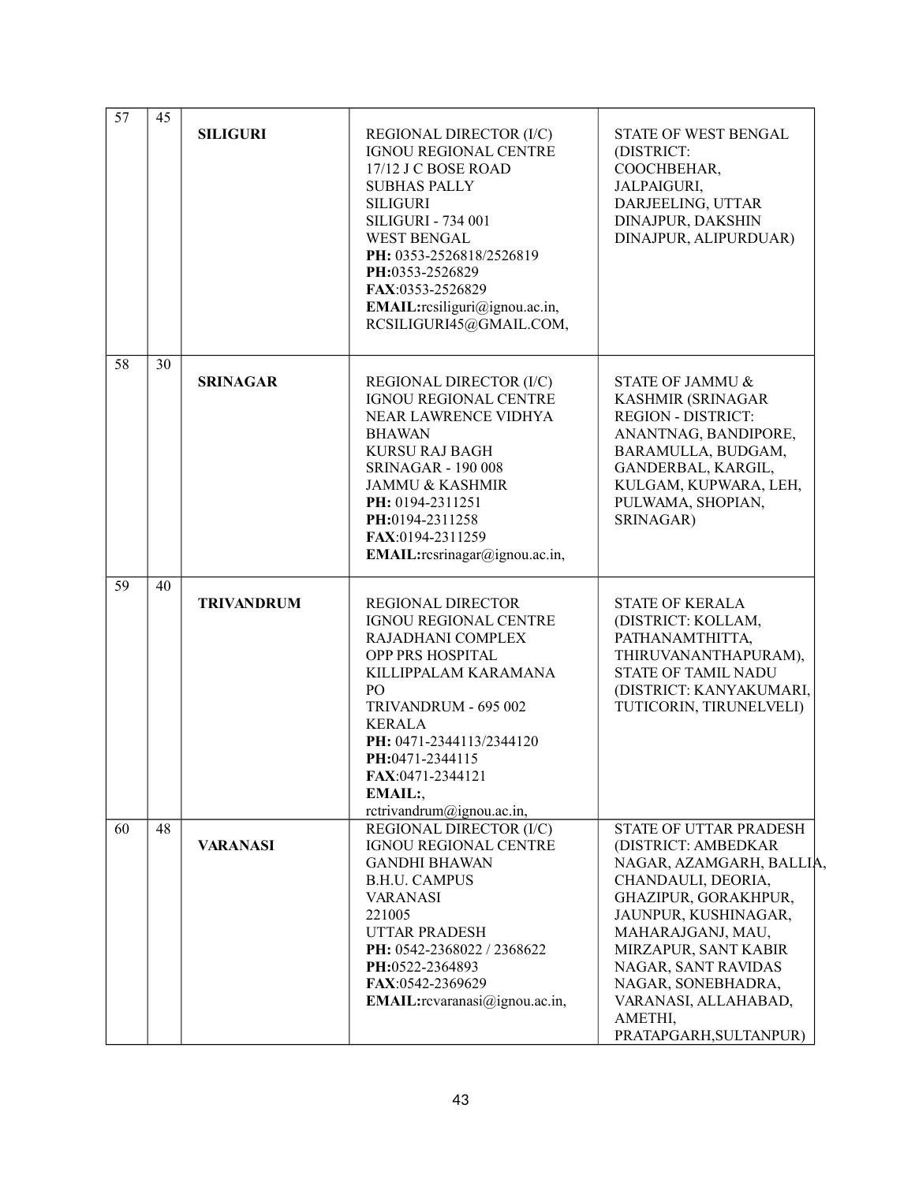| 57 | 45 | **SILIGURI** | REGIONAL DIRECTOR (I/C)<br>IGNOU REGIONAL CENTRE<br>17/12 J C BOSE ROAD<br>SUBHAS PALLY<br>SILIGURI<br>SILIGURI - 734 001<br>WEST BENGAL<br>**PH:** 0353-2526818/2526819<br>**PH:**0353-2526829<br>**FAX**:0353-2526829<br>**EMAIL:**rcsiliguri@ignou.ac.in, RCSILIGURI45@GMAIL.COM, | STATE OF WEST BENGAL (DISTRICT: COOCHBEHAR, JALPAIGURI, DARJEELING, UTTAR DINAJPUR, DAKSHIN DINAJPUR, ALIPURDUAR) |
|---|---|---|---|---|
| 58 | 30 | **SRINAGAR** | REGIONAL DIRECTOR (I/C)<br>IGNOU REGIONAL CENTRE<br>NEAR LAWRENCE VIDHYA BHAWAN<br>KURSU RAJ BAGH<br>SRINAGAR - 190 008<br>JAMMU & KASHMIR<br>**PH:** 0194-2311251<br>**PH:**0194-2311258<br>**FAX**:0194-2311259<br>**EMAIL:**rcsrinagar@ignou.ac.in, | STATE OF JAMMU & KASHMIR (SRINAGAR REGION - DISTRICT: ANANTNAG, BANDIPORE, BARAMULLA, BUDGAM, GANDERBAL, KARGIL, KULGAM, KUPWARA, LEH, PULWAMA, SHOPIAN, SRINAGAR) |
| 59 | 40 | **TRIVANDRUM** | REGIONAL DIRECTOR<br>IGNOU REGIONAL CENTRE<br>RAJADHANI COMPLEX<br>OPP PRS HOSPITAL<br>KILLIPPALAM KARAMANA PO<br>TRIVANDRUM - 695 002<br>KERALA<br>**PH:** 0471-2344113/2344120<br>**PH:**0471-2344115<br>**FAX**:0471-2344121<br>**EMAIL:**,<br>rctrivandrum@ignou.ac.in, | STATE OF KERALA (DISTRICT: KOLLAM, PATHANAMTHITTA, THIRUVANANTHAPURAM), STATE OF TAMIL NADU (DISTRICT: KANYAKUMARI, TUTICORIN, TIRUNELVELI) |
| 60 | 48 | **VARANASI** | REGIONAL DIRECTOR (I/C)<br>IGNOU REGIONAL CENTRE<br>GANDHI BHAWAN<br>B.H.U. CAMPUS<br>VARANASI<br>221005<br>UTTAR PRADESH<br>**PH:** 0542-2368022 / 2368622<br>**PH:**0522-2364893<br>**FAX**:0542-2369629<br>**EMAIL:**rcvaranasi@ignou.ac.in, | STATE OF UTTAR PRADESH (DISTRICT: AMBEDKAR NAGAR, AZAMGARH, BALLIA, CHANDAULI, DEORIA, GHAZIPUR, GORAKHPUR, JAUNPUR, KUSHINAGAR, MAHARAJGANJ, MAU, MIRZAPUR, SANT KABIR NAGAR, SANT RAVIDAS NAGAR, SONEBHADRA, VARANASI, ALLAHABAD, AMETHI, PRATAPGARH,SULTANPUR) |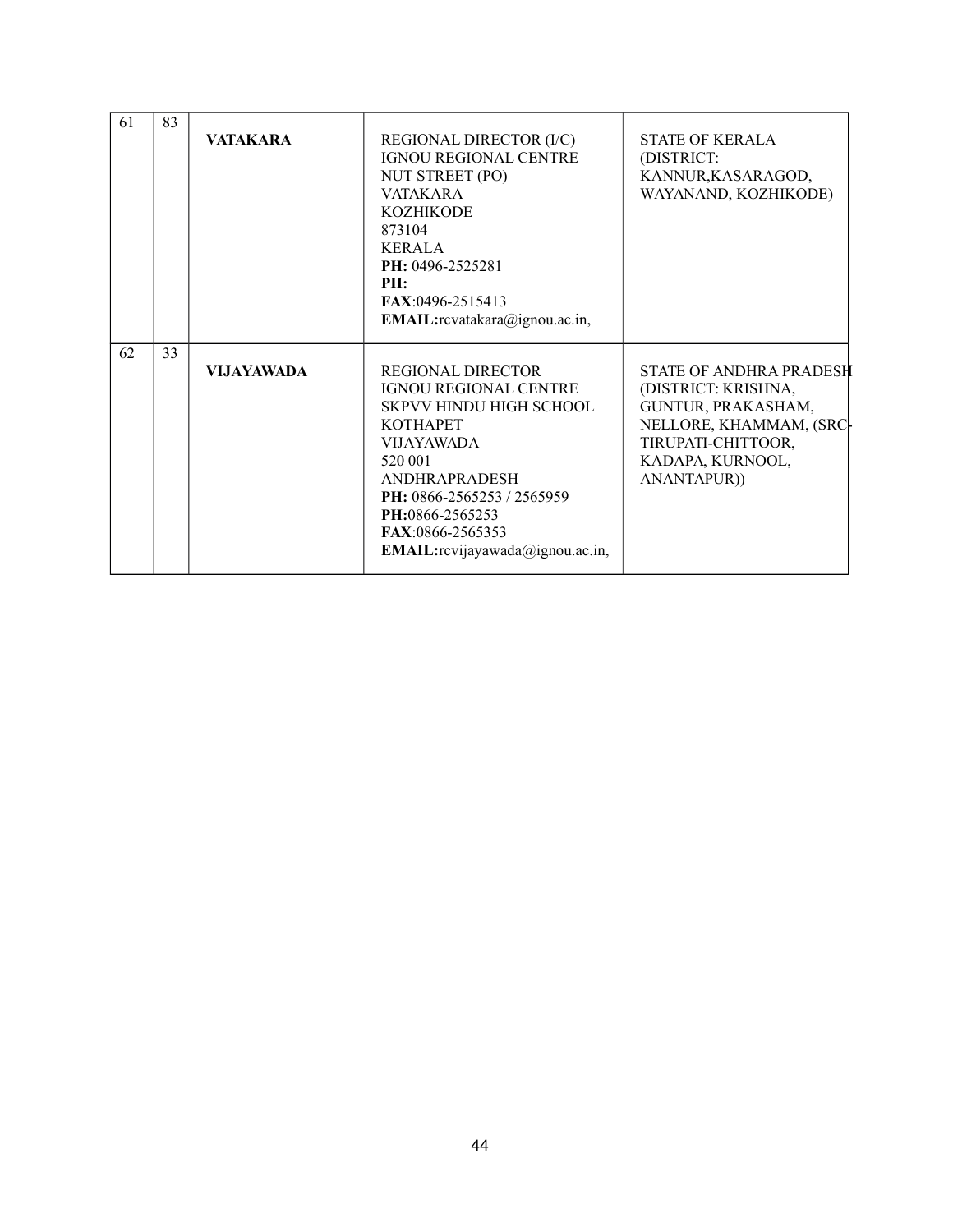| 61 | 83 | **VATAKARA** | REGIONAL DIRECTOR (I/C)<br>IGNOU REGIONAL CENTRE<br>NUT STREET (PO)<br>VATAKARA<br>KOZHIKODE<br>873104<br>KERALA<br>**PH:** 0496-2525281<br>**PH:**<br>**FAX**:0496-2515413<br>**EMAIL:**rcvatakara@ignou.ac.in, | STATE OF KERALA (DISTRICT: KANNUR,KASARAGOD, WAYANAND, KOZHIKODE) |
|---|---|---|---|---|
| 62 | 33 | **VIJAYAWADA** | REGIONAL DIRECTOR<br>IGNOU REGIONAL CENTRE<br>SKPVV HINDU HIGH SCHOOL<br>KOTHAPET<br>VIJAYAWADA<br>520 001<br>ANDHRAPRADESH<br>**PH:** 0866-2565253 / 2565959<br>**PH:**0866-2565253<br>**FAX**:0866-2565353<br>**EMAIL:**rcvijayawada@ignou.ac.in, | STATE OF ANDHRA PRADESH (DISTRICT: KRISHNA, GUNTUR, PRAKASHAM, NELLORE, KHAMMAM, (SRC-TIRUPATI-CHITTOOR, KADAPA, KURNOOL, ANANTAPUR)) |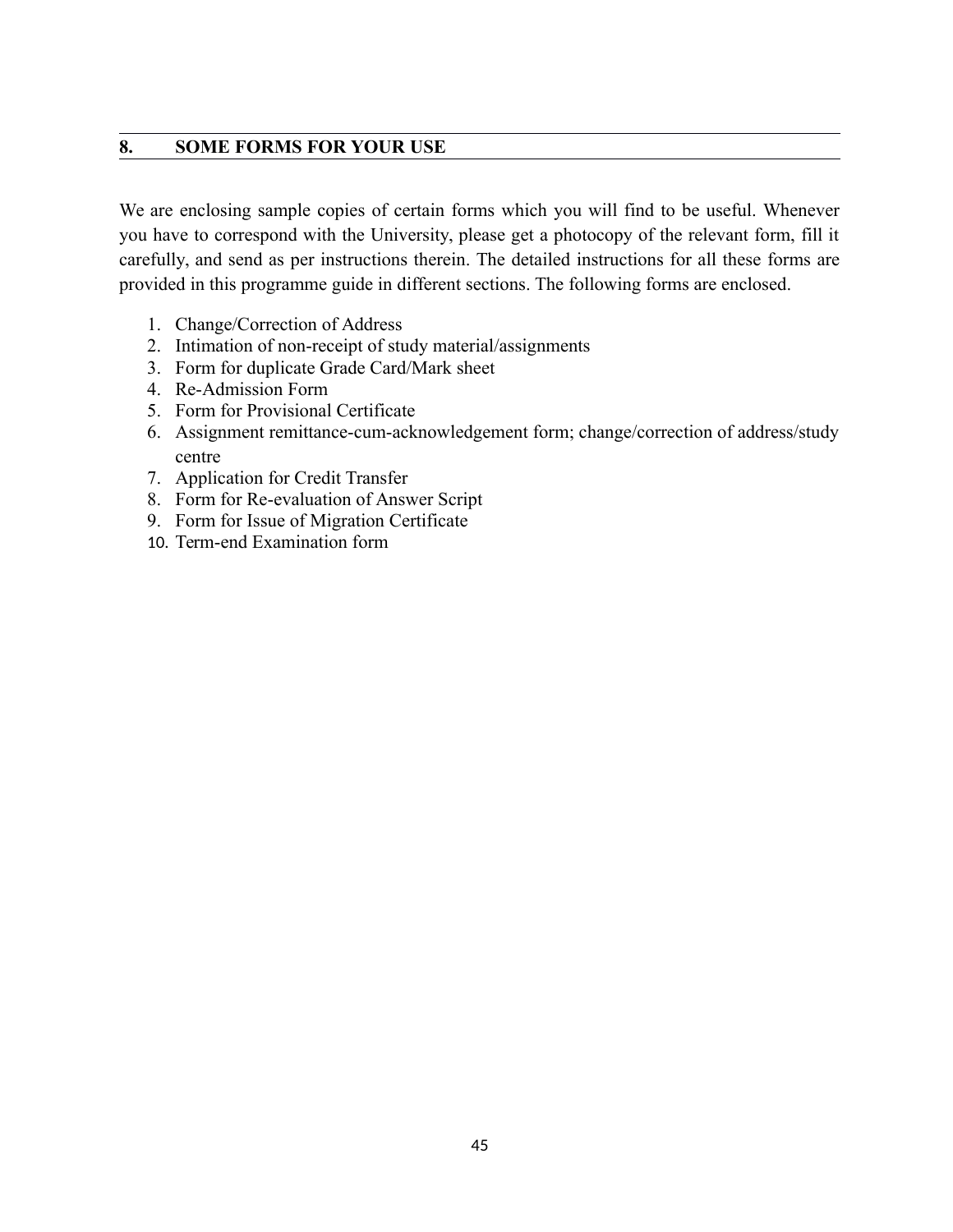## 8. SOME FORMS FOR YOUR USE

We are enclosing sample copies of certain forms which you will find to be useful. Whenever you have to correspond with the University, please get a photocopy of the relevant form, fill it carefully, and send as per instructions therein. The detailed instructions for all these forms are provided in this programme guide in different sections. The following forms are enclosed.

1. Change/Correction of Address
2. Intimation of non-receipt of study material/assignments
3. Form for duplicate Grade Card/Mark sheet
4. Re-Admission Form
5. Form for Provisional Certificate
6. Assignment remittance-cum-acknowledgement form; change/correction of address/study centre
7. Application for Credit Transfer
8. Form for Re-evaluation of Answer Script
9. Form for Issue of Migration Certificate
10. Term-end Examination form